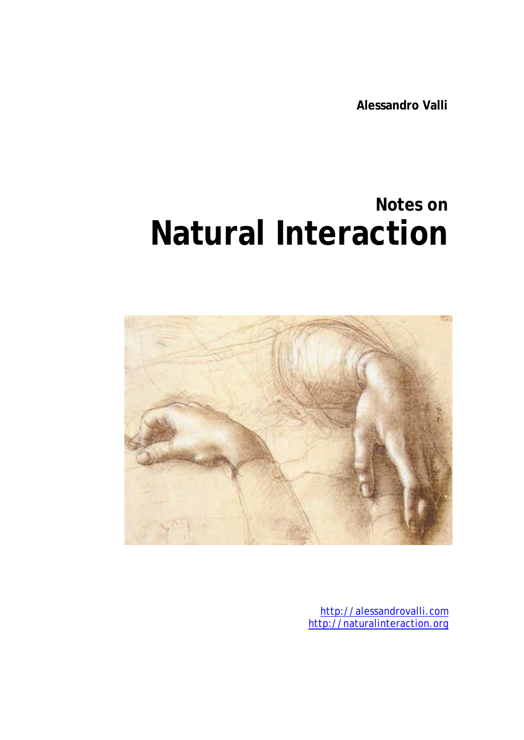**Alessandro Valli**

## Notes on

# Natural Interaction

http://alessandrovalli.com
http://naturalinteraction.org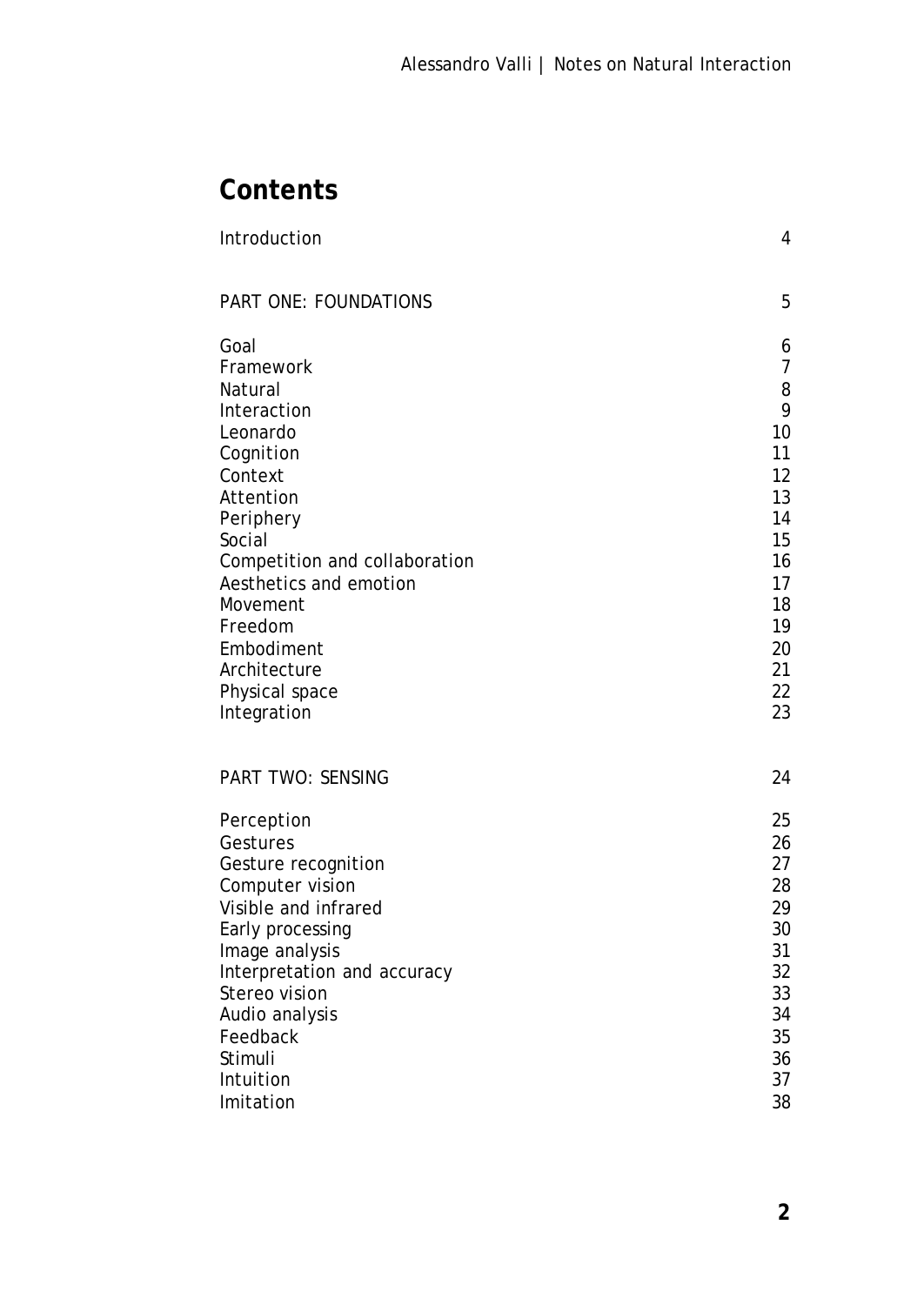# Contents

| | |
|---|---|
| Introduction | 4 |
| | |
| PART ONE: FOUNDATIONS | 5 |
| | |
| Goal | 6 |
| Framework | 7 |
| Natural | 8 |
| Interaction | 9 |
| Leonardo | 10 |
| Cognition | 11 |
| Context | 12 |
| Attention | 13 |
| Periphery | 14 |
| Social | 15 |
| Competition and collaboration | 16 |
| Aesthetics and emotion | 17 |
| Movement | 18 |
| Freedom | 19 |
| Embodiment | 20 |
| Architecture | 21 |
| Physical space | 22 |
| Integration | 23 |
| | |
| PART TWO: SENSING | 24 |
| | |
| Perception | 25 |
| Gestures | 26 |
| Gesture recognition | 27 |
| Computer vision | 28 |
| Visible and infrared | 29 |
| Early processing | 30 |
| Image analysis | 31 |
| Interpretation and accuracy | 32 |
| Stereo vision | 33 |
| Audio analysis | 34 |
| Feedback | 35 |
| Stimuli | 36 |
| Intuition | 37 |
| Imitation | 38 |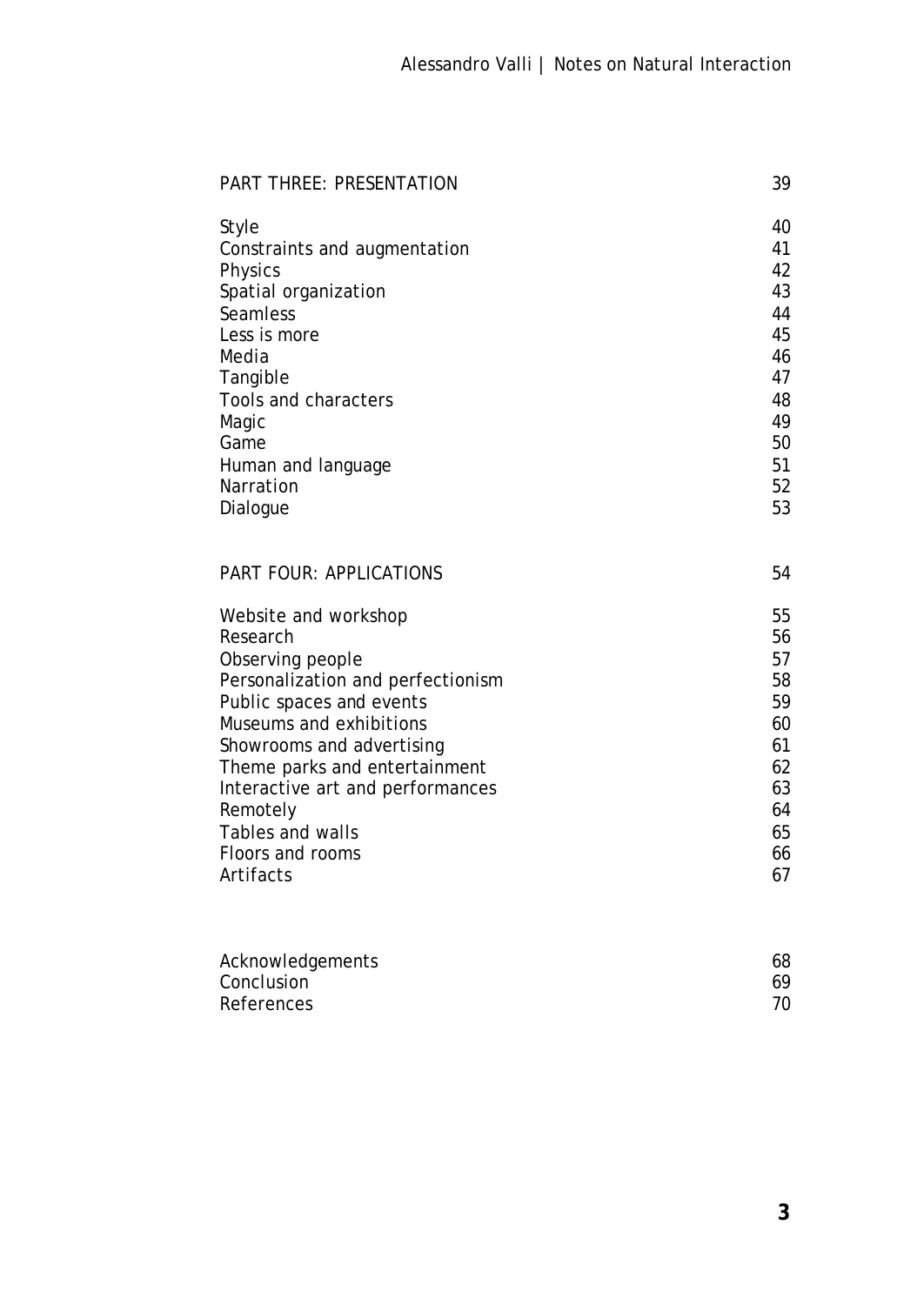| PART THREE: PRESENTATION | 39 |
| --- | --- |
| Style | 40 |
| Constraints and augmentation | 41 |
| Physics | 42 |
| Spatial organization | 43 |
| Seamless | 44 |
| Less is more | 45 |
| Media | 46 |
| Tangible | 47 |
| Tools and characters | 48 |
| Magic | 49 |
| Game | 50 |
| Human and language | 51 |
| Narration | 52 |
| Dialogue | 53 |

| PART FOUR: APPLICATIONS | 54 |
| --- | --- |
| Website and workshop | 55 |
| Research | 56 |
| Observing people | 57 |
| Personalization and perfectionism | 58 |
| Public spaces and events | 59 |
| Museums and exhibitions | 60 |
| Showrooms and advertising | 61 |
| Theme parks and entertainment | 62 |
| Interactive art and performances | 63 |
| Remotely | 64 |
| Tables and walls | 65 |
| Floors and rooms | 66 |
| Artifacts | 67 |

| Acknowledgements | 68 |
| --- | --- |
| Conclusion | 69 |
| References | 70 |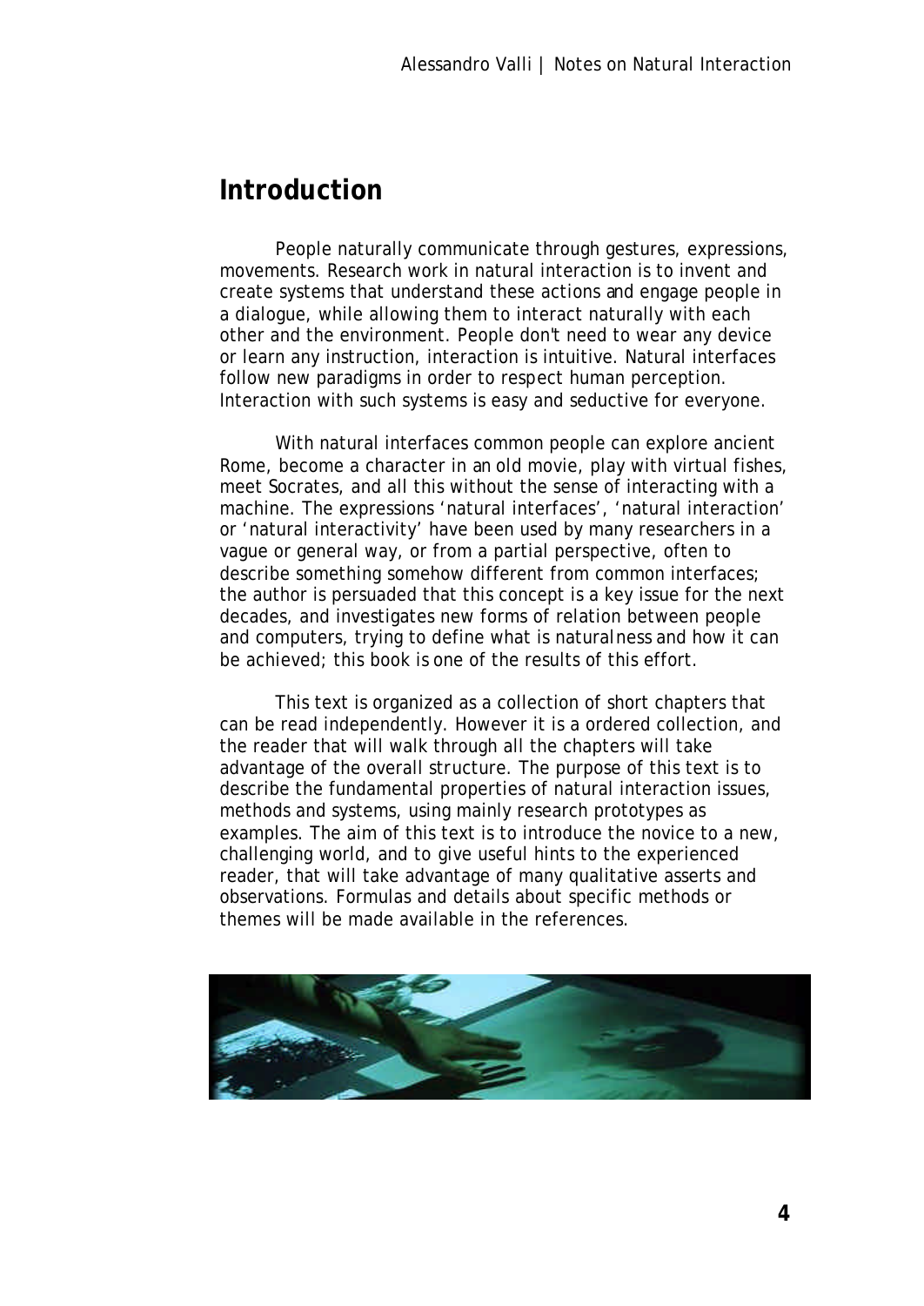## Introduction

People naturally communicate through gestures, expressions, movements. Research work in natural interaction is to invent and create systems that understand these actions and engage people in a dialogue, while allowing them to interact naturally with each other and the environment. People don't need to wear any device or learn any instruction, interaction is intuitive. Natural interfaces follow new paradigms in order to respect human perception. Interaction with such systems is easy and seductive for everyone.

With natural interfaces common people can explore ancient Rome, become a character in an old movie, play with virtual fishes, meet Socrates, and all this without the sense of interacting with a machine. The expressions 'natural interfaces', 'natural interaction' or 'natural interactivity' have been used by many researchers in a vague or general way, or from a partial perspective, often to describe something somehow different from common interfaces; the author is persuaded that this concept is a key issue for the next decades, and investigates new forms of relation between people and computers, trying to define what is naturalness and how it can be achieved; this book is one of the results of this effort.

This text is organized as a collection of short chapters that can be read independently. However it is a ordered collection, and the reader that will walk through all the chapters will take advantage of the overall structure. The purpose of this text is to describe the fundamental properties of natural interaction issues, methods and systems, using mainly research prototypes as examples. The aim of this text is to introduce the novice to a new, challenging world, and to give useful hints to the experienced reader, that will take advantage of many qualitative asserts and observations. Formulas and details about specific methods or themes will be made available in the references.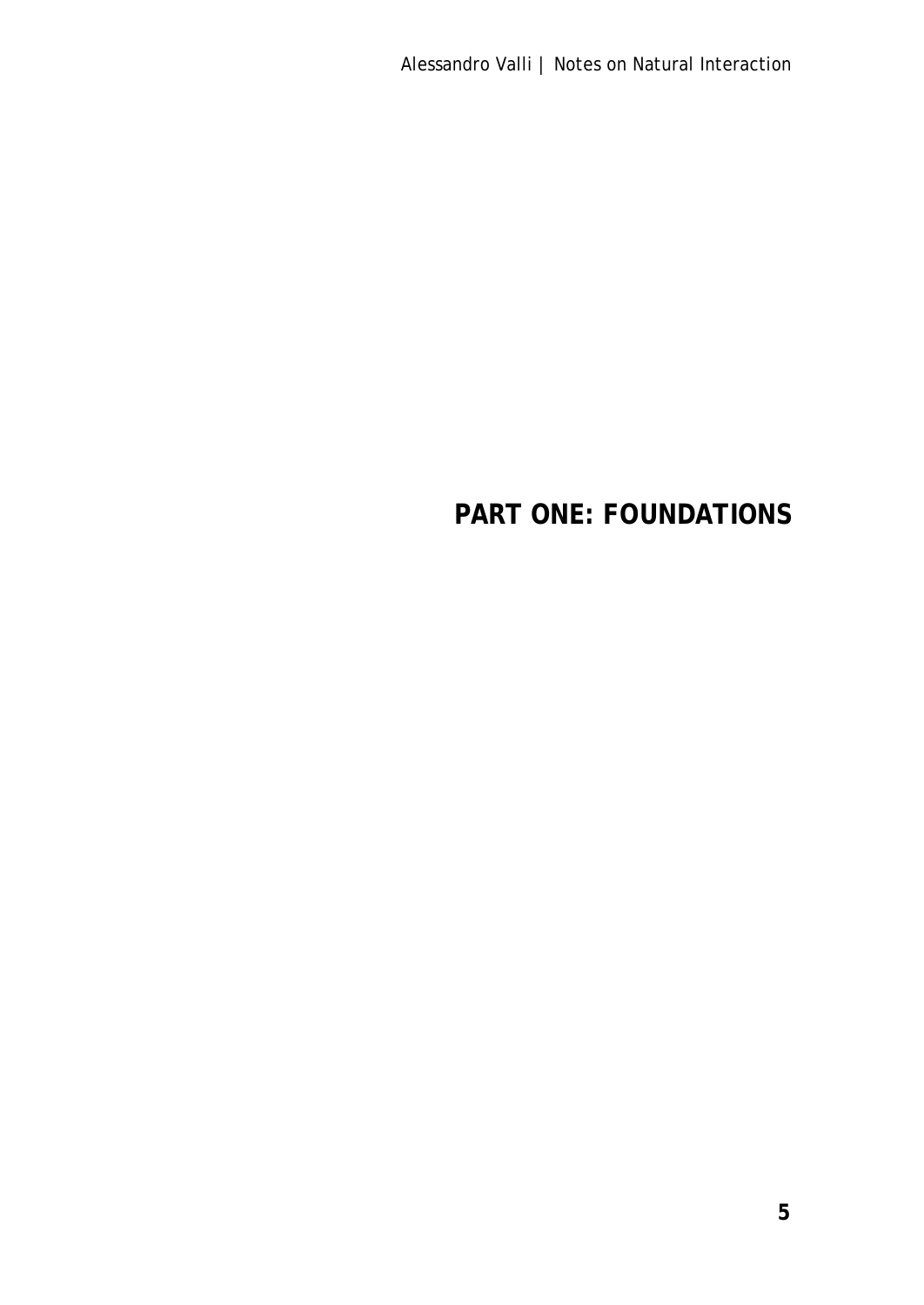# PART ONE: FOUNDATIONS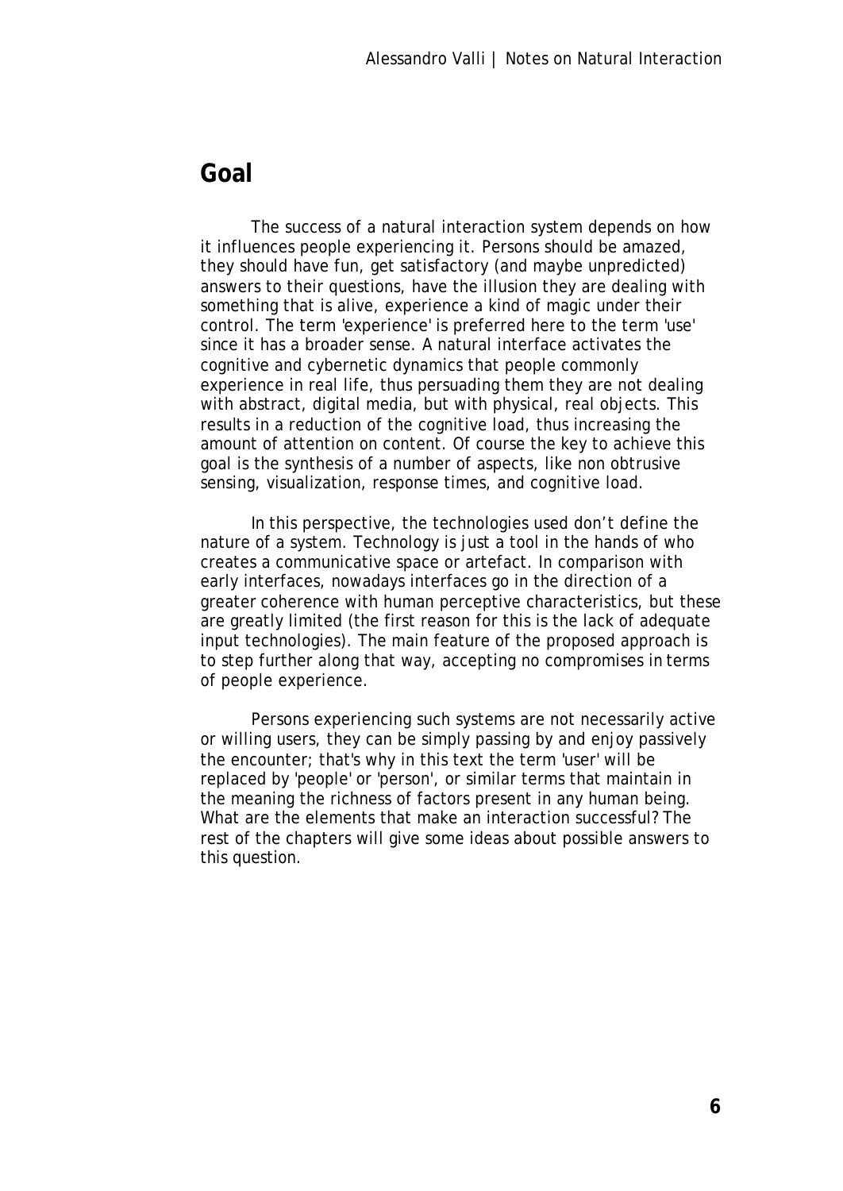## Goal

The success of a natural interaction system depends on how it influences people experiencing it. Persons should be amazed, they should have fun, get satisfactory (and maybe unpredicted) answers to their questions, have the illusion they are dealing with something that is alive, experience a kind of magic under their control. The term 'experience' is preferred here to the term 'use' since it has a broader sense. A natural interface activates the cognitive and cybernetic dynamics that people commonly experience in real life, thus persuading them they are not dealing with abstract, digital media, but with physical, real objects. This results in a reduction of the cognitive load, thus increasing the amount of attention on content. Of course the key to achieve this goal is the synthesis of a number of aspects, like non obtrusive sensing, visualization, response times, and cognitive load.

In this perspective, the technologies used don't define the nature of a system. Technology is just a tool in the hands of who creates a communicative space or artefact. In comparison with early interfaces, nowadays interfaces go in the direction of a greater coherence with human perceptive characteristics, but these are greatly limited (the first reason for this is the lack of adequate input technologies). The main feature of the proposed approach is to step further along that way, accepting no compromises in terms of people experience.

Persons experiencing such systems are not necessarily active or willing users, they can be simply passing by and enjoy passively the encounter; that's why in this text the term 'user' will be replaced by 'people' or 'person', or similar terms that maintain in the meaning the richness of factors present in any human being. What are the elements that make an interaction successful? The rest of the chapters will give some ideas about possible answers to this question.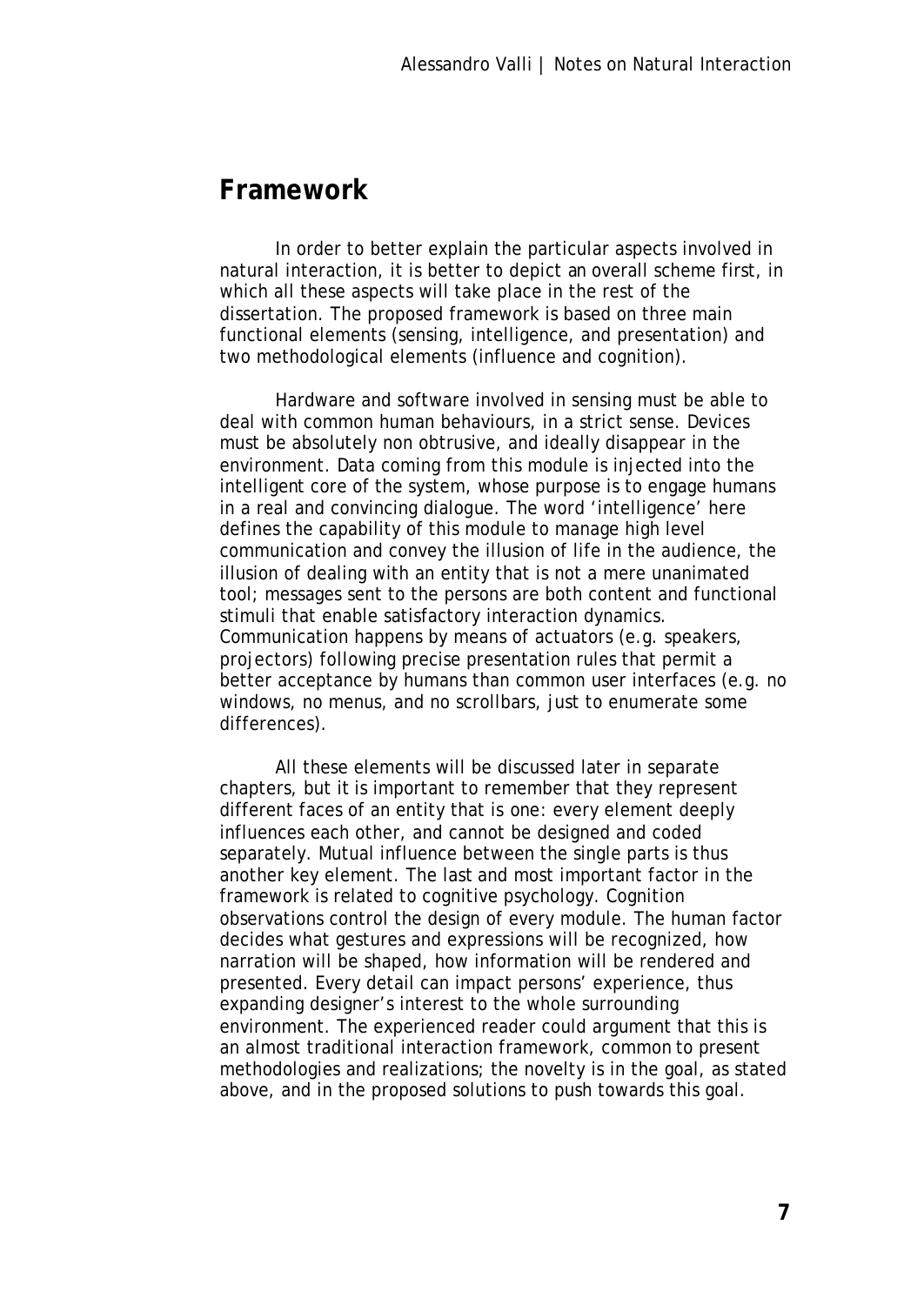# Framework

In order to better explain the particular aspects involved in natural interaction, it is better to depict an overall scheme first, in which all these aspects will take place in the rest of the dissertation. The proposed framework is based on three main functional elements (sensing, intelligence, and presentation) and two methodological elements (influence and cognition).

Hardware and software involved in sensing must be able to deal with common human behaviours, in a strict sense. Devices must be absolutely non obtrusive, and ideally disappear in the environment. Data coming from this module is injected into the intelligent core of the system, whose purpose is to engage humans in a real and convincing dialogue. The word 'intelligence' here defines the capability of this module to manage high level communication and convey the illusion of life in the audience, the illusion of dealing with an entity that is not a mere unanimated tool; messages sent to the persons are both content and functional stimuli that enable satisfactory interaction dynamics. Communication happens by means of actuators (e.g. speakers, projectors) following precise presentation rules that permit a better acceptance by humans than common user interfaces (e.g. no windows, no menus, and no scrollbars, just to enumerate some differences).

All these elements will be discussed later in separate chapters, but it is important to remember that they represent different faces of an entity that is one: every element deeply influences each other, and cannot be designed and coded separately. Mutual influence between the single parts is thus another key element. The last and most important factor in the framework is related to cognitive psychology. Cognition observations control the design of every module. The human factor decides what gestures and expressions will be recognized, how narration will be shaped, how information will be rendered and presented. Every detail can impact persons' experience, thus expanding designer's interest to the whole surrounding environment. The experienced reader could argument that this is an almost traditional interaction framework, common to present methodologies and realizations; the novelty is in the goal, as stated above, and in the proposed solutions to push towards this goal.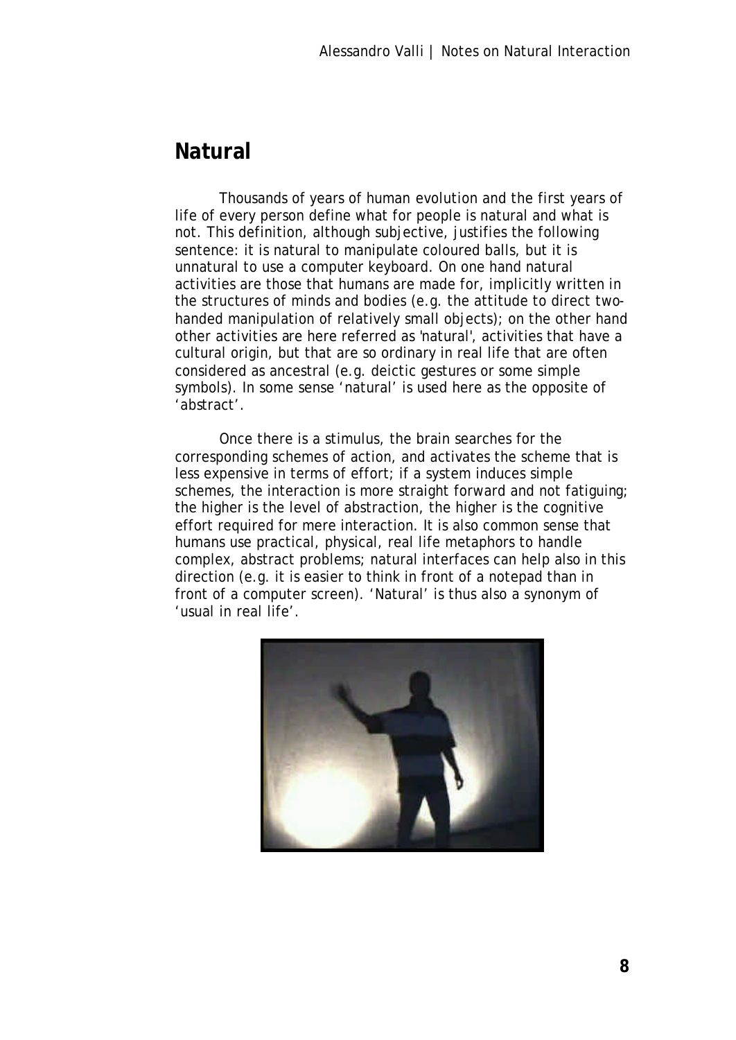## Natural

Thousands of years of human evolution and the first years of life of every person define what for people is natural and what is not. This definition, although subjective, justifies the following sentence: it is natural to manipulate coloured balls, but it is unnatural to use a computer keyboard. On one hand natural activities are those that humans are made for, implicitly written in the structures of minds and bodies (e.g. the attitude to direct two-handed manipulation of relatively small objects); on the other hand other activities are here referred as 'natural', activities that have a cultural origin, but that are so ordinary in real life that are often considered as ancestral (e.g. deictic gestures or some simple symbols). In some sense 'natural' is used here as the opposite of 'abstract'.

Once there is a stimulus, the brain searches for the corresponding schemes of action, and activates the scheme that is less expensive in terms of effort; if a system induces simple schemes, the interaction is more straight forward and not fatiguing; the higher is the level of abstraction, the higher is the cognitive effort required for mere interaction. It is also common sense that humans use practical, physical, real life metaphors to handle complex, abstract problems; natural interfaces can help also in this direction (e.g. it is easier to think in front of a notepad than in front of a computer screen). 'Natural' is thus also a synonym of 'usual in real life'.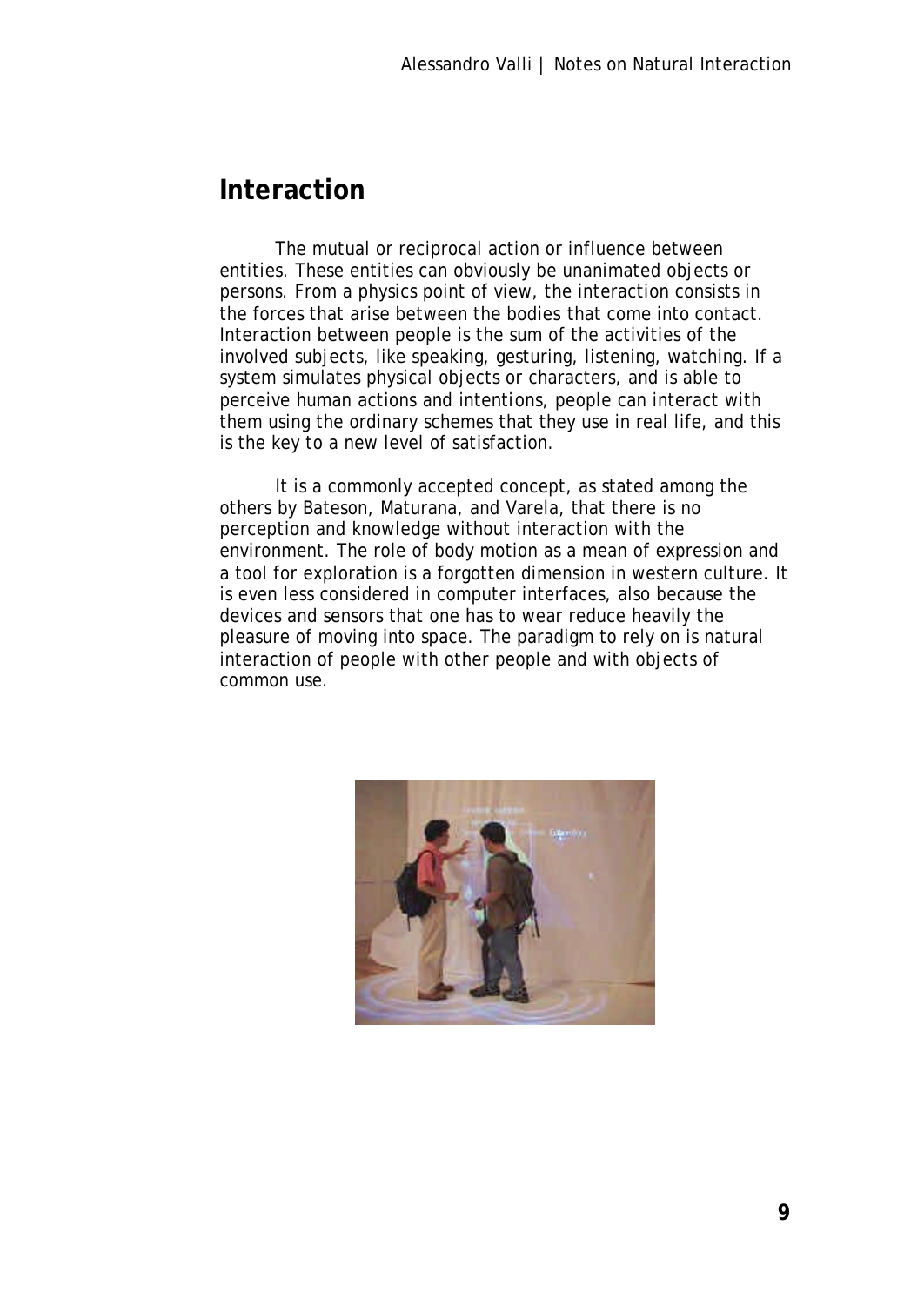# Interaction

The mutual or reciprocal action or influence between entities. These entities can obviously be unanimated objects or persons. From a physics point of view, the interaction consists in the forces that arise between the bodies that come into contact. Interaction between people is the sum of the activities of the involved subjects, like speaking, gesturing, listening, watching. If a system simulates physical objects or characters, and is able to perceive human actions and intentions, people can interact with them using the ordinary schemes that they use in real life, and this is the key to a new level of satisfaction.

It is a commonly accepted concept, as stated among the others by Bateson, Maturana, and Varela, that there is no perception and knowledge without interaction with the environment. The role of body motion as a mean of expression and a tool for exploration is a forgotten dimension in western culture. It is even less considered in computer interfaces, also because the devices and sensors that one has to wear reduce heavily the pleasure of moving into space. The paradigm to rely on is natural interaction of people with other people and with objects of common use.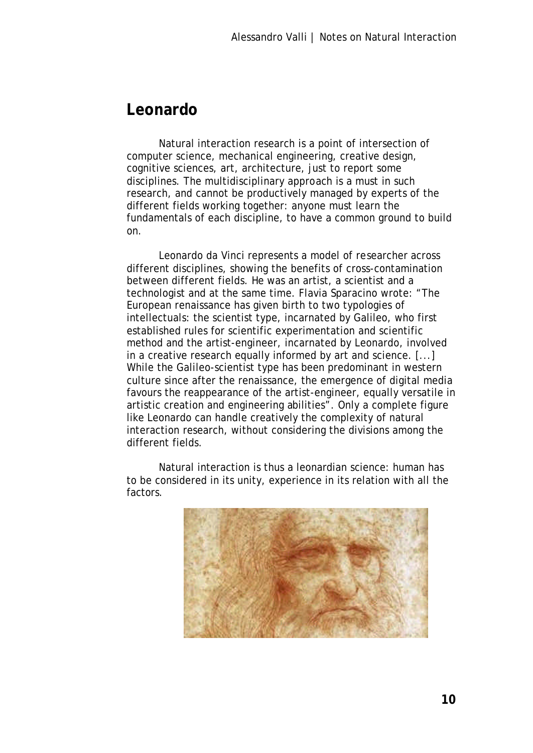## Leonardo

Natural interaction research is a point of intersection of computer science, mechanical engineering, creative design, cognitive sciences, art, architecture, just to report some disciplines. The multidisciplinary approach is a must in such research, and cannot be productively managed by experts of the different fields working together: anyone must learn the fundamentals of each discipline, to have a common ground to build on.

Leonardo da Vinci represents a model of researcher across different disciplines, showing the benefits of cross-contamination between different fields. He was an artist, a scientist and a technologist and at the same time. Flavia Sparacino wrote: "The European renaissance has given birth to two typologies of intellectuals: the scientist type, incarnated by Galileo, who first established rules for scientific experimentation and scientific method and the artist-engineer, incarnated by Leonardo, involved in a creative research equally informed by art and science. [...] While the Galileo-scientist type has been predominant in western culture since after the renaissance, the emergence of digital media favours the reappearance of the artist-engineer, equally versatile in artistic creation and engineering abilities". Only a complete figure like Leonardo can handle creatively the complexity of natural interaction research, without considering the divisions among the different fields.

Natural interaction is thus a leonardian science: human has to be considered in its unity, experience in its relation with all the factors.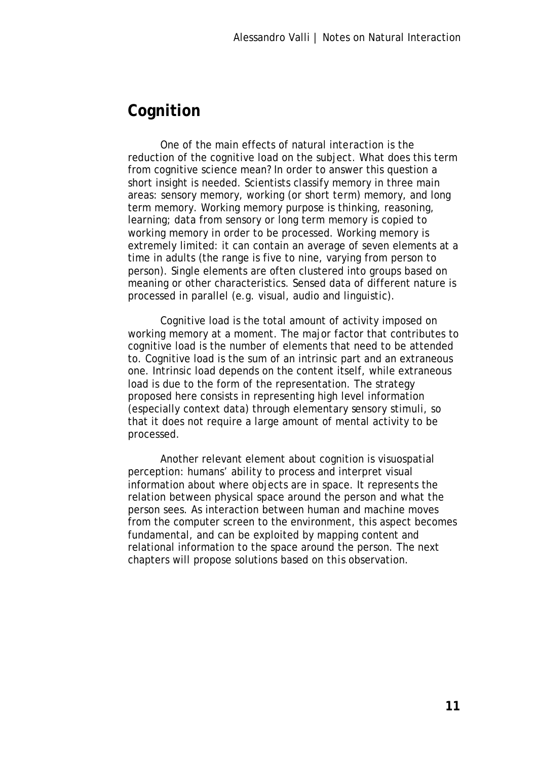## Cognition

One of the main effects of natural interaction is the reduction of the cognitive load on the subject. What does this term from cognitive science mean? In order to answer this question a short insight is needed. Scientists classify memory in three main areas: sensory memory, working (or short term) memory, and long term memory. Working memory purpose is thinking, reasoning, learning; data from sensory or long term memory is copied to working memory in order to be processed. Working memory is extremely limited: it can contain an average of seven elements at a time in adults (the range is five to nine, varying from person to person). Single elements are often clustered into groups based on meaning or other characteristics. Sensed data of different nature is processed in parallel (e.g. visual, audio and linguistic).

Cognitive load is the total amount of activity imposed on working memory at a moment. The major factor that contributes to cognitive load is the number of elements that need to be attended to. Cognitive load is the sum of an intrinsic part and an extraneous one. Intrinsic load depends on the content itself, while extraneous load is due to the form of the representation. The strategy proposed here consists in representing high level information (especially context data) through elementary sensory stimuli, so that it does not require a large amount of mental activity to be processed.

Another relevant element about cognition is visuospatial perception: humans' ability to process and interpret visual information about where objects are in space. It represents the relation between physical space around the person and what the person sees. As interaction between human and machine moves from the computer screen to the environment, this aspect becomes fundamental, and can be exploited by mapping content and relational information to the space around the person. The next chapters will propose solutions based on this observation.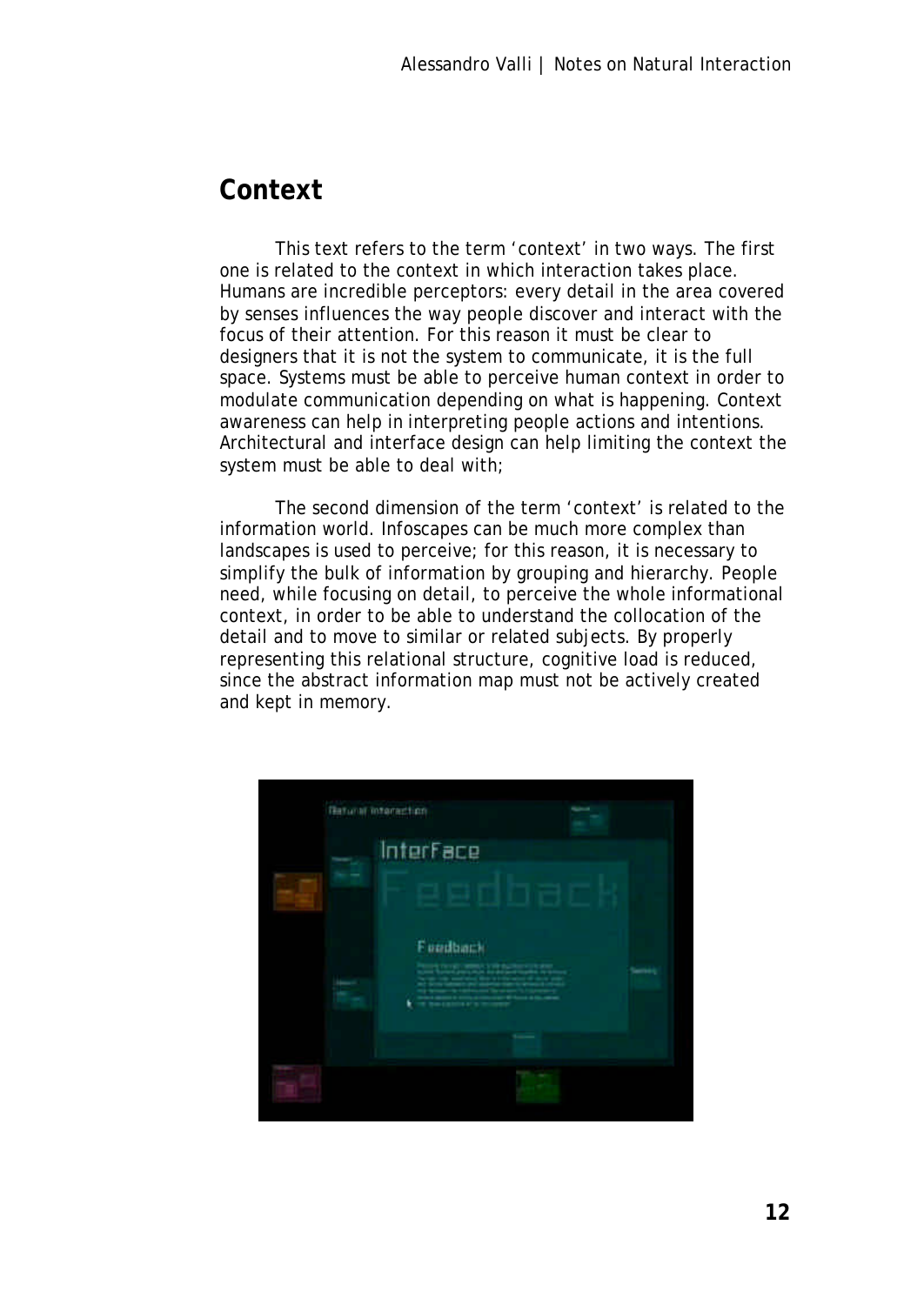## Context

This text refers to the term 'context' in two ways. The first one is related to the context in which interaction takes place. Humans are incredible perceptors: every detail in the area covered by senses influences the way people discover and interact with the focus of their attention. For this reason it must be clear to designers that it is not the system to communicate, it is the full space. Systems must be able to perceive human context in order to modulate communication depending on what is happening. Context awareness can help in interpreting people actions and intentions. Architectural and interface design can help limiting the context the system must be able to deal with;

The second dimension of the term 'context' is related to the information world. Infoscapes can be much more complex than landscapes is used to perceive; for this reason, it is necessary to simplify the bulk of information by grouping and hierarchy. People need, while focusing on detail, to perceive the whole informational context, in order to be able to understand the collocation of the detail and to move to similar or related subjects. By properly representing this relational structure, cognitive load is reduced, since the abstract information map must not be actively created and kept in memory.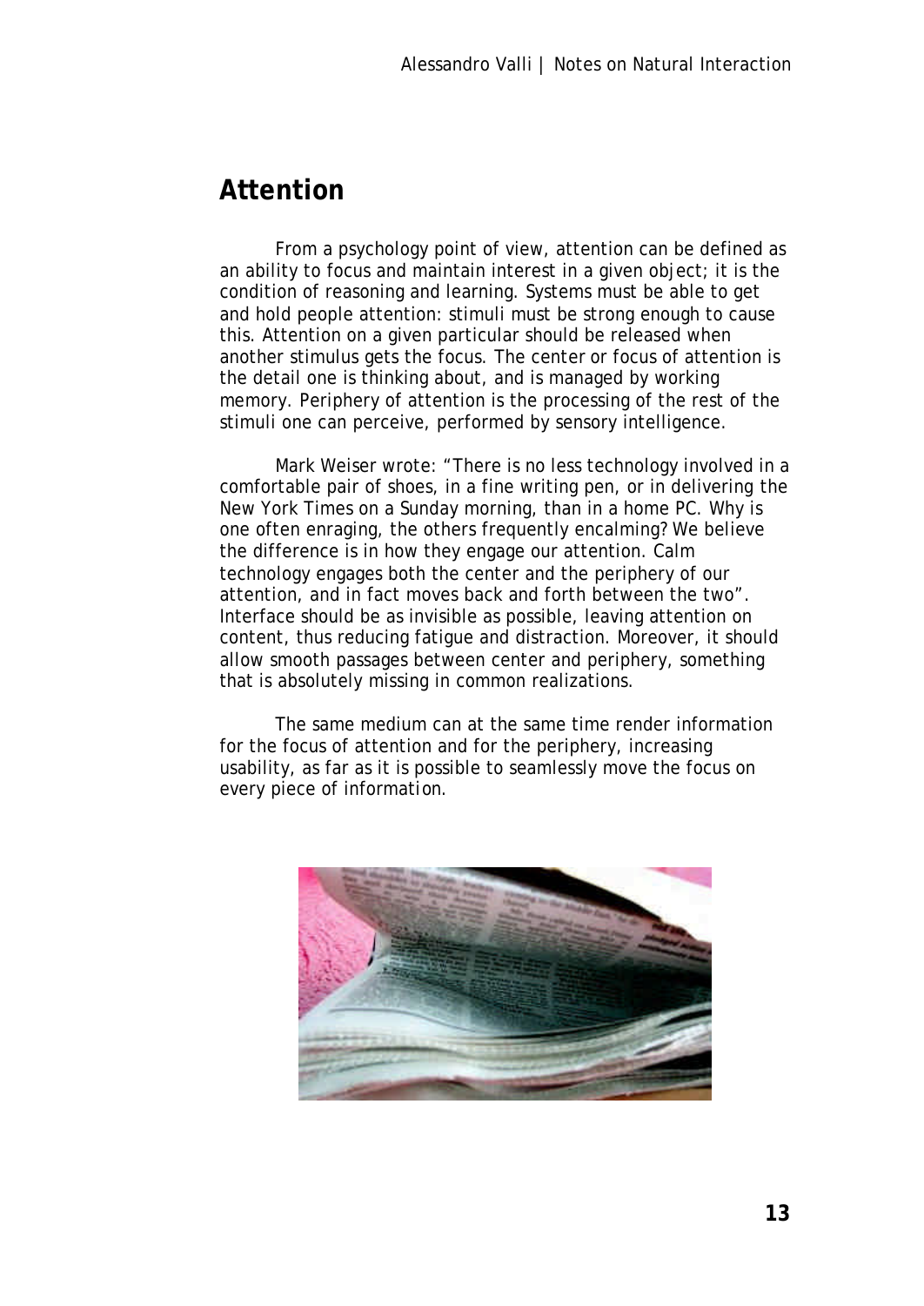## Attention

From a psychology point of view, attention can be defined as an ability to focus and maintain interest in a given object; it is the condition of reasoning and learning. Systems must be able to get and hold people attention: stimuli must be strong enough to cause this. Attention on a given particular should be released when another stimulus gets the focus. The center or focus of attention is the detail one is thinking about, and is managed by working memory. Periphery of attention is the processing of the rest of the stimuli one can perceive, performed by sensory intelligence.

Mark Weiser wrote: "There is no less technology involved in a comfortable pair of shoes, in a fine writing pen, or in delivering the New York Times on a Sunday morning, than in a home PC. Why is one often enraging, the others frequently encalming? We believe the difference is in how they engage our attention. Calm technology engages both the center and the periphery of our attention, and in fact moves back and forth between the two". Interface should be as invisible as possible, leaving attention on content, thus reducing fatigue and distraction. Moreover, it should allow smooth passages between center and periphery, something that is absolutely missing in common realizations.

The same medium can at the same time render information for the focus of attention and for the periphery, increasing usability, as far as it is possible to seamlessly move the focus on every piece of information.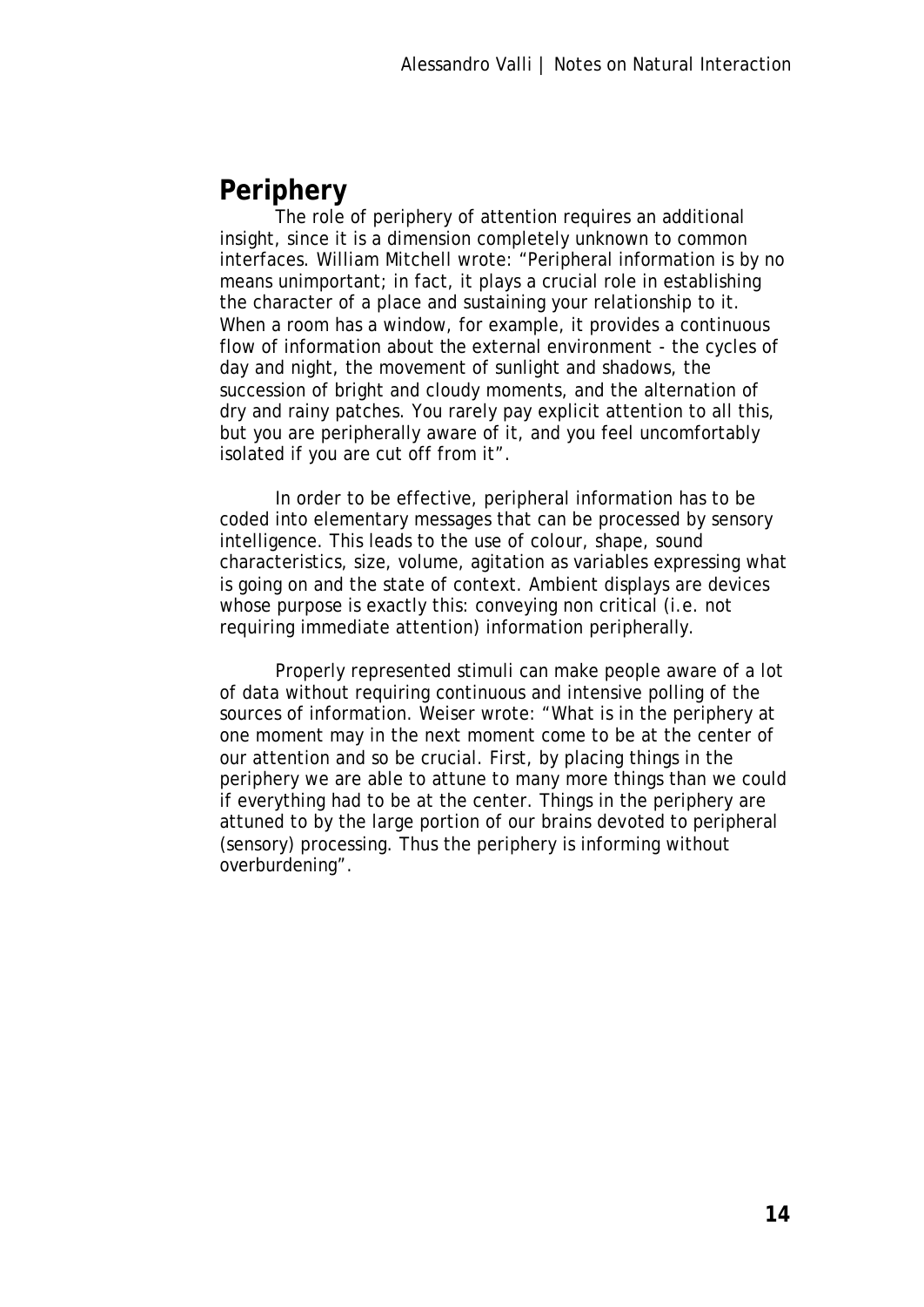## Periphery

The role of periphery of attention requires an additional insight, since it is a dimension completely unknown to common interfaces. William Mitchell wrote: "Peripheral information is by no means unimportant; in fact, it plays a crucial role in establishing the character of a place and sustaining your relationship to it. When a room has a window, for example, it provides a continuous flow of information about the external environment - the cycles of day and night, the movement of sunlight and shadows, the succession of bright and cloudy moments, and the alternation of dry and rainy patches. You rarely pay explicit attention to all this, but you are peripherally aware of it, and you feel uncomfortably isolated if you are cut off from it".

In order to be effective, peripheral information has to be coded into elementary messages that can be processed by sensory intelligence. This leads to the use of colour, shape, sound characteristics, size, volume, agitation as variables expressing what is going on and the state of context. Ambient displays are devices whose purpose is exactly this: conveying non critical (i.e. not requiring immediate attention) information peripherally.

Properly represented stimuli can make people aware of a lot of data without requiring continuous and intensive polling of the sources of information. Weiser wrote: "What is in the periphery at one moment may in the next moment come to be at the center of our attention and so be crucial. First, by placing things in the periphery we are able to attune to many more things than we could if everything had to be at the center. Things in the periphery are attuned to by the large portion of our brains devoted to peripheral (sensory) processing. Thus the periphery is informing without overburdening".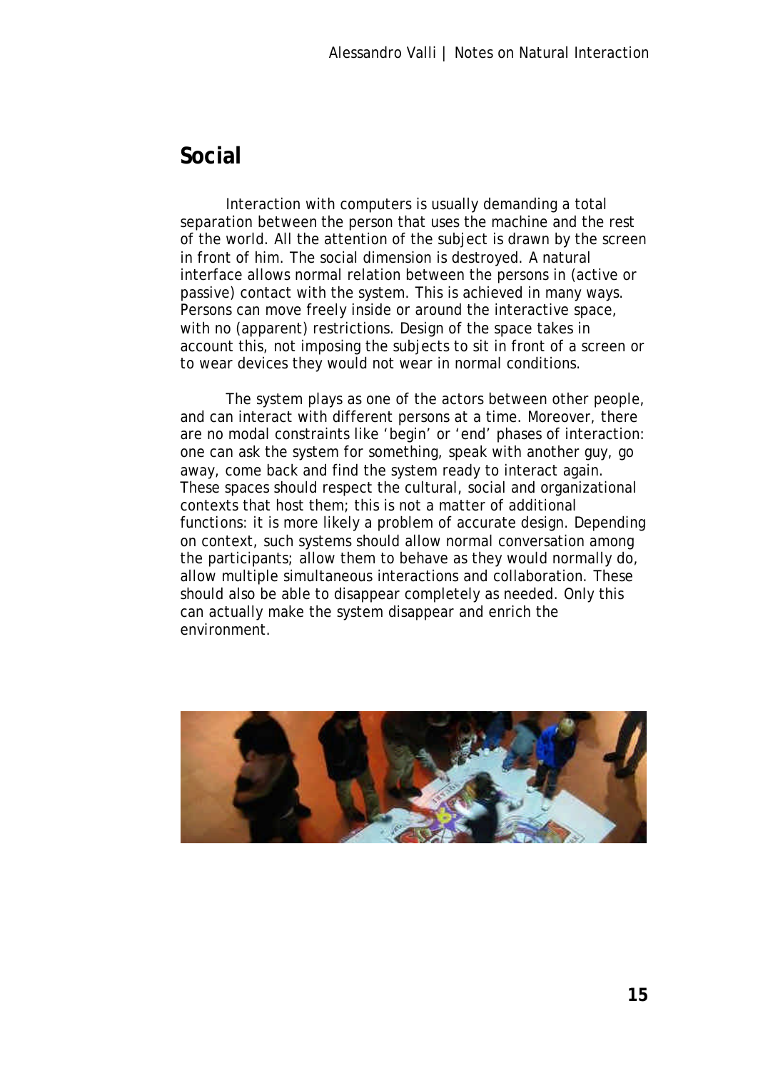## Social

Interaction with computers is usually demanding a total separation between the person that uses the machine and the rest of the world. All the attention of the subject is drawn by the screen in front of him. The social dimension is destroyed. A natural interface allows normal relation between the persons in (active or passive) contact with the system. This is achieved in many ways. Persons can move freely inside or around the interactive space, with no (apparent) restrictions. Design of the space takes in account this, not imposing the subjects to sit in front of a screen or to wear devices they would not wear in normal conditions.

The system plays as one of the actors between other people, and can interact with different persons at a time. Moreover, there are no modal constraints like 'begin' or 'end' phases of interaction: one can ask the system for something, speak with another guy, go away, come back and find the system ready to interact again. These spaces should respect the cultural, social and organizational contexts that host them; this is not a matter of additional functions: it is more likely a problem of accurate design. Depending on context, such systems should allow normal conversation among the participants; allow them to behave as they would normally do, allow multiple simultaneous interactions and collaboration. These should also be able to disappear completely as needed. Only this can actually make the system disappear and enrich the environment.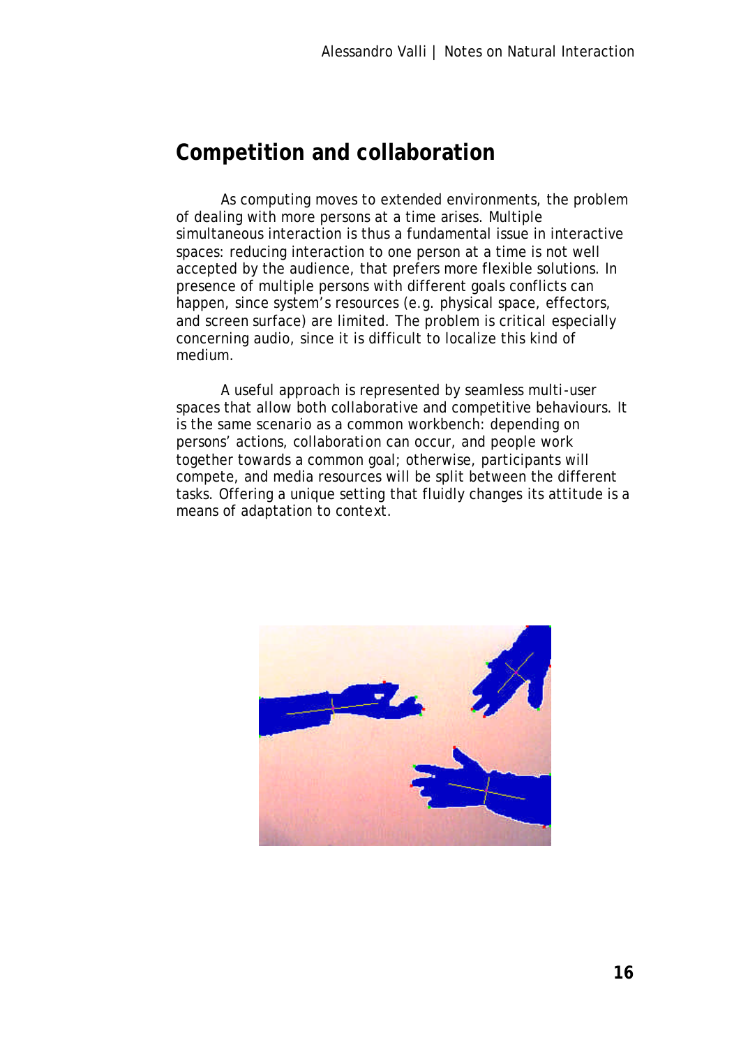## Competition and collaboration

As computing moves to extended environments, the problem of dealing with more persons at a time arises. Multiple simultaneous interaction is thus a fundamental issue in interactive spaces: reducing interaction to one person at a time is not well accepted by the audience, that prefers more flexible solutions. In presence of multiple persons with different goals conflicts can happen, since system's resources (e.g. physical space, effectors, and screen surface) are limited. The problem is critical especially concerning audio, since it is difficult to localize this kind of medium.

A useful approach is represented by seamless multi-user spaces that allow both collaborative and competitive behaviours. It is the same scenario as a common workbench: depending on persons' actions, collaboration can occur, and people work together towards a common goal; otherwise, participants will compete, and media resources will be split between the different tasks. Offering a unique setting that fluidly changes its attitude is a means of adaptation to context.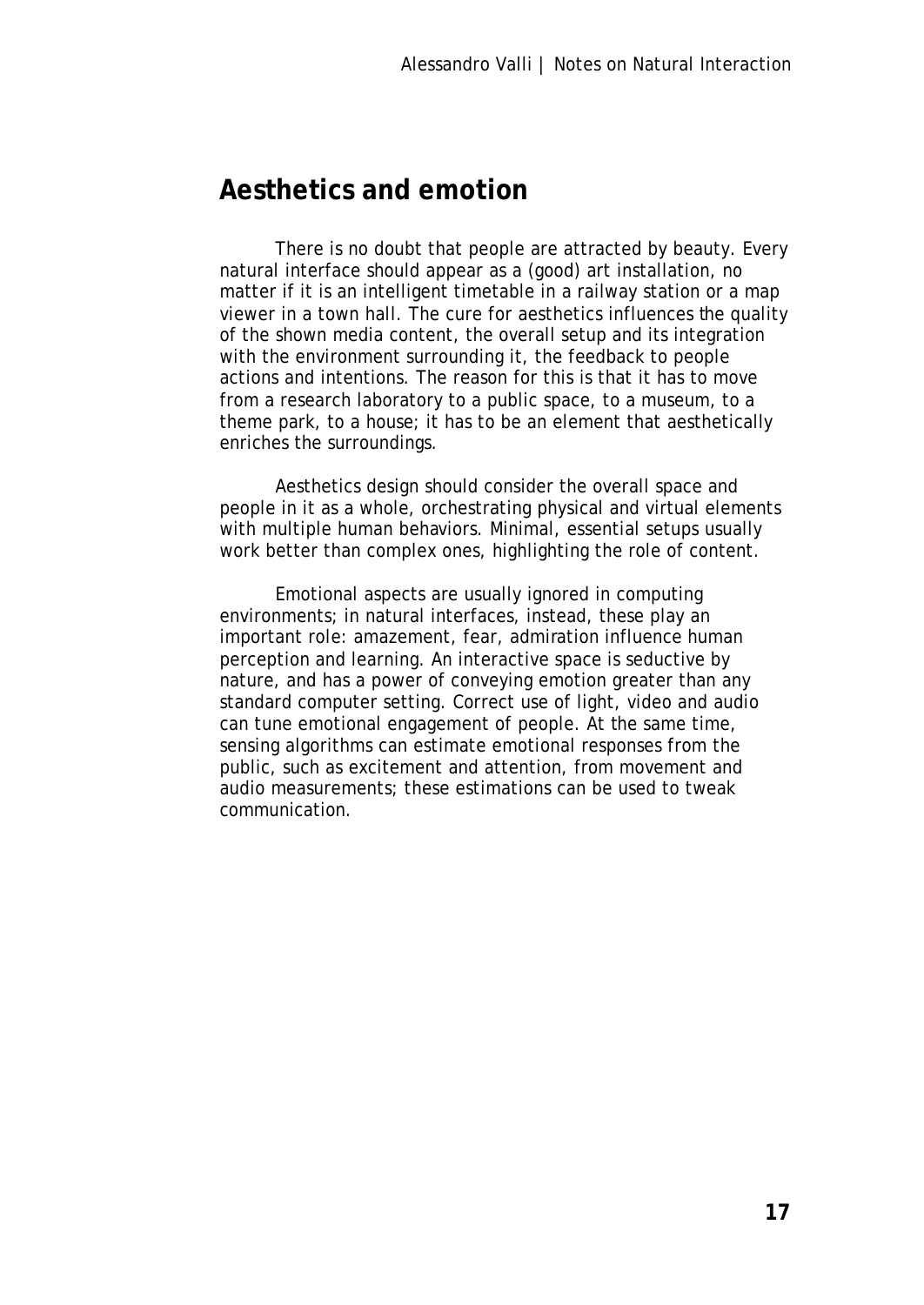## Aesthetics and emotion

There is no doubt that people are attracted by beauty. Every natural interface should appear as a (good) art installation, no matter if it is an intelligent timetable in a railway station or a map viewer in a town hall. The cure for aesthetics influences the quality of the shown media content, the overall setup and its integration with the environment surrounding it, the feedback to people actions and intentions. The reason for this is that it has to move from a research laboratory to a public space, to a museum, to a theme park, to a house; it has to be an element that aesthetically enriches the surroundings.

Aesthetics design should consider the overall space and people in it as a whole, orchestrating physical and virtual elements with multiple human behaviors. Minimal, essential setups usually work better than complex ones, highlighting the role of content.

Emotional aspects are usually ignored in computing environments; in natural interfaces, instead, these play an important role: amazement, fear, admiration influence human perception and learning. An interactive space is seductive by nature, and has a power of conveying emotion greater than any standard computer setting. Correct use of light, video and audio can tune emotional engagement of people. At the same time, sensing algorithms can estimate emotional responses from the public, such as excitement and attention, from movement and audio measurements; these estimations can be used to tweak communication.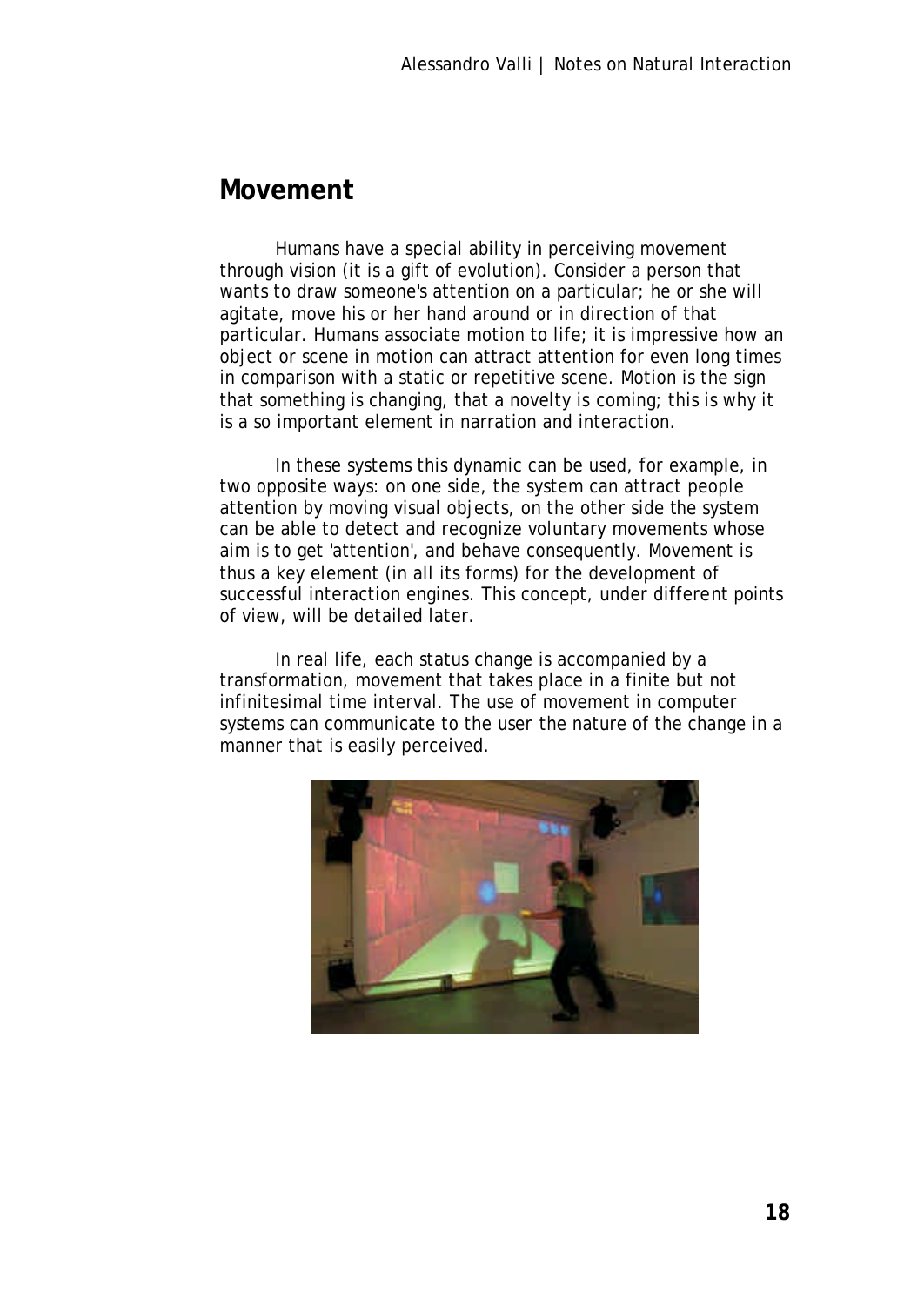## Movement

Humans have a special ability in perceiving movement through vision (it is a gift of evolution). Consider a person that wants to draw someone's attention on a particular; he or she will agitate, move his or her hand around or in direction of that particular. Humans associate motion to life; it is impressive how an object or scene in motion can attract attention for even long times in comparison with a static or repetitive scene. Motion is the sign that something is changing, that a novelty is coming; this is why it is a so important element in narration and interaction.

In these systems this dynamic can be used, for example, in two opposite ways: on one side, the system can attract people attention by moving visual objects, on the other side the system can be able to detect and recognize voluntary movements whose aim is to get 'attention', and behave consequently. Movement is thus a key element (in all its forms) for the development of successful interaction engines. This concept, under different points of view, will be detailed later.

In real life, each status change is accompanied by a transformation, movement that takes place in a finite but not infinitesimal time interval. The use of movement in computer systems can communicate to the user the nature of the change in a manner that is easily perceived.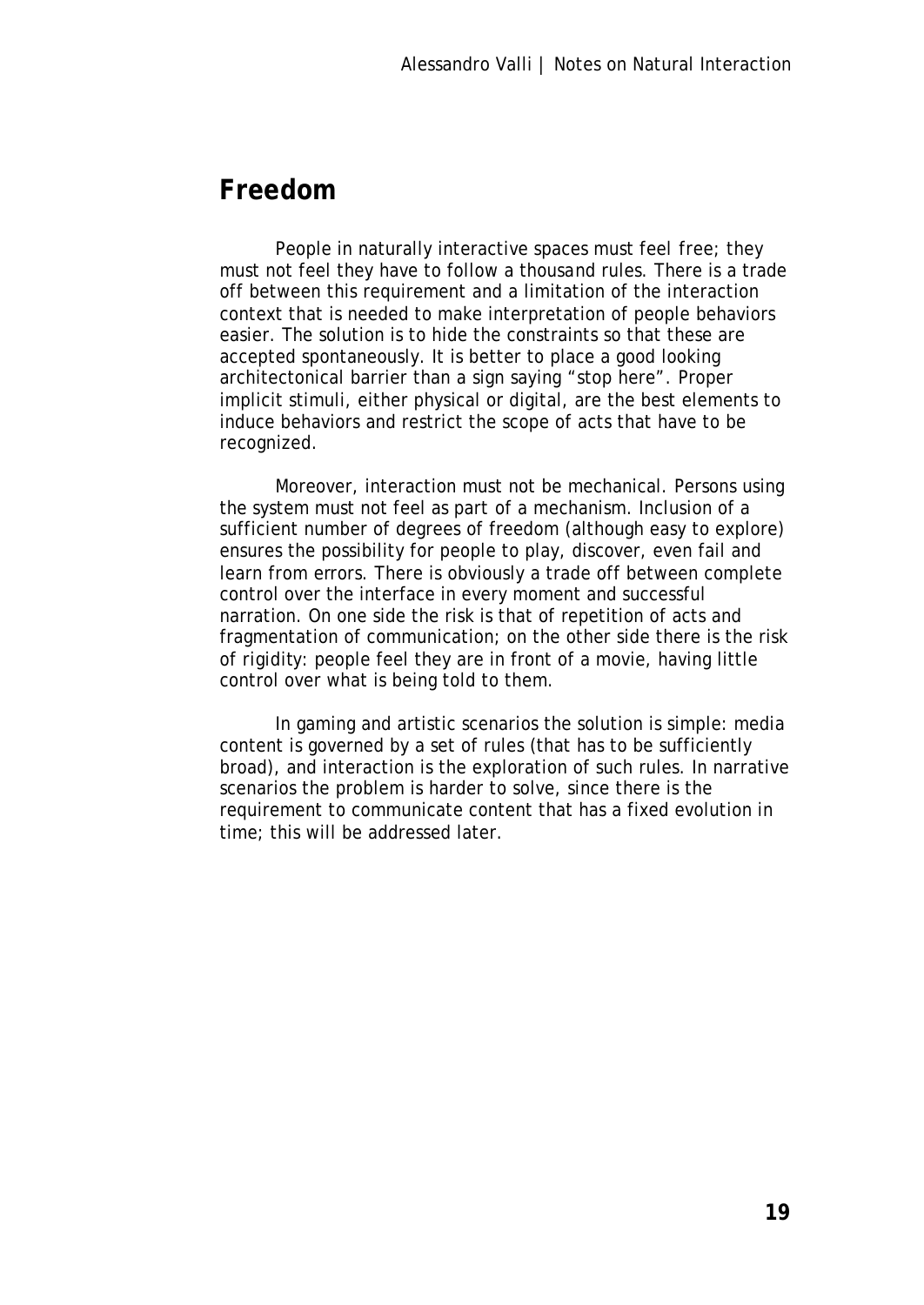## Freedom

People in naturally interactive spaces must feel free; they must not feel they have to follow a thousand rules. There is a trade off between this requirement and a limitation of the interaction context that is needed to make interpretation of people behaviors easier. The solution is to hide the constraints so that these are accepted spontaneously. It is better to place a good looking architectonical barrier than a sign saying "stop here". Proper implicit stimuli, either physical or digital, are the best elements to induce behaviors and restrict the scope of acts that have to be recognized.

Moreover, interaction must not be mechanical. Persons using the system must not feel as part of a mechanism. Inclusion of a sufficient number of degrees of freedom (although easy to explore) ensures the possibility for people to play, discover, even fail and learn from errors. There is obviously a trade off between complete control over the interface in every moment and successful narration. On one side the risk is that of repetition of acts and fragmentation of communication; on the other side there is the risk of rigidity: people feel they are in front of a movie, having little control over what is being told to them.

In gaming and artistic scenarios the solution is simple: media content is governed by a set of rules (that has to be sufficiently broad), and interaction is the exploration of such rules. In narrative scenarios the problem is harder to solve, since there is the requirement to communicate content that has a fixed evolution in time; this will be addressed later.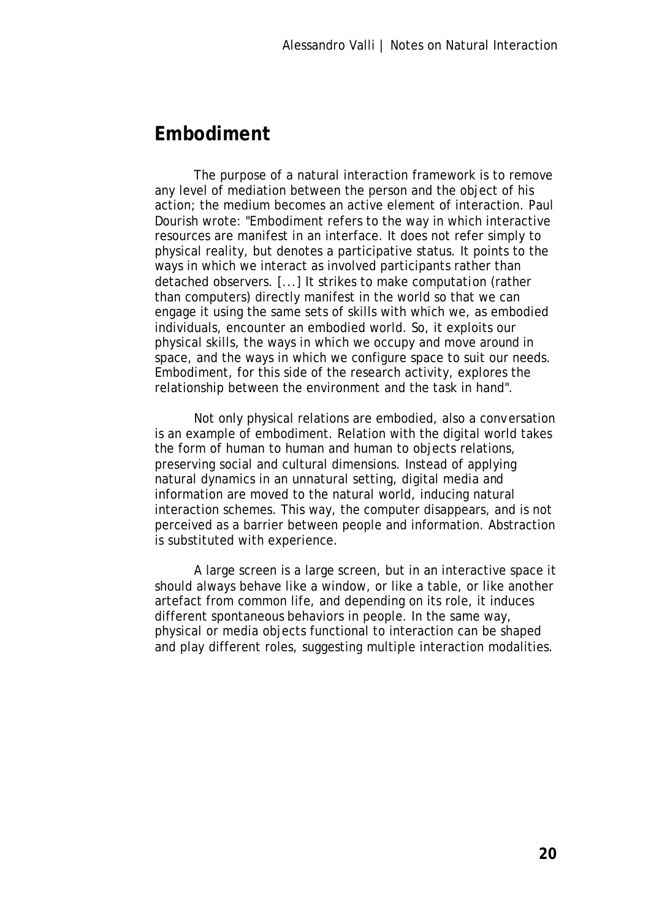## Embodiment

The purpose of a natural interaction framework is to remove any level of mediation between the person and the object of his action; the medium becomes an active element of interaction. Paul Dourish wrote: "Embodiment refers to the way in which interactive resources are manifest in an interface. It does not refer simply to physical reality, but denotes a participative status. It points to the ways in which we interact as involved participants rather than detached observers. [...] It strikes to make computation (rather than computers) directly manifest in the world so that we can engage it using the same sets of skills with which we, as embodied individuals, encounter an embodied world. So, it exploits our physical skills, the ways in which we occupy and move around in space, and the ways in which we configure space to suit our needs. Embodiment, for this side of the research activity, explores the relationship between the environment and the task in hand".

Not only physical relations are embodied, also a conversation is an example of embodiment. Relation with the digital world takes the form of human to human and human to objects relations, preserving social and cultural dimensions. Instead of applying natural dynamics in an unnatural setting, digital media and information are moved to the natural world, inducing natural interaction schemes. This way, the computer disappears, and is not perceived as a barrier between people and information. Abstraction is substituted with experience.

A large screen is a large screen, but in an interactive space it should always behave like a window, or like a table, or like another artefact from common life, and depending on its role, it induces different spontaneous behaviors in people. In the same way, physical or media objects functional to interaction can be shaped and play different roles, suggesting multiple interaction modalities.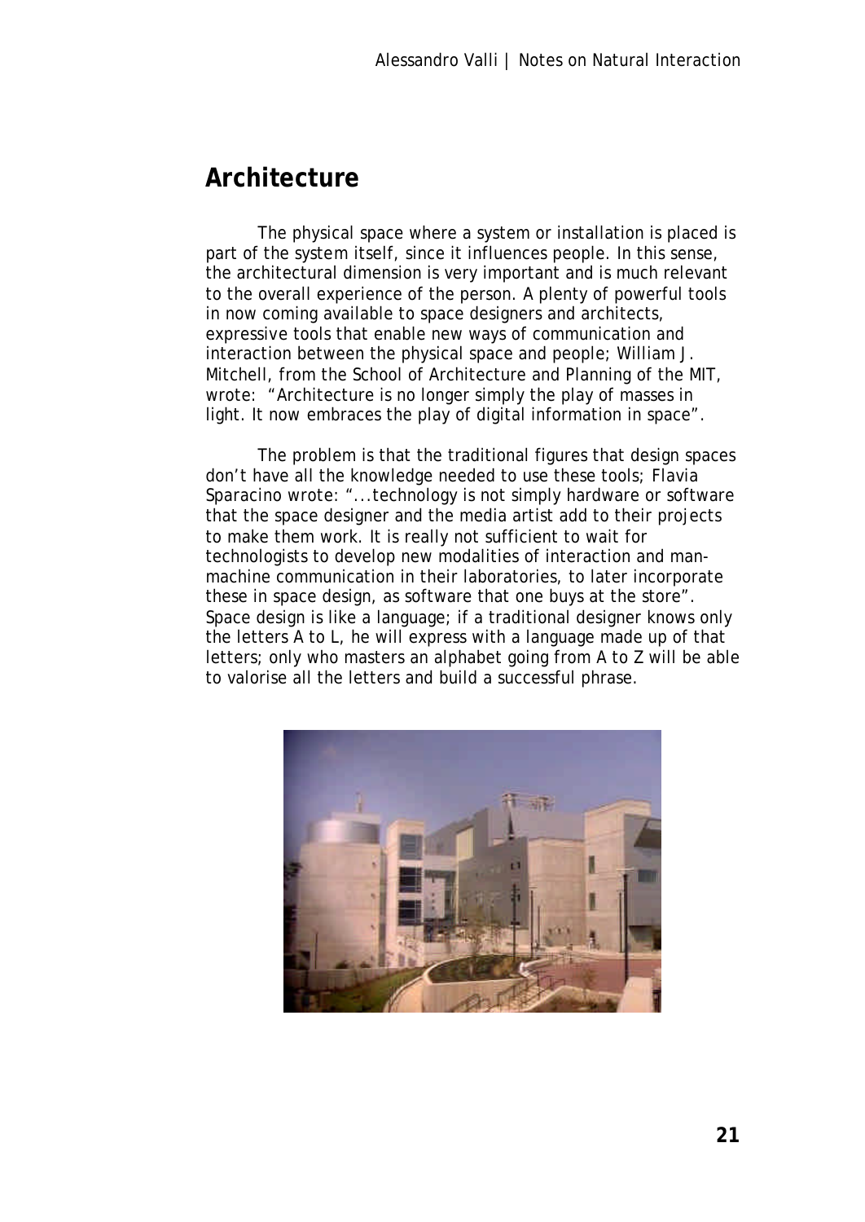## Architecture

The physical space where a system or installation is placed is part of the system itself, since it influences people. In this sense, the architectural dimension is very important and is much relevant to the overall experience of the person. A plenty of powerful tools in now coming available to space designers and architects, expressive tools that enable new ways of communication and interaction between the physical space and people; William J. Mitchell, from the School of Architecture and Planning of the MIT, wrote: "Architecture is no longer simply the play of masses in light. It now embraces the play of digital information in space".

The problem is that the traditional figures that design spaces don't have all the knowledge needed to use these tools; Flavia Sparacino wrote: "...technology is not simply hardware or software that the space designer and the media artist add to their projects to make them work. It is really not sufficient to wait for technologists to develop new modalities of interaction and man-machine communication in their laboratories, to later incorporate these in space design, as software that one buys at the store". Space design is like a language; if a traditional designer knows only the letters A to L, he will express with a language made up of that letters; only who masters an alphabet going from A to Z will be able to valorise all the letters and build a successful phrase.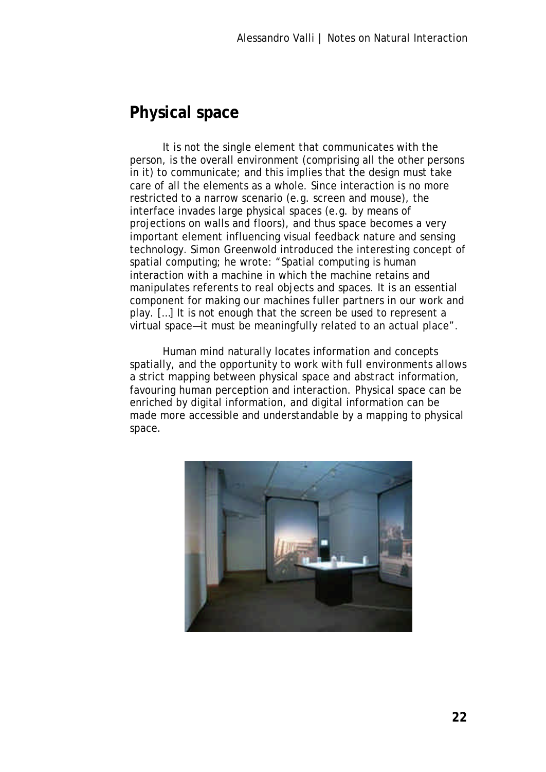## Physical space

It is not the single element that communicates with the person, is the overall environment (comprising all the other persons in it) to communicate; and this implies that the design must take care of all the elements as a whole. Since interaction is no more restricted to a narrow scenario (e.g. screen and mouse), the interface invades large physical spaces (e.g. by means of projections on walls and floors), and thus space becomes a very important element influencing visual feedback nature and sensing technology. Simon Greenwold introduced the interesting concept of spatial computing; he wrote: "Spatial computing is human interaction with a machine in which the machine retains and manipulates referents to real objects and spaces. It is an essential component for making our machines fuller partners in our work and play. [...] It is not enough that the screen be used to represent a virtual space—it must be meaningfully related to an actual place".

Human mind naturally locates information and concepts spatially, and the opportunity to work with full environments allows a strict mapping between physical space and abstract information, favouring human perception and interaction. Physical space can be enriched by digital information, and digital information can be made more accessible and understandable by a mapping to physical space.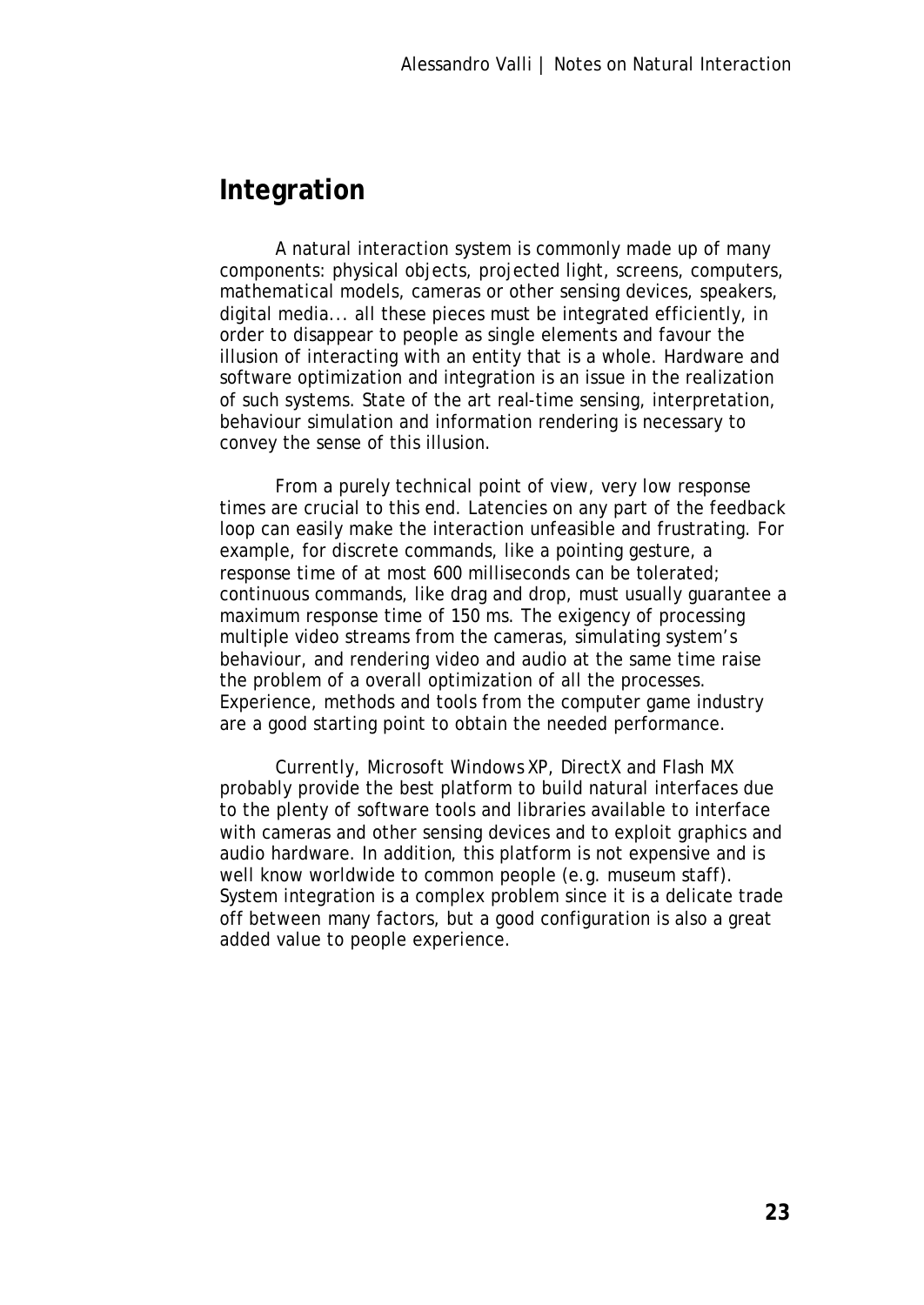## Integration

A natural interaction system is commonly made up of many components: physical objects, projected light, screens, computers, mathematical models, cameras or other sensing devices, speakers, digital media... all these pieces must be integrated efficiently, in order to disappear to people as single elements and favour the illusion of interacting with an entity that is a whole. Hardware and software optimization and integration is an issue in the realization of such systems. State of the art real-time sensing, interpretation, behaviour simulation and information rendering is necessary to convey the sense of this illusion.

From a purely technical point of view, very low response times are crucial to this end. Latencies on any part of the feedback loop can easily make the interaction unfeasible and frustrating. For example, for discrete commands, like a pointing gesture, a response time of at most 600 milliseconds can be tolerated; continuous commands, like drag and drop, must usually guarantee a maximum response time of 150 ms. The exigency of processing multiple video streams from the cameras, simulating system's behaviour, and rendering video and audio at the same time raise the problem of a overall optimization of all the processes. Experience, methods and tools from the computer game industry are a good starting point to obtain the needed performance.

Currently, Microsoft Windows XP, DirectX and Flash MX probably provide the best platform to build natural interfaces due to the plenty of software tools and libraries available to interface with cameras and other sensing devices and to exploit graphics and audio hardware. In addition, this platform is not expensive and is well know worldwide to common people (e.g. museum staff). System integration is a complex problem since it is a delicate trade off between many factors, but a good configuration is also a great added value to people experience.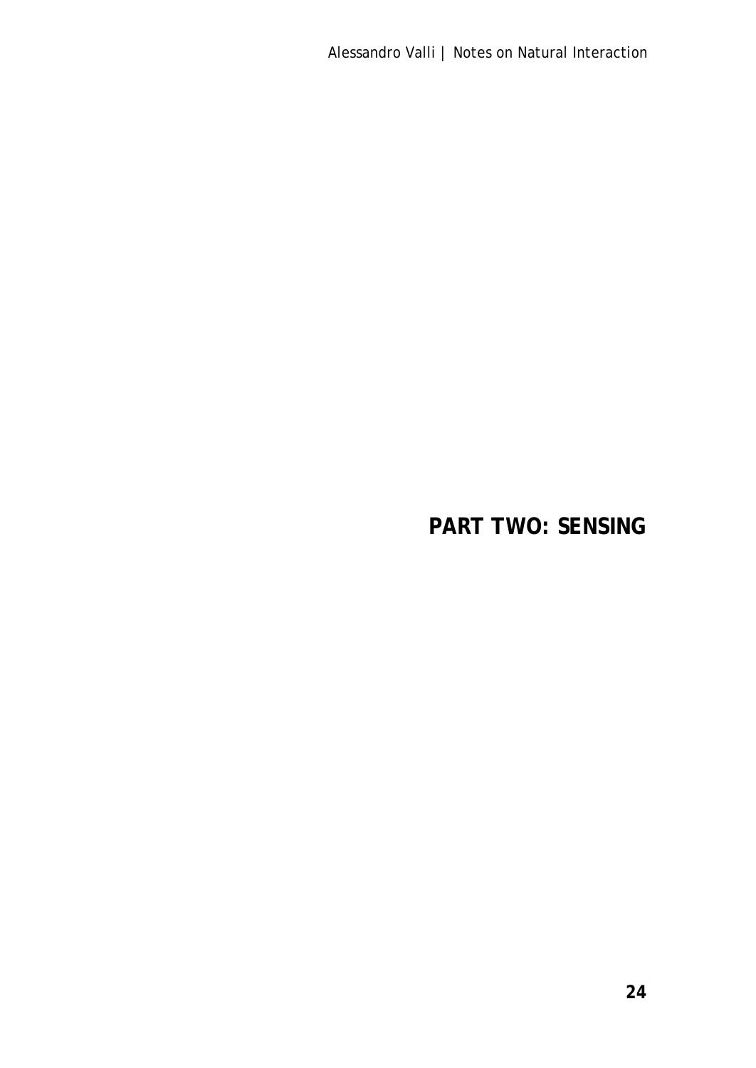# PART TWO: SENSING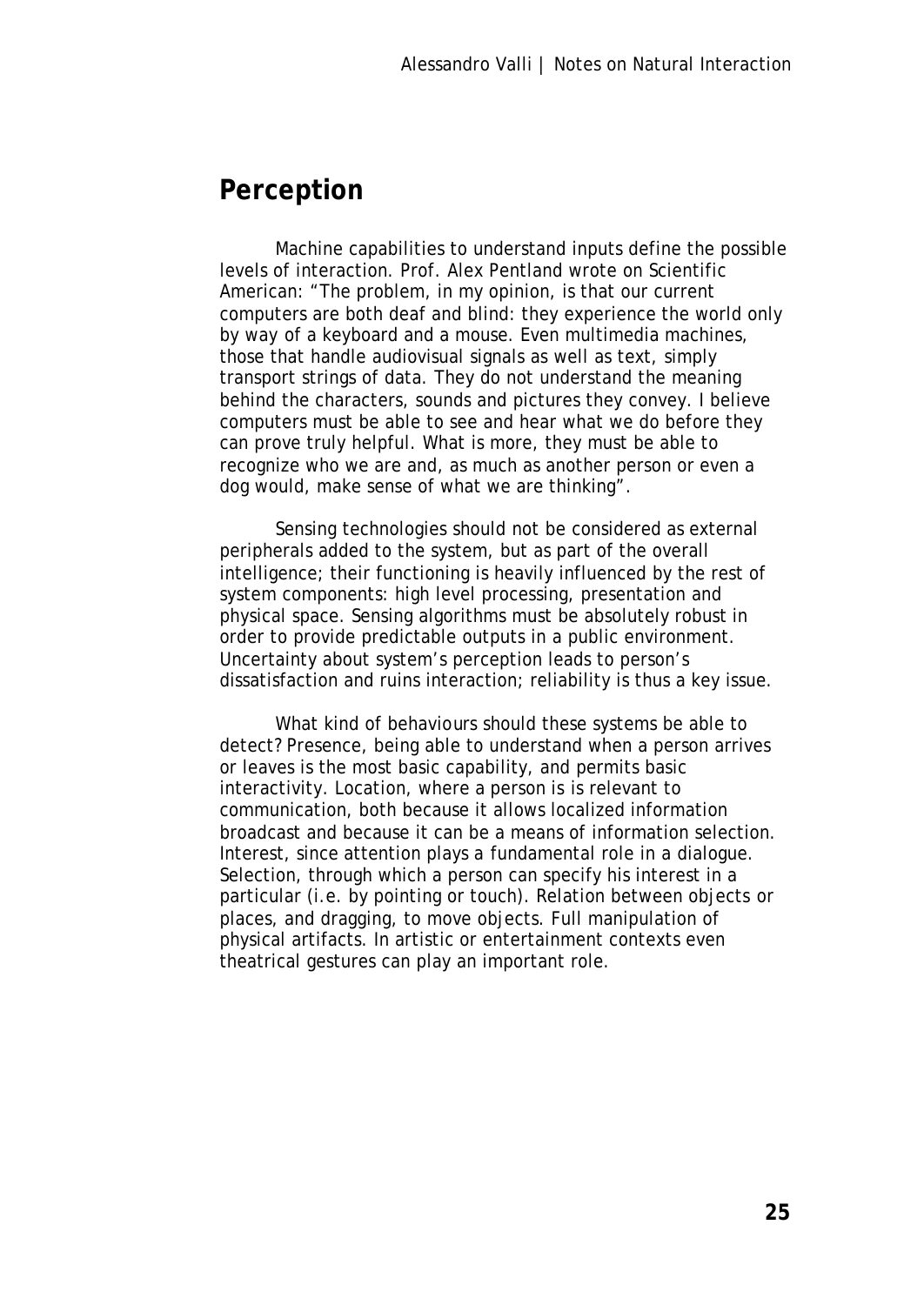## Perception

Machine capabilities to understand inputs define the possible levels of interaction. Prof. Alex Pentland wrote on Scientific American: "The problem, in my opinion, is that our current computers are both deaf and blind: they experience the world only by way of a keyboard and a mouse. Even multimedia machines, those that handle audiovisual signals as well as text, simply transport strings of data. They do not understand the meaning behind the characters, sounds and pictures they convey. I believe computers must be able to see and hear what we do before they can prove truly helpful. What is more, they must be able to recognize who we are and, as much as another person or even a dog would, make sense of what we are thinking".

Sensing technologies should not be considered as external peripherals added to the system, but as part of the overall intelligence; their functioning is heavily influenced by the rest of system components: high level processing, presentation and physical space. Sensing algorithms must be absolutely robust in order to provide predictable outputs in a public environment. Uncertainty about system's perception leads to person's dissatisfaction and ruins interaction; reliability is thus a key issue.

What kind of behaviours should these systems be able to detect? Presence, being able to understand when a person arrives or leaves is the most basic capability, and permits basic interactivity. Location, where a person is is relevant to communication, both because it allows localized information broadcast and because it can be a means of information selection. Interest, since attention plays a fundamental role in a dialogue. Selection, through which a person can specify his interest in a particular (i.e. by pointing or touch). Relation between objects or places, and dragging, to move objects. Full manipulation of physical artifacts. In artistic or entertainment contexts even theatrical gestures can play an important role.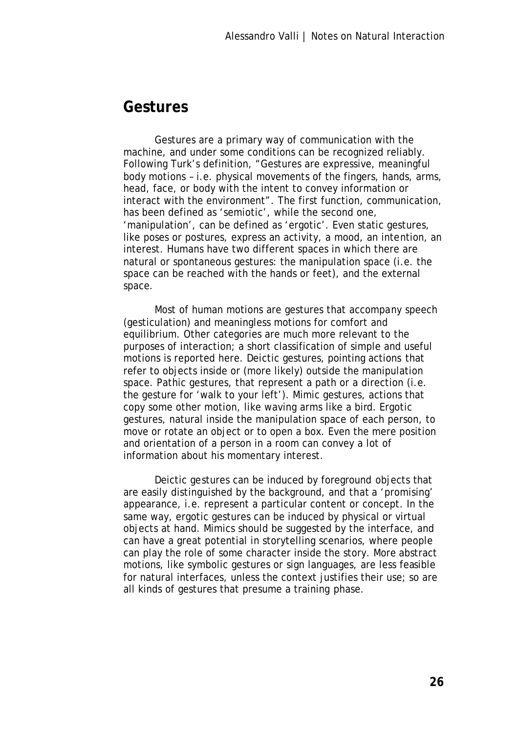## Gestures

Gestures are a primary way of communication with the machine, and under some conditions can be recognized reliably. Following Turk's definition, "Gestures are expressive, meaningful body motions – i.e. physical movements of the fingers, hands, arms, head, face, or body with the intent to convey information or interact with the environment". The first function, communication, has been defined as 'semiotic', while the second one, 'manipulation', can be defined as 'ergotic'. Even static gestures, like poses or postures, express an activity, a mood, an intention, an interest. Humans have two different spaces in which there are natural or spontaneous gestures: the manipulation space (i.e. the space can be reached with the hands or feet), and the external space.

Most of human motions are gestures that accompany speech (gesticulation) and meaningless motions for comfort and equilibrium. Other categories are much more relevant to the purposes of interaction; a short classification of simple and useful motions is reported here. Deictic gestures, pointing actions that refer to objects inside or (more likely) outside the manipulation space. Pathic gestures, that represent a path or a direction (i.e. the gesture for 'walk to your left'). Mimic gestures, actions that copy some other motion, like waving arms like a bird. Ergotic gestures, natural inside the manipulation space of each person, to move or rotate an object or to open a box. Even the mere position and orientation of a person in a room can convey a lot of information about his momentary interest.

Deictic gestures can be induced by foreground objects that are easily distinguished by the background, and that a 'promising' appearance, i.e. represent a particular content or concept. In the same way, ergotic gestures can be induced by physical or virtual objects at hand. Mimics should be suggested by the interface, and can have a great potential in storytelling scenarios, where people can play the role of some character inside the story. More abstract motions, like symbolic gestures or sign languages, are less feasible for natural interfaces, unless the context justifies their use; so are all kinds of gestures that presume a training phase.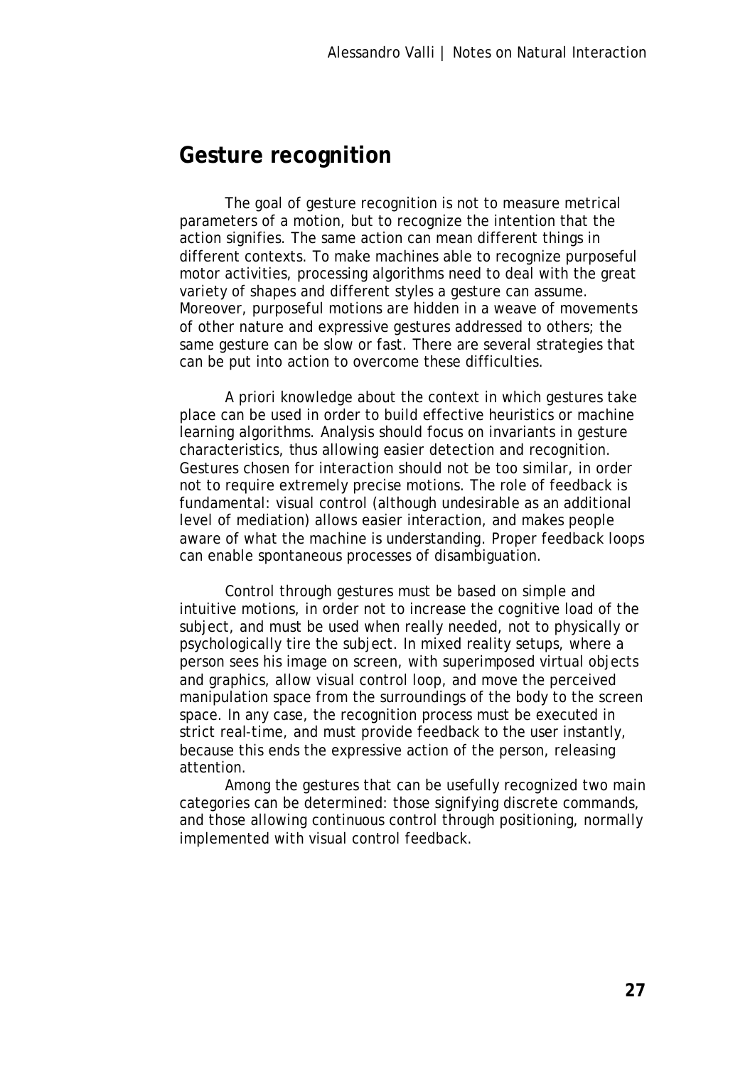## Gesture recognition

The goal of gesture recognition is not to measure metrical parameters of a motion, but to recognize the intention that the action signifies. The same action can mean different things in different contexts. To make machines able to recognize purposeful motor activities, processing algorithms need to deal with the great variety of shapes and different styles a gesture can assume. Moreover, purposeful motions are hidden in a weave of movements of other nature and expressive gestures addressed to others; the same gesture can be slow or fast. There are several strategies that can be put into action to overcome these difficulties.

A priori knowledge about the context in which gestures take place can be used in order to build effective heuristics or machine learning algorithms. Analysis should focus on invariants in gesture characteristics, thus allowing easier detection and recognition. Gestures chosen for interaction should not be too similar, in order not to require extremely precise motions. The role of feedback is fundamental: visual control (although undesirable as an additional level of mediation) allows easier interaction, and makes people aware of what the machine is understanding. Proper feedback loops can enable spontaneous processes of disambiguation.

Control through gestures must be based on simple and intuitive motions, in order not to increase the cognitive load of the subject, and must be used when really needed, not to physically or psychologically tire the subject. In mixed reality setups, where a person sees his image on screen, with superimposed virtual objects and graphics, allow visual control loop, and move the perceived manipulation space from the surroundings of the body to the screen space. In any case, the recognition process must be executed in strict real-time, and must provide feedback to the user instantly, because this ends the expressive action of the person, releasing attention.

Among the gestures that can be usefully recognized two main categories can be determined: those signifying discrete commands, and those allowing continuous control through positioning, normally implemented with visual control feedback.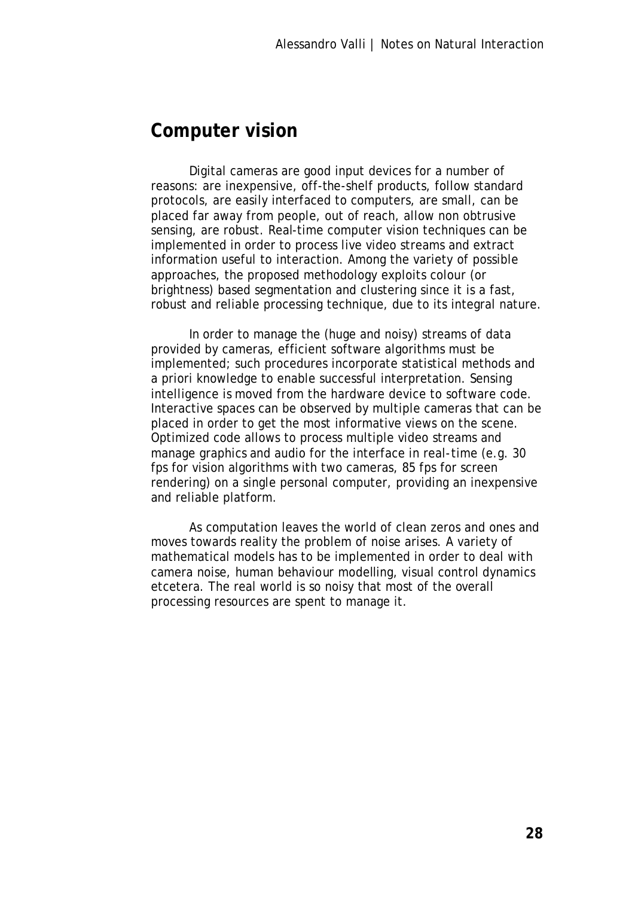## Computer vision

Digital cameras are good input devices for a number of reasons: are inexpensive, off-the-shelf products, follow standard protocols, are easily interfaced to computers, are small, can be placed far away from people, out of reach, allow non obtrusive sensing, are robust. Real-time computer vision techniques can be implemented in order to process live video streams and extract information useful to interaction. Among the variety of possible approaches, the proposed methodology exploits colour (or brightness) based segmentation and clustering since it is a fast, robust and reliable processing technique, due to its integral nature.

In order to manage the (huge and noisy) streams of data provided by cameras, efficient software algorithms must be implemented; such procedures incorporate statistical methods and a priori knowledge to enable successful interpretation. Sensing intelligence is moved from the hardware device to software code. Interactive spaces can be observed by multiple cameras that can be placed in order to get the most informative views on the scene. Optimized code allows to process multiple video streams and manage graphics and audio for the interface in real-time (e.g. 30 fps for vision algorithms with two cameras, 85 fps for screen rendering) on a single personal computer, providing an inexpensive and reliable platform.

As computation leaves the world of clean zeros and ones and moves towards reality the problem of noise arises. A variety of mathematical models has to be implemented in order to deal with camera noise, human behaviour modelling, visual control dynamics etcetera. The real world is so noisy that most of the overall processing resources are spent to manage it.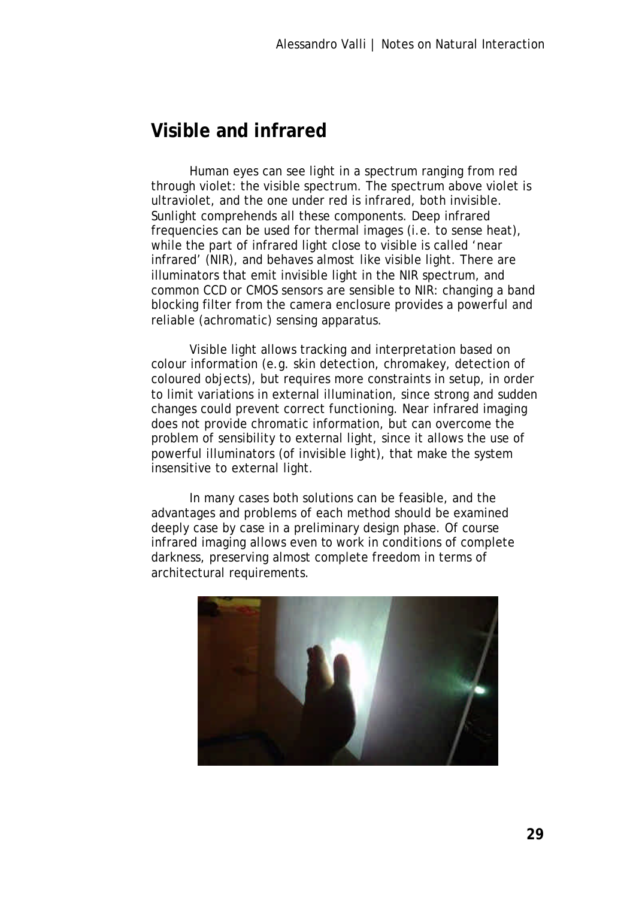## Visible and infrared

Human eyes can see light in a spectrum ranging from red through violet: the visible spectrum. The spectrum above violet is ultraviolet, and the one under red is infrared, both invisible. Sunlight comprehends all these components. Deep infrared frequencies can be used for thermal images (i.e. to sense heat), while the part of infrared light close to visible is called 'near infrared' (NIR), and behaves almost like visible light. There are illuminators that emit invisible light in the NIR spectrum, and common CCD or CMOS sensors are sensible to NIR: changing a band blocking filter from the camera enclosure provides a powerful and reliable (achromatic) sensing apparatus.

Visible light allows tracking and interpretation based on colour information (e.g. skin detection, chromakey, detection of coloured objects), but requires more constraints in setup, in order to limit variations in external illumination, since strong and sudden changes could prevent correct functioning. Near infrared imaging does not provide chromatic information, but can overcome the problem of sensibility to external light, since it allows the use of powerful illuminators (of invisible light), that make the system insensitive to external light.

In many cases both solutions can be feasible, and the advantages and problems of each method should be examined deeply case by case in a preliminary design phase. Of course infrared imaging allows even to work in conditions of complete darkness, preserving almost complete freedom in terms of architectural requirements.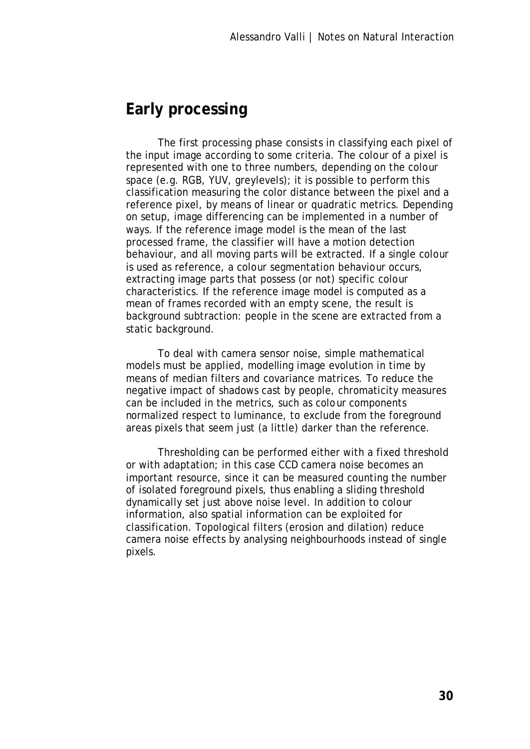## Early processing

The first processing phase consists in classifying each pixel of the input image according to some criteria. The colour of a pixel is represented with one to three numbers, depending on the colour space (e.g. RGB, YUV, greylevels); it is possible to perform this classification measuring the color distance between the pixel and a reference pixel, by means of linear or quadratic metrics. Depending on setup, image differencing can be implemented in a number of ways. If the reference image model is the mean of the last processed frame, the classifier will have a motion detection behaviour, and all moving parts will be extracted. If a single colour is used as reference, a colour segmentation behaviour occurs, extracting image parts that possess (or not) specific colour characteristics. If the reference image model is computed as a mean of frames recorded with an empty scene, the result is background subtraction: people in the scene are extracted from a static background.

To deal with camera sensor noise, simple mathematical models must be applied, modelling image evolution in time by means of median filters and covariance matrices. To reduce the negative impact of shadows cast by people, chromaticity measures can be included in the metrics, such as colour components normalized respect to luminance, to exclude from the foreground areas pixels that seem just (a little) darker than the reference.

Thresholding can be performed either with a fixed threshold or with adaptation; in this case CCD camera noise becomes an important resource, since it can be measured counting the number of isolated foreground pixels, thus enabling a sliding threshold dynamically set just above noise level. In addition to colour information, also spatial information can be exploited for classification. Topological filters (erosion and dilation) reduce camera noise effects by analysing neighbourhoods instead of single pixels.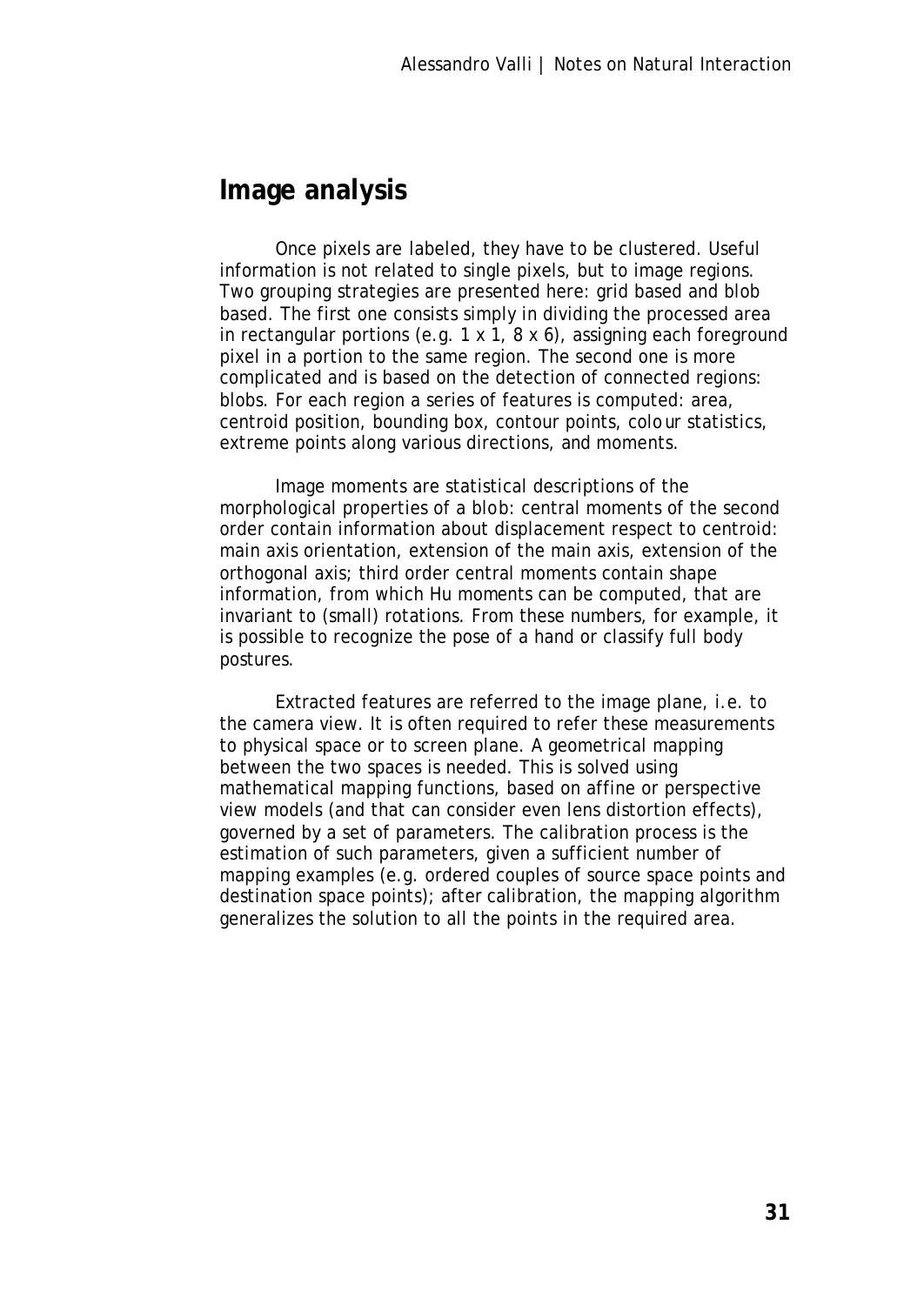## Image analysis

Once pixels are labeled, they have to be clustered. Useful information is not related to single pixels, but to image regions. Two grouping strategies are presented here: grid based and blob based. The first one consists simply in dividing the processed area in rectangular portions (e.g. 1 x 1, 8 x 6), assigning each foreground pixel in a portion to the same region. The second one is more complicated and is based on the detection of connected regions: blobs. For each region a series of features is computed: area, centroid position, bounding box, contour points, colour statistics, extreme points along various directions, and moments.

Image moments are statistical descriptions of the morphological properties of a blob: central moments of the second order contain information about displacement respect to centroid: main axis orientation, extension of the main axis, extension of the orthogonal axis; third order central moments contain shape information, from which Hu moments can be computed, that are invariant to (small) rotations. From these numbers, for example, it is possible to recognize the pose of a hand or classify full body postures.

Extracted features are referred to the image plane, i.e. to the camera view. It is often required to refer these measurements to physical space or to screen plane. A geometrical mapping between the two spaces is needed. This is solved using mathematical mapping functions, based on affine or perspective view models (and that can consider even lens distortion effects), governed by a set of parameters. The calibration process is the estimation of such parameters, given a sufficient number of mapping examples (e.g. ordered couples of source space points and destination space points); after calibration, the mapping algorithm generalizes the solution to all the points in the required area.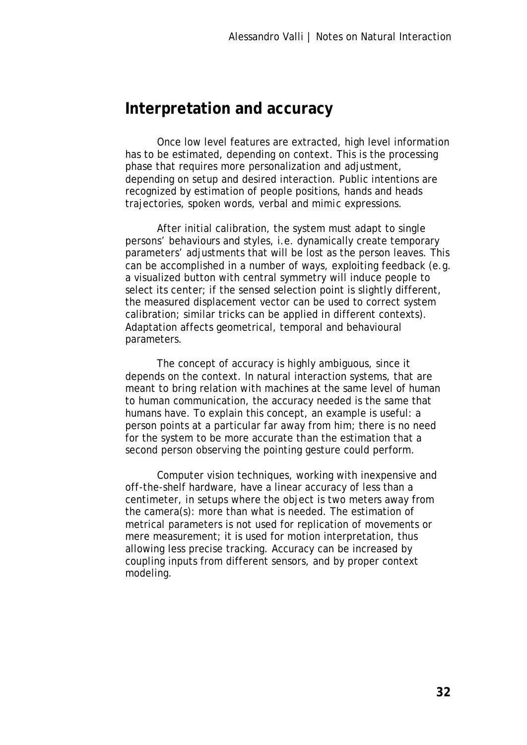## Interpretation and accuracy

Once low level features are extracted, high level information has to be estimated, depending on context. This is the processing phase that requires more personalization and adjustment, depending on setup and desired interaction. Public intentions are recognized by estimation of people positions, hands and heads trajectories, spoken words, verbal and mimic expressions.

After initial calibration, the system must adapt to single persons' behaviours and styles, i.e. dynamically create temporary parameters' adjustments that will be lost as the person leaves. This can be accomplished in a number of ways, exploiting feedback (e.g. a visualized button with central symmetry will induce people to select its center; if the sensed selection point is slightly different, the measured displacement vector can be used to correct system calibration; similar tricks can be applied in different contexts). Adaptation affects geometrical, temporal and behavioural parameters.

The concept of accuracy is highly ambiguous, since it depends on the context. In natural interaction systems, that are meant to bring relation with machines at the same level of human to human communication, the accuracy needed is the same that humans have. To explain this concept, an example is useful: a person points at a particular far away from him; there is no need for the system to be more accurate than the estimation that a second person observing the pointing gesture could perform.

Computer vision techniques, working with inexpensive and off-the-shelf hardware, have a linear accuracy of less than a centimeter, in setups where the object is two meters away from the camera(s): more than what is needed. The estimation of metrical parameters is not used for replication of movements or mere measurement; it is used for motion interpretation, thus allowing less precise tracking. Accuracy can be increased by coupling inputs from different sensors, and by proper context modeling.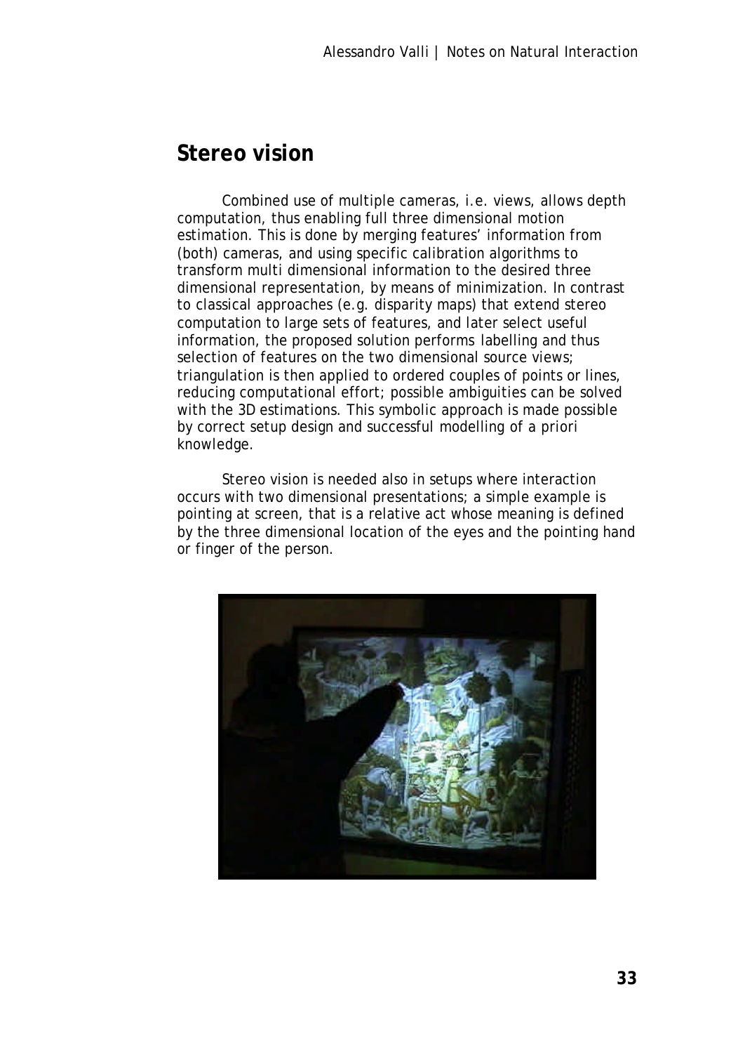## Stereo vision

Combined use of multiple cameras, i.e. views, allows depth computation, thus enabling full three dimensional motion estimation. This is done by merging features' information from (both) cameras, and using specific calibration algorithms to transform multi dimensional information to the desired three dimensional representation, by means of minimization. In contrast to classical approaches (e.g. disparity maps) that extend stereo computation to large sets of features, and later select useful information, the proposed solution performs labelling and thus selection of features on the two dimensional source views; triangulation is then applied to ordered couples of points or lines, reducing computational effort; possible ambiguities can be solved with the 3D estimations. This symbolic approach is made possible by correct setup design and successful modelling of a priori knowledge.

Stereo vision is needed also in setups where interaction occurs with two dimensional presentations; a simple example is pointing at screen, that is a relative act whose meaning is defined by the three dimensional location of the eyes and the pointing hand or finger of the person.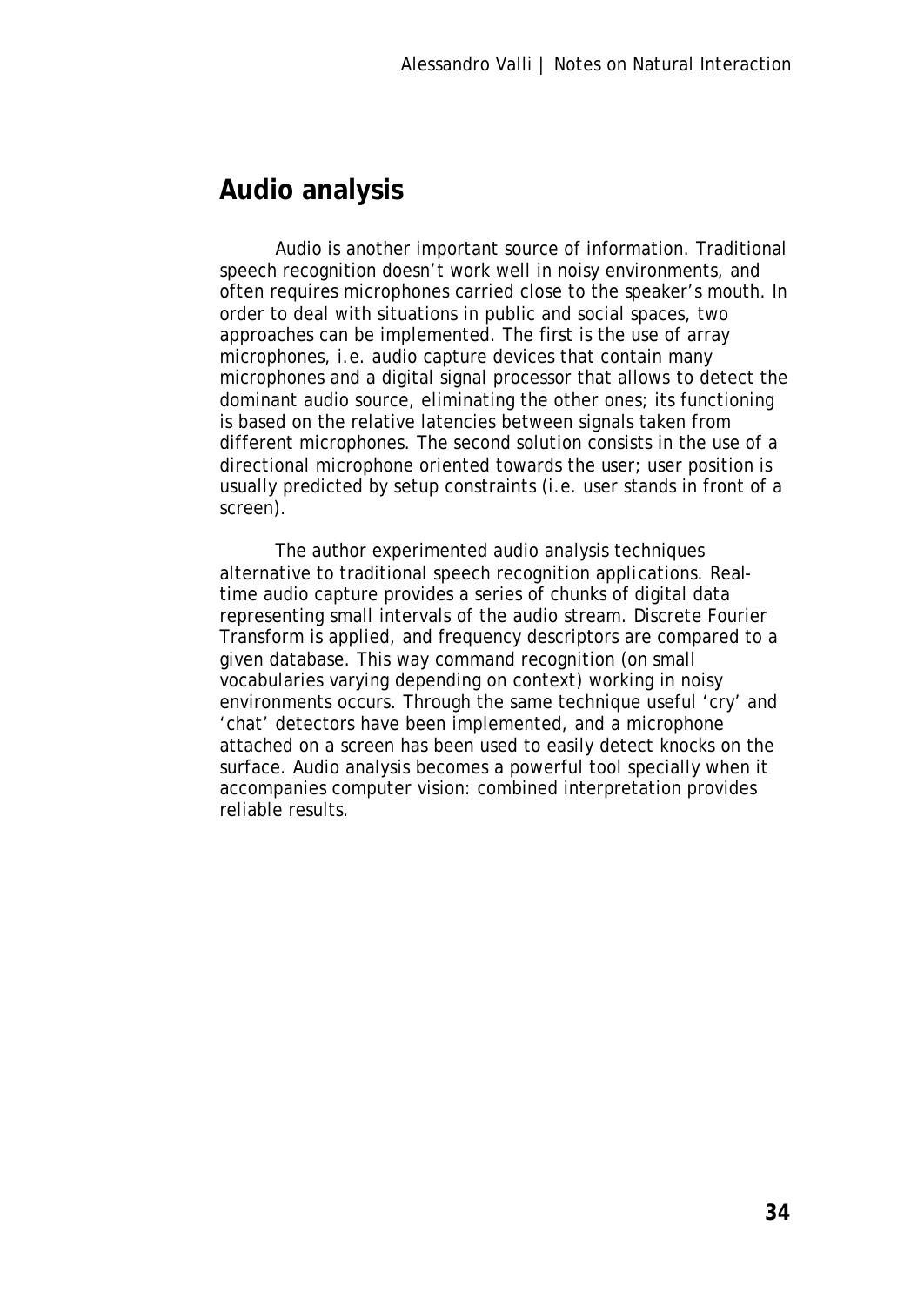## Audio analysis

Audio is another important source of information. Traditional speech recognition doesn't work well in noisy environments, and often requires microphones carried close to the speaker's mouth. In order to deal with situations in public and social spaces, two approaches can be implemented. The first is the use of array microphones, i.e. audio capture devices that contain many microphones and a digital signal processor that allows to detect the dominant audio source, eliminating the other ones; its functioning is based on the relative latencies between signals taken from different microphones. The second solution consists in the use of a directional microphone oriented towards the user; user position is usually predicted by setup constraints (i.e. user stands in front of a screen).

The author experimented audio analysis techniques alternative to traditional speech recognition applications. Real-time audio capture provides a series of chunks of digital data representing small intervals of the audio stream. Discrete Fourier Transform is applied, and frequency descriptors are compared to a given database. This way command recognition (on small vocabularies varying depending on context) working in noisy environments occurs. Through the same technique useful 'cry' and 'chat' detectors have been implemented, and a microphone attached on a screen has been used to easily detect knocks on the surface. Audio analysis becomes a powerful tool specially when it accompanies computer vision: combined interpretation provides reliable results.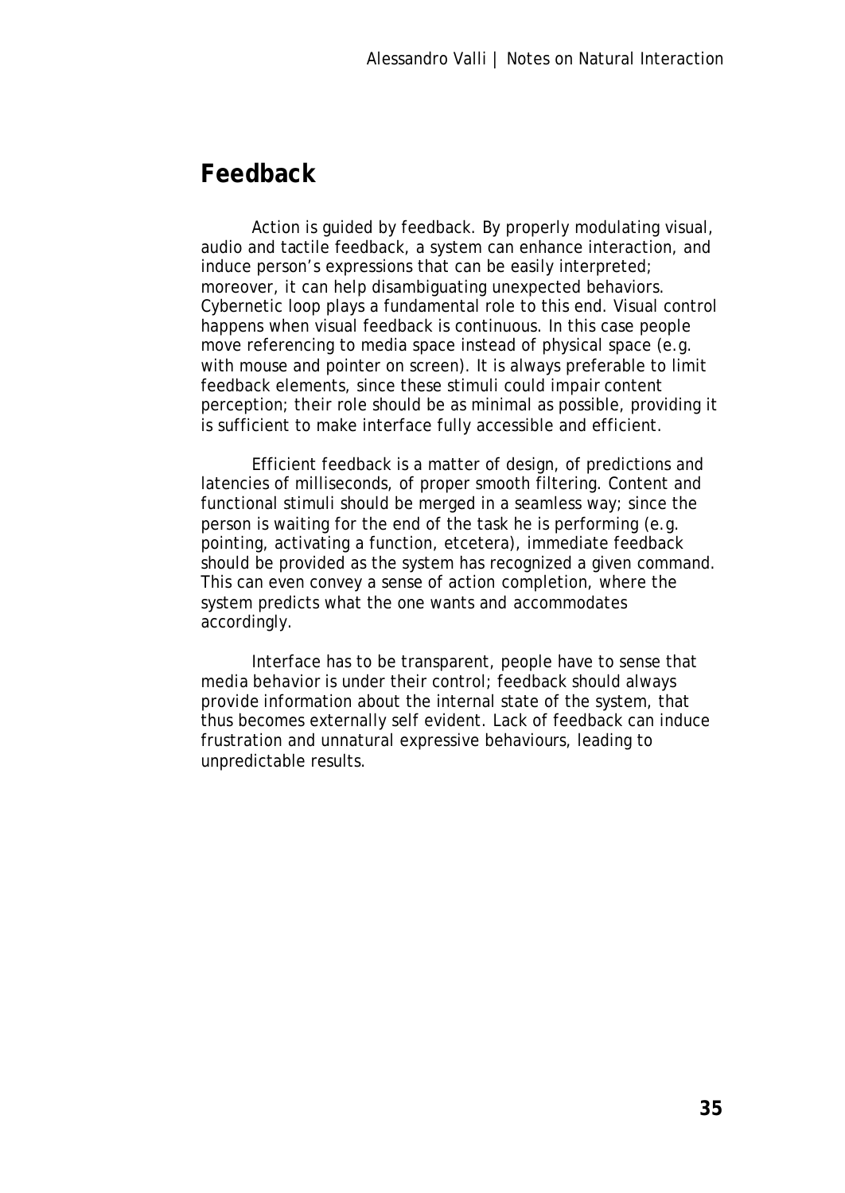## Feedback

Action is guided by feedback. By properly modulating visual, audio and tactile feedback, a system can enhance interaction, and induce person's expressions that can be easily interpreted; moreover, it can help disambiguating unexpected behaviors. Cybernetic loop plays a fundamental role to this end. Visual control happens when visual feedback is continuous. In this case people move referencing to media space instead of physical space (e.g. with mouse and pointer on screen). It is always preferable to limit feedback elements, since these stimuli could impair content perception; their role should be as minimal as possible, providing it is sufficient to make interface fully accessible and efficient.

Efficient feedback is a matter of design, of predictions and latencies of milliseconds, of proper smooth filtering. Content and functional stimuli should be merged in a seamless way; since the person is waiting for the end of the task he is performing (e.g. pointing, activating a function, etcetera), immediate feedback should be provided as the system has recognized a given command. This can even convey a sense of action completion, where the system predicts what the one wants and accommodates accordingly.

Interface has to be transparent, people have to sense that media behavior is under their control; feedback should always provide information about the internal state of the system, that thus becomes externally self evident. Lack of feedback can induce frustration and unnatural expressive behaviours, leading to unpredictable results.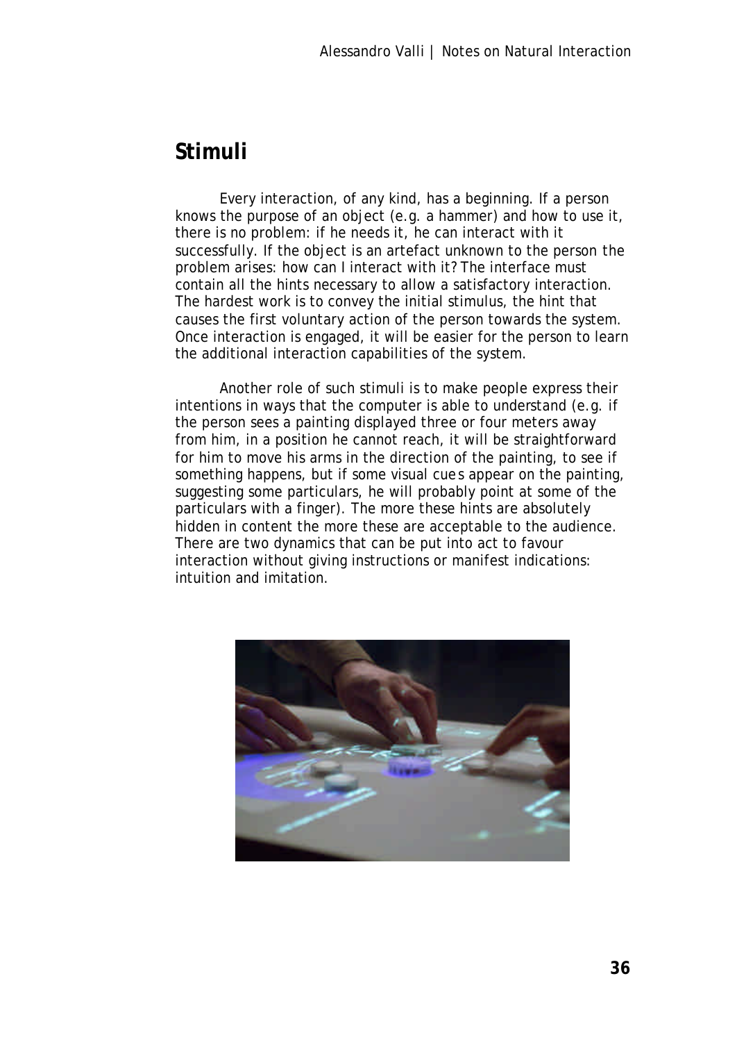## Stimuli

Every interaction, of any kind, has a beginning. If a person knows the purpose of an object (e.g. a hammer) and how to use it, there is no problem: if he needs it, he can interact with it successfully. If the object is an artefact unknown to the person the problem arises: how can I interact with it? The interface must contain all the hints necessary to allow a satisfactory interaction. The hardest work is to convey the initial stimulus, the hint that causes the first voluntary action of the person towards the system. Once interaction is engaged, it will be easier for the person to learn the additional interaction capabilities of the system.

Another role of such stimuli is to make people express their intentions in ways that the computer is able to understand (e.g. if the person sees a painting displayed three or four meters away from him, in a position he cannot reach, it will be straightforward for him to move his arms in the direction of the painting, to see if something happens, but if some visual cues appear on the painting, suggesting some particulars, he will probably point at some of the particulars with a finger). The more these hints are absolutely hidden in content the more these are acceptable to the audience. There are two dynamics that can be put into act to favour interaction without giving instructions or manifest indications: intuition and imitation.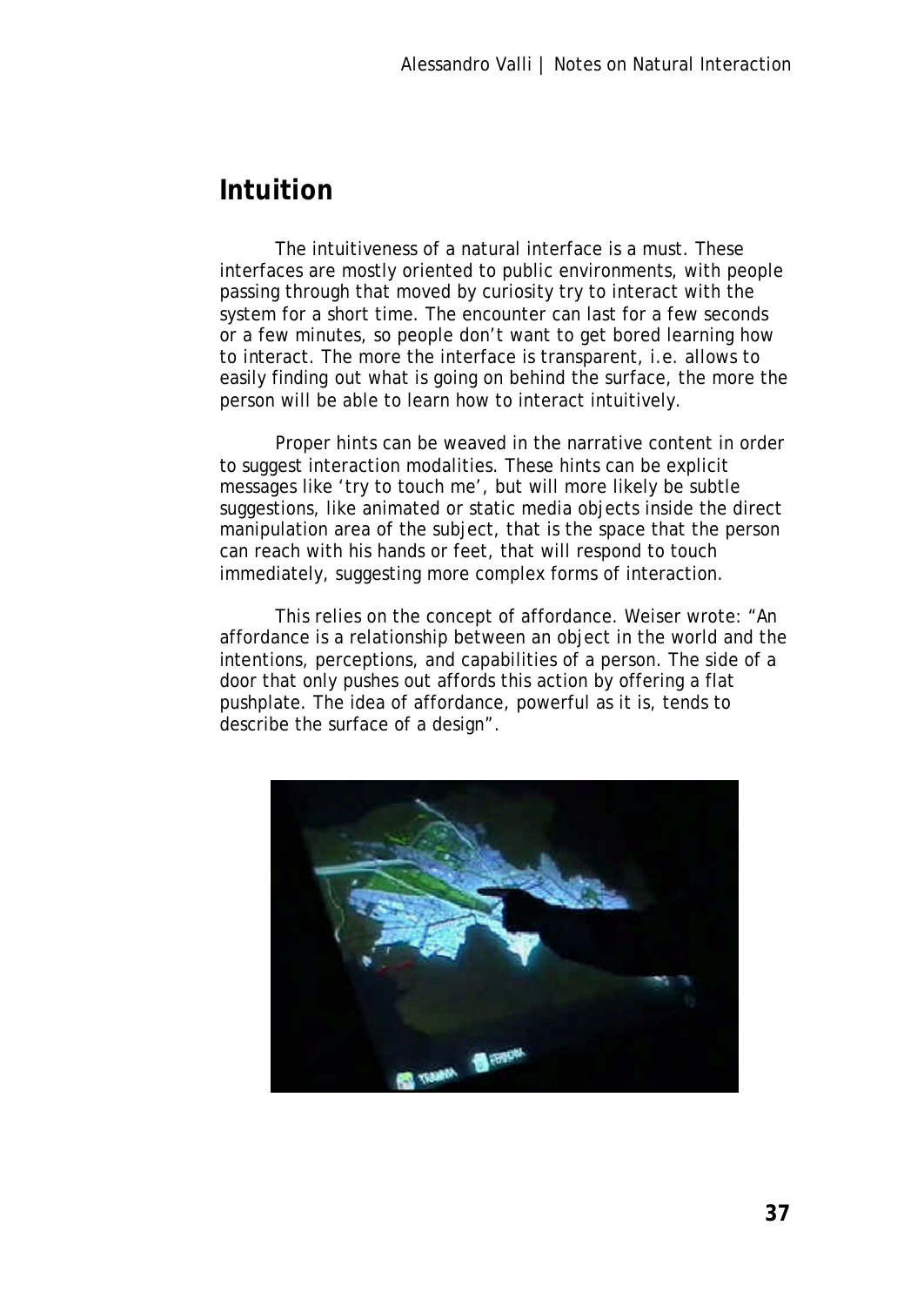## Intuition

The intuitiveness of a natural interface is a must. These interfaces are mostly oriented to public environments, with people passing through that moved by curiosity try to interact with the system for a short time. The encounter can last for a few seconds or a few minutes, so people don't want to get bored learning how to interact. The more the interface is transparent, i.e. allows to easily finding out what is going on behind the surface, the more the person will be able to learn how to interact intuitively.

Proper hints can be weaved in the narrative content in order to suggest interaction modalities. These hints can be explicit messages like 'try to touch me', but will more likely be subtle suggestions, like animated or static media objects inside the direct manipulation area of the subject, that is the space that the person can reach with his hands or feet, that will respond to touch immediately, suggesting more complex forms of interaction.

This relies on the concept of affordance. Weiser wrote: "An affordance is a relationship between an object in the world and the intentions, perceptions, and capabilities of a person. The side of a door that only pushes out affords this action by offering a flat pushplate. The idea of affordance, powerful as it is, tends to describe the surface of a design".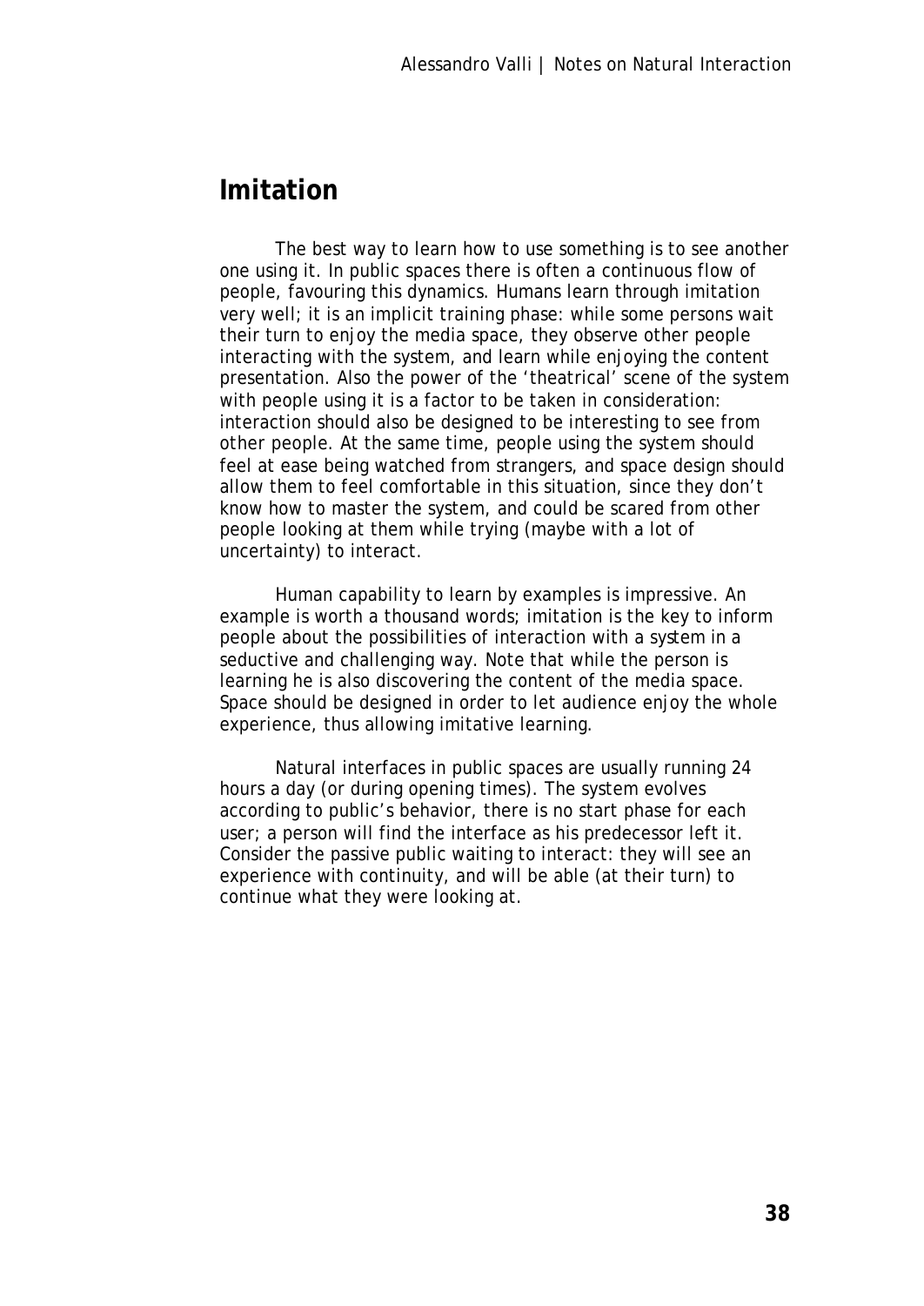## Imitation

The best way to learn how to use something is to see another one using it. In public spaces there is often a continuous flow of people, favouring this dynamics. Humans learn through imitation very well; it is an implicit training phase: while some persons wait their turn to enjoy the media space, they observe other people interacting with the system, and learn while enjoying the content presentation. Also the power of the 'theatrical' scene of the system with people using it is a factor to be taken in consideration: interaction should also be designed to be interesting to see from other people. At the same time, people using the system should feel at ease being watched from strangers, and space design should allow them to feel comfortable in this situation, since they don't know how to master the system, and could be scared from other people looking at them while trying (maybe with a lot of uncertainty) to interact.

Human capability to learn by examples is impressive. An example is worth a thousand words; imitation is the key to inform people about the possibilities of interaction with a system in a seductive and challenging way. Note that while the person is learning he is also discovering the content of the media space. Space should be designed in order to let audience enjoy the whole experience, thus allowing imitative learning.

Natural interfaces in public spaces are usually running 24 hours a day (or during opening times). The system evolves according to public's behavior, there is no start phase for each user; a person will find the interface as his predecessor left it. Consider the passive public waiting to interact: they will see an experience with continuity, and will be able (at their turn) to continue what they were looking at.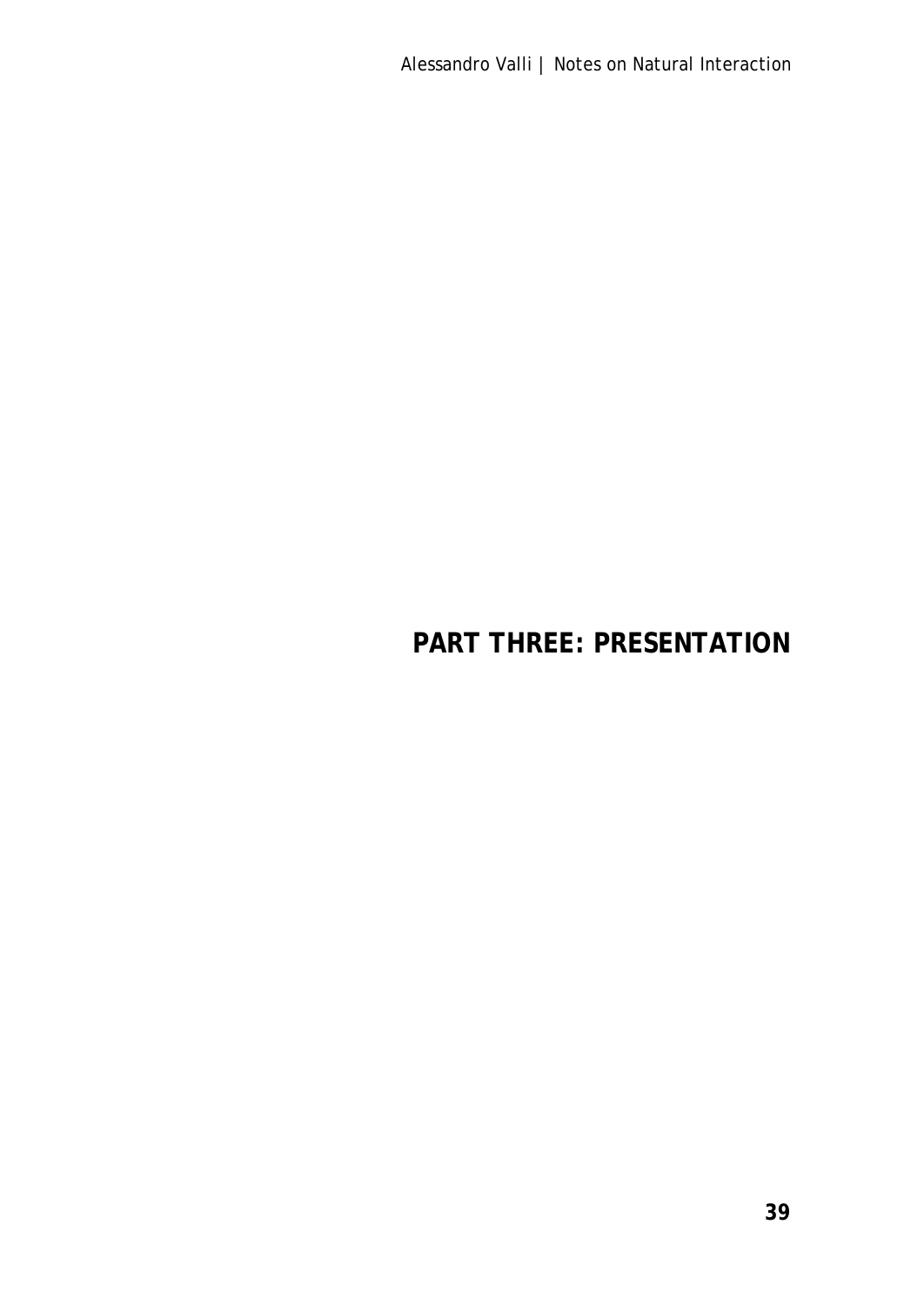# PART THREE: PRESENTATION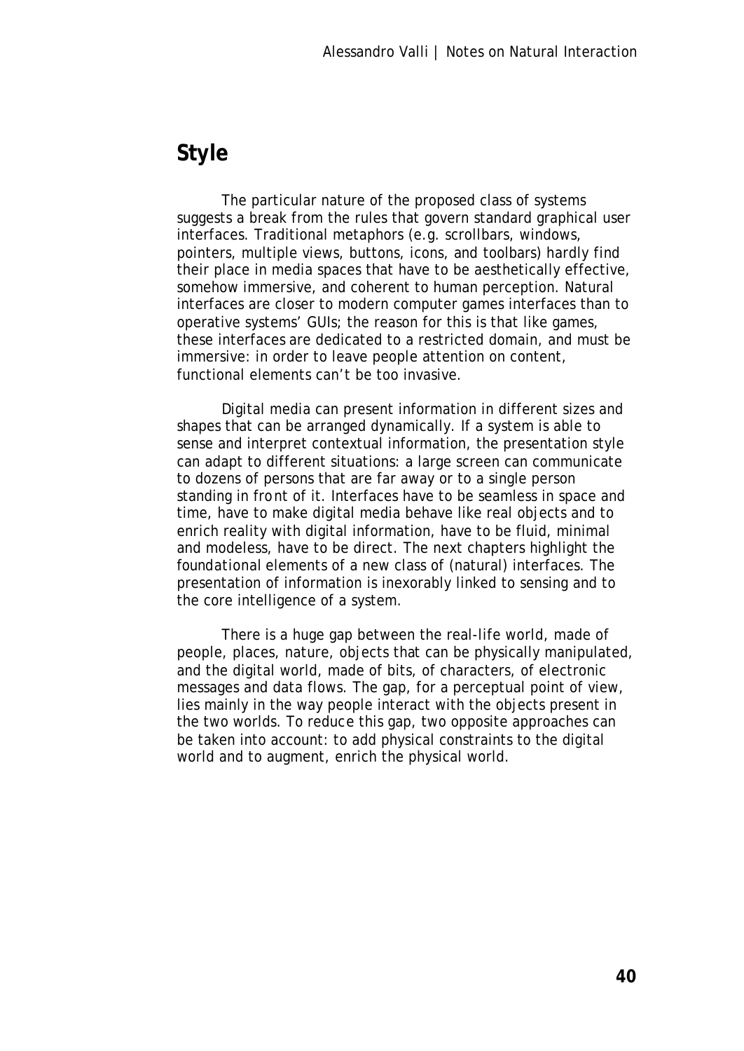## Style

The particular nature of the proposed class of systems suggests a break from the rules that govern standard graphical user interfaces. Traditional metaphors (e.g. scrollbars, windows, pointers, multiple views, buttons, icons, and toolbars) hardly find their place in media spaces that have to be aesthetically effective, somehow immersive, and coherent to human perception. Natural interfaces are closer to modern computer games interfaces than to operative systems' GUIs; the reason for this is that like games, these interfaces are dedicated to a restricted domain, and must be immersive: in order to leave people attention on content, functional elements can't be too invasive.

Digital media can present information in different sizes and shapes that can be arranged dynamically. If a system is able to sense and interpret contextual information, the presentation style can adapt to different situations: a large screen can communicate to dozens of persons that are far away or to a single person standing in front of it. Interfaces have to be seamless in space and time, have to make digital media behave like real objects and to enrich reality with digital information, have to be fluid, minimal and modeless, have to be direct. The next chapters highlight the foundational elements of a new class of (natural) interfaces. The presentation of information is inexorably linked to sensing and to the core intelligence of a system.

There is a huge gap between the real-life world, made of people, places, nature, objects that can be physically manipulated, and the digital world, made of bits, of characters, of electronic messages and data flows. The gap, for a perceptual point of view, lies mainly in the way people interact with the objects present in the two worlds. To reduce this gap, two opposite approaches can be taken into account: to add physical constraints to the digital world and to augment, enrich the physical world.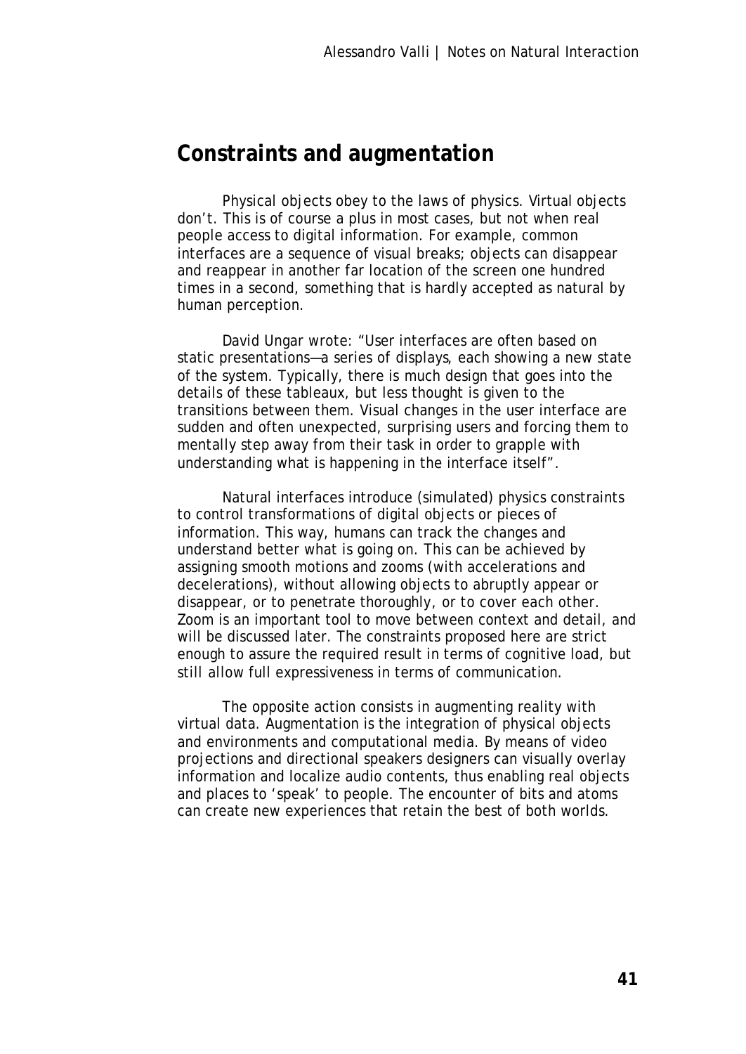## Constraints and augmentation

Physical objects obey to the laws of physics. Virtual objects don't. This is of course a plus in most cases, but not when real people access to digital information. For example, common interfaces are a sequence of visual breaks; objects can disappear and reappear in another far location of the screen one hundred times in a second, something that is hardly accepted as natural by human perception.

David Ungar wrote: "User interfaces are often based on static presentations—a series of displays, each showing a new state of the system. Typically, there is much design that goes into the details of these tableaux, but less thought is given to the transitions between them. Visual changes in the user interface are sudden and often unexpected, surprising users and forcing them to mentally step away from their task in order to grapple with understanding what is happening in the interface itself".

Natural interfaces introduce (simulated) physics constraints to control transformations of digital objects or pieces of information. This way, humans can track the changes and understand better what is going on. This can be achieved by assigning smooth motions and zooms (with accelerations and decelerations), without allowing objects to abruptly appear or disappear, or to penetrate thoroughly, or to cover each other. Zoom is an important tool to move between context and detail, and will be discussed later. The constraints proposed here are strict enough to assure the required result in terms of cognitive load, but still allow full expressiveness in terms of communication.

The opposite action consists in augmenting reality with virtual data. Augmentation is the integration of physical objects and environments and computational media. By means of video projections and directional speakers designers can visually overlay information and localize audio contents, thus enabling real objects and places to 'speak' to people. The encounter of bits and atoms can create new experiences that retain the best of both worlds.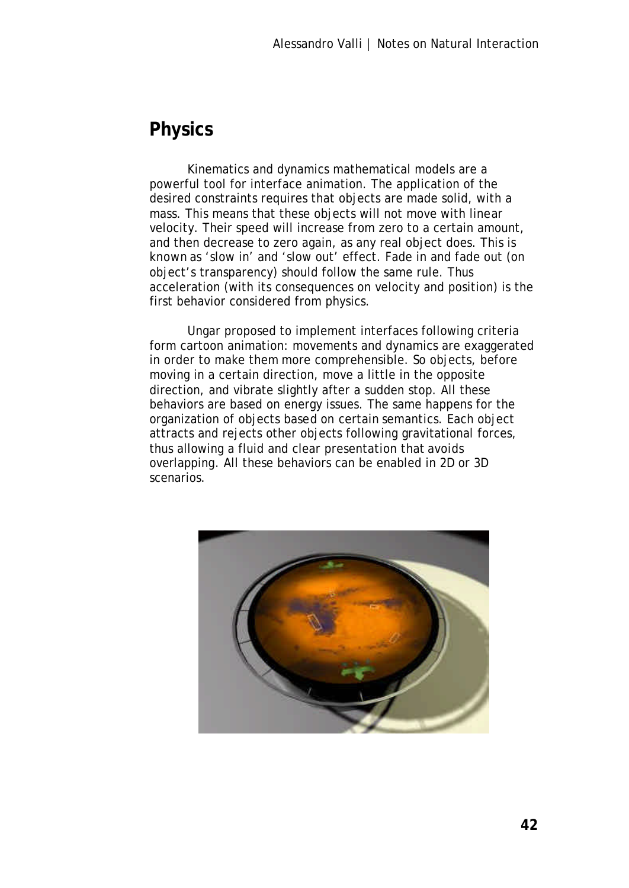## Physics

Kinematics and dynamics mathematical models are a powerful tool for interface animation. The application of the desired constraints requires that objects are made solid, with a mass. This means that these objects will not move with linear velocity. Their speed will increase from zero to a certain amount, and then decrease to zero again, as any real object does. This is known as 'slow in' and 'slow out' effect. Fade in and fade out (on object's transparency) should follow the same rule. Thus acceleration (with its consequences on velocity and position) is the first behavior considered from physics.

Ungar proposed to implement interfaces following criteria form cartoon animation: movements and dynamics are exaggerated in order to make them more comprehensible. So objects, before moving in a certain direction, move a little in the opposite direction, and vibrate slightly after a sudden stop. All these behaviors are based on energy issues. The same happens for the organization of objects based on certain semantics. Each object attracts and rejects other objects following gravitational forces, thus allowing a fluid and clear presentation that avoids overlapping. All these behaviors can be enabled in 2D or 3D scenarios.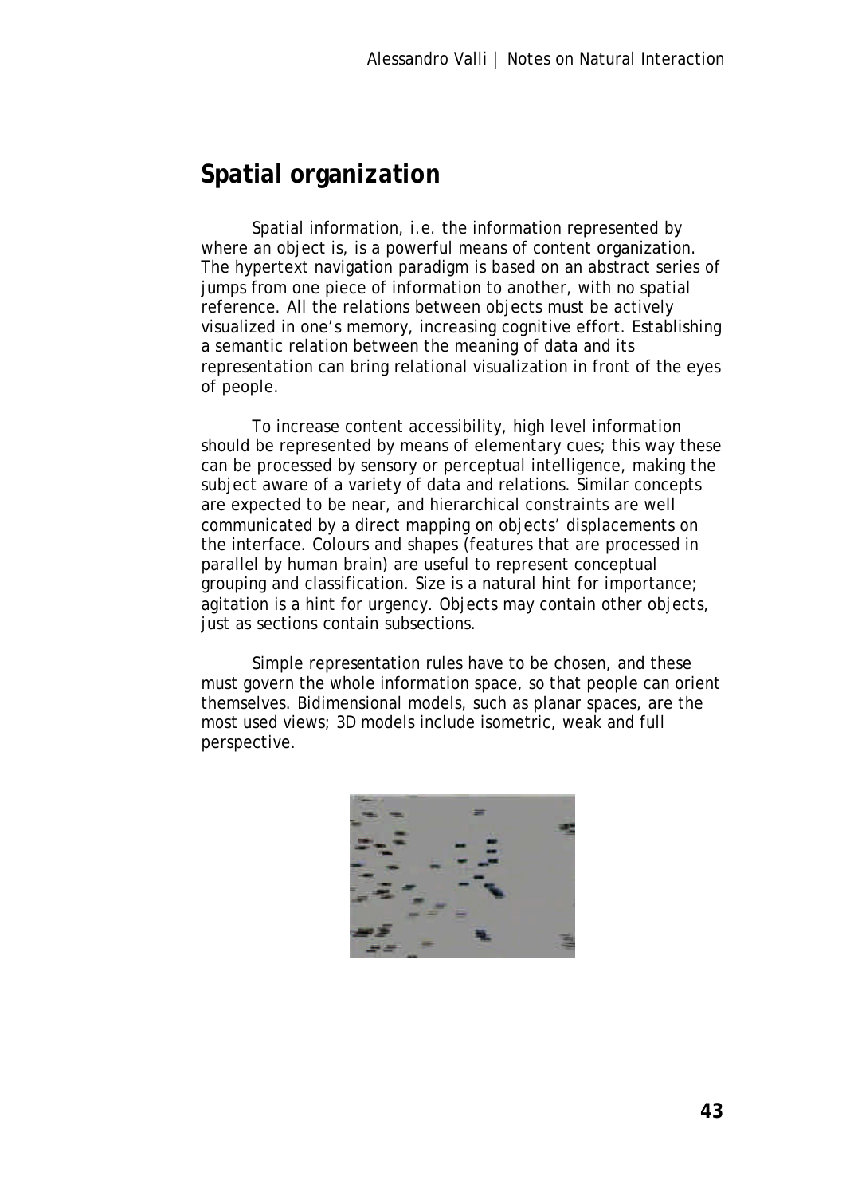## Spatial organization

Spatial information, i.e. the information represented by where an object is, is a powerful means of content organization. The hypertext navigation paradigm is based on an abstract series of jumps from one piece of information to another, with no spatial reference. All the relations between objects must be actively visualized in one's memory, increasing cognitive effort. Establishing a semantic relation between the meaning of data and its representation can bring relational visualization in front of the eyes of people.

To increase content accessibility, high level information should be represented by means of elementary cues; this way these can be processed by sensory or perceptual intelligence, making the subject aware of a variety of data and relations. Similar concepts are expected to be near, and hierarchical constraints are well communicated by a direct mapping on objects' displacements on the interface. Colours and shapes (features that are processed in parallel by human brain) are useful to represent conceptual grouping and classification. Size is a natural hint for importance; agitation is a hint for urgency. Objects may contain other objects, just as sections contain subsections.

Simple representation rules have to be chosen, and these must govern the whole information space, so that people can orient themselves. Bidimensional models, such as planar spaces, are the most used views; 3D models include isometric, weak and full perspective.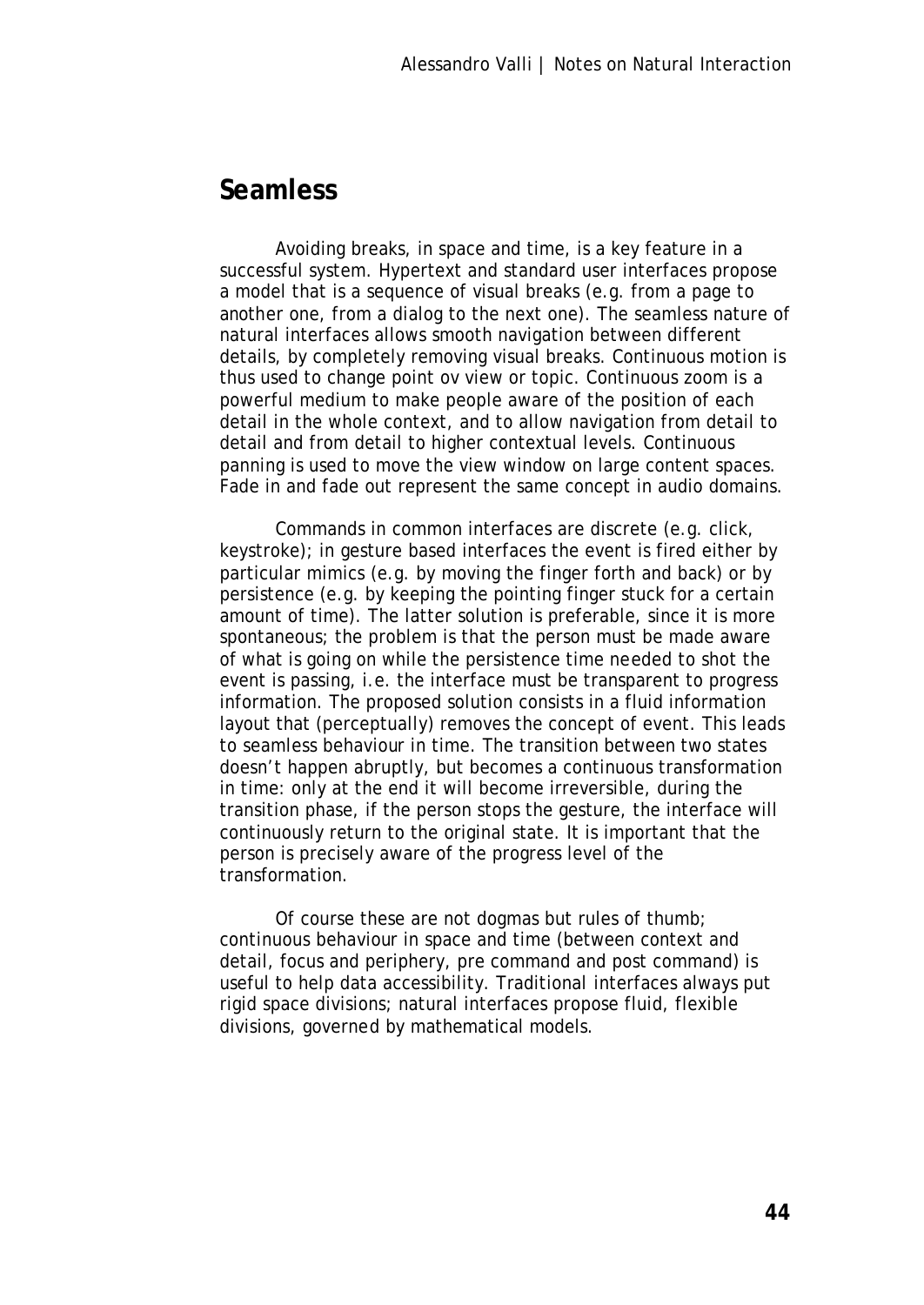## Seamless

Avoiding breaks, in space and time, is a key feature in a successful system. Hypertext and standard user interfaces propose a model that is a sequence of visual breaks (e.g. from a page to another one, from a dialog to the next one). The seamless nature of natural interfaces allows smooth navigation between different details, by completely removing visual breaks. Continuous motion is thus used to change point ov view or topic. Continuous zoom is a powerful medium to make people aware of the position of each detail in the whole context, and to allow navigation from detail to detail and from detail to higher contextual levels. Continuous panning is used to move the view window on large content spaces. Fade in and fade out represent the same concept in audio domains.

Commands in common interfaces are discrete (e.g. click, keystroke); in gesture based interfaces the event is fired either by particular mimics (e.g. by moving the finger forth and back) or by persistence (e.g. by keeping the pointing finger stuck for a certain amount of time). The latter solution is preferable, since it is more spontaneous; the problem is that the person must be made aware of what is going on while the persistence time needed to shot the event is passing, i.e. the interface must be transparent to progress information. The proposed solution consists in a fluid information layout that (perceptually) removes the concept of event. This leads to seamless behaviour in time. The transition between two states doesn't happen abruptly, but becomes a continuous transformation in time: only at the end it will become irreversible, during the transition phase, if the person stops the gesture, the interface will continuously return to the original state. It is important that the person is precisely aware of the progress level of the transformation.

Of course these are not dogmas but rules of thumb; continuous behaviour in space and time (between context and detail, focus and periphery, pre command and post command) is useful to help data accessibility. Traditional interfaces always put rigid space divisions; natural interfaces propose fluid, flexible divisions, governed by mathematical models.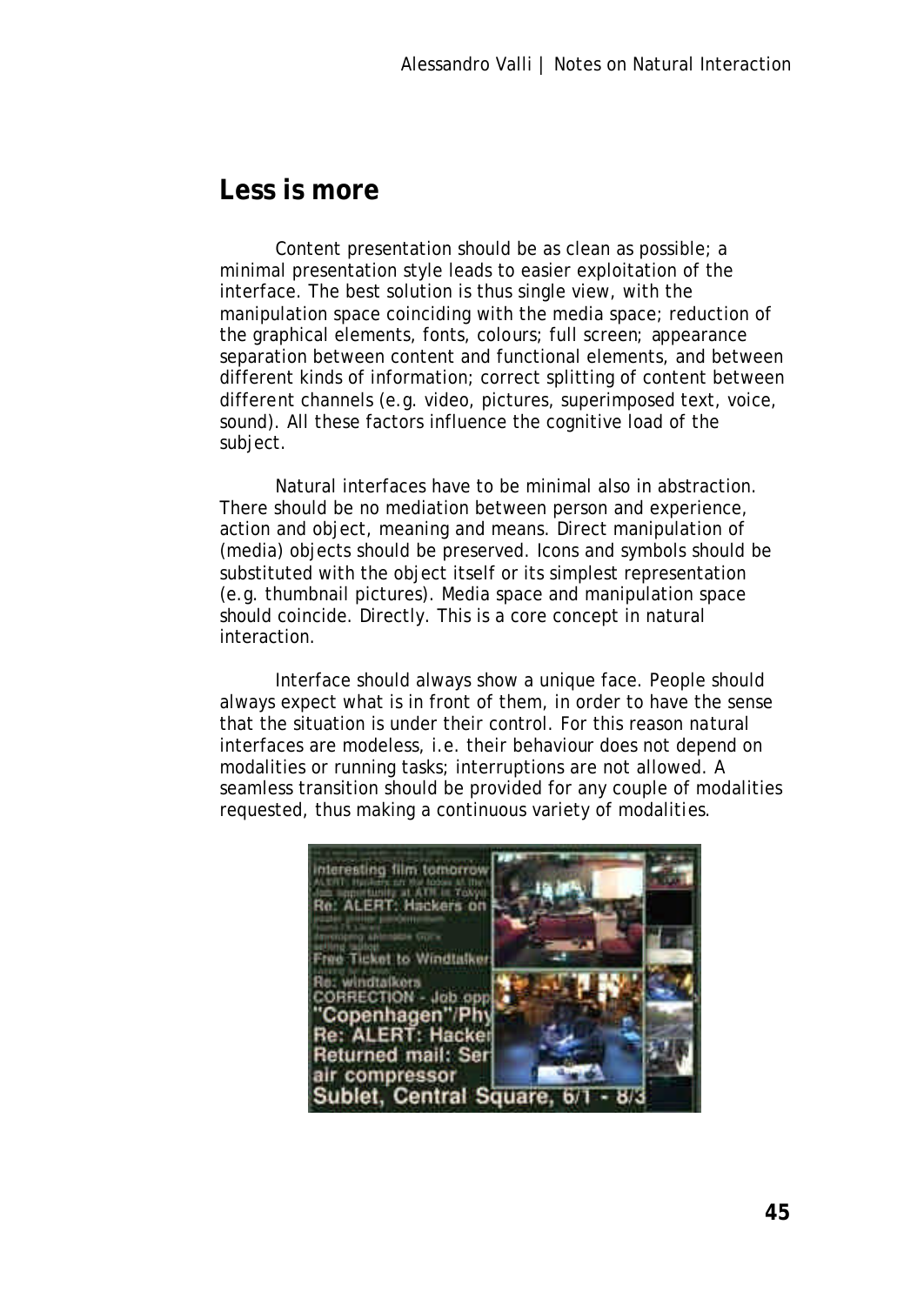## Less is more

Content presentation should be as clean as possible; a minimal presentation style leads to easier exploitation of the interface. The best solution is thus single view, with the manipulation space coinciding with the media space; reduction of the graphical elements, fonts, colours; full screen; appearance separation between content and functional elements, and between different kinds of information; correct splitting of content between different channels (e.g. video, pictures, superimposed text, voice, sound). All these factors influence the cognitive load of the subject.

Natural interfaces have to be minimal also in abstraction. There should be no mediation between person and experience, action and object, meaning and means. Direct manipulation of (media) objects should be preserved. Icons and symbols should be substituted with the object itself or its simplest representation (e.g. thumbnail pictures). Media space and manipulation space should coincide. Directly. This is a core concept in natural interaction.

Interface should always show a unique face. People should always expect what is in front of them, in order to have the sense that the situation is under their control. For this reason natural interfaces are modeless, i.e. their behaviour does not depend on modalities or running tasks; interruptions are not allowed. A seamless transition should be provided for any couple of modalities requested, thus making a continuous variety of modalities.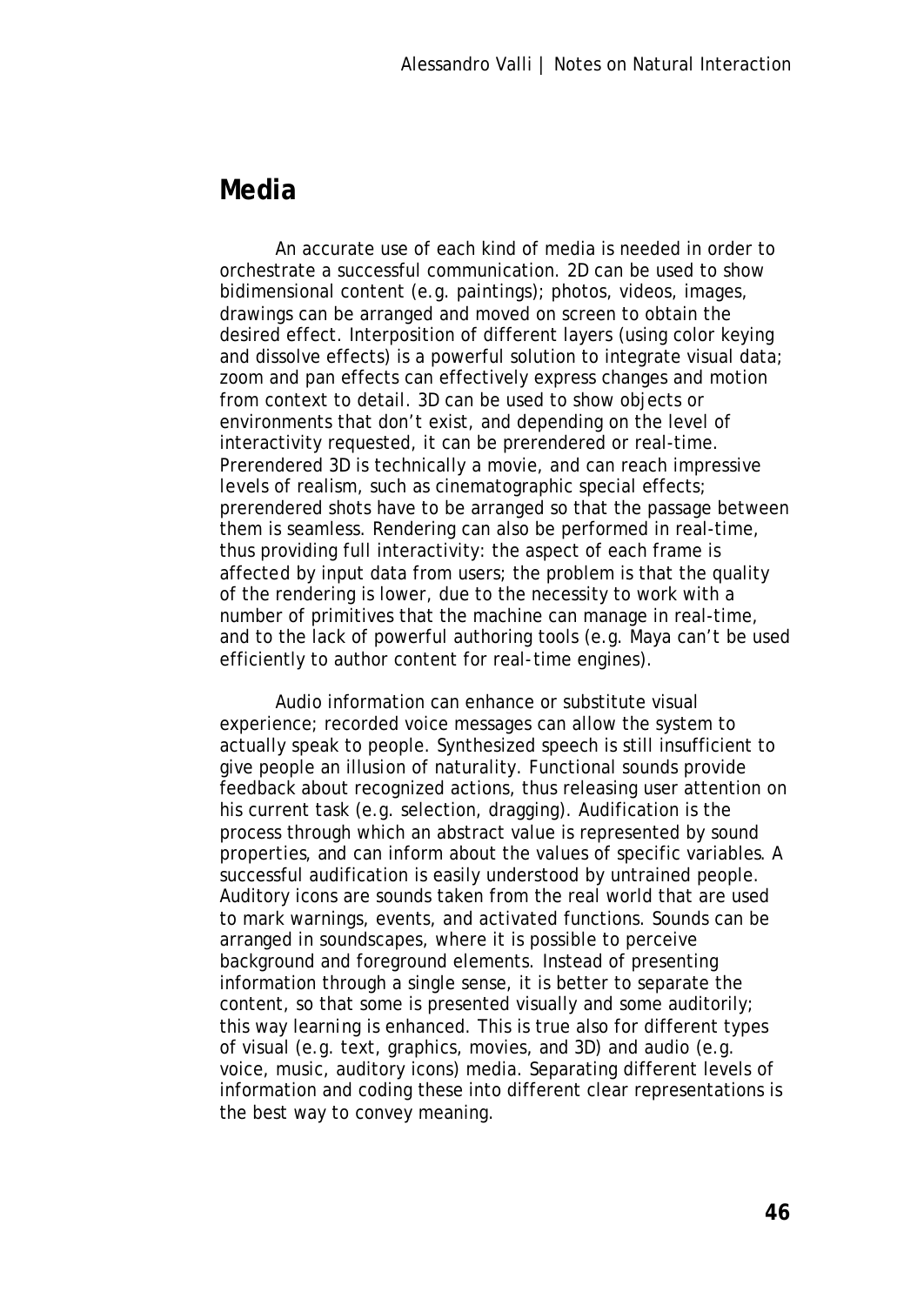## Media

An accurate use of each kind of media is needed in order to orchestrate a successful communication. 2D can be used to show bidimensional content (e.g. paintings); photos, videos, images, drawings can be arranged and moved on screen to obtain the desired effect. Interposition of different layers (using color keying and dissolve effects) is a powerful solution to integrate visual data; zoom and pan effects can effectively express changes and motion from context to detail. 3D can be used to show objects or environments that don't exist, and depending on the level of interactivity requested, it can be prerendered or real-time. Prerendered 3D is technically a movie, and can reach impressive levels of realism, such as cinematographic special effects; prerendered shots have to be arranged so that the passage between them is seamless. Rendering can also be performed in real-time, thus providing full interactivity: the aspect of each frame is affected by input data from users; the problem is that the quality of the rendering is lower, due to the necessity to work with a number of primitives that the machine can manage in real-time, and to the lack of powerful authoring tools (e.g. Maya can't be used efficiently to author content for real-time engines).

Audio information can enhance or substitute visual experience; recorded voice messages can allow the system to actually speak to people. Synthesized speech is still insufficient to give people an illusion of naturality. Functional sounds provide feedback about recognized actions, thus releasing user attention on his current task (e.g. selection, dragging). Audification is the process through which an abstract value is represented by sound properties, and can inform about the values of specific variables. A successful audification is easily understood by untrained people. Auditory icons are sounds taken from the real world that are used to mark warnings, events, and activated functions. Sounds can be arranged in soundscapes, where it is possible to perceive background and foreground elements. Instead of presenting information through a single sense, it is better to separate the content, so that some is presented visually and some auditorily; this way learning is enhanced. This is true also for different types of visual (e.g. text, graphics, movies, and 3D) and audio (e.g. voice, music, auditory icons) media. Separating different levels of information and coding these into different clear representations is the best way to convey meaning.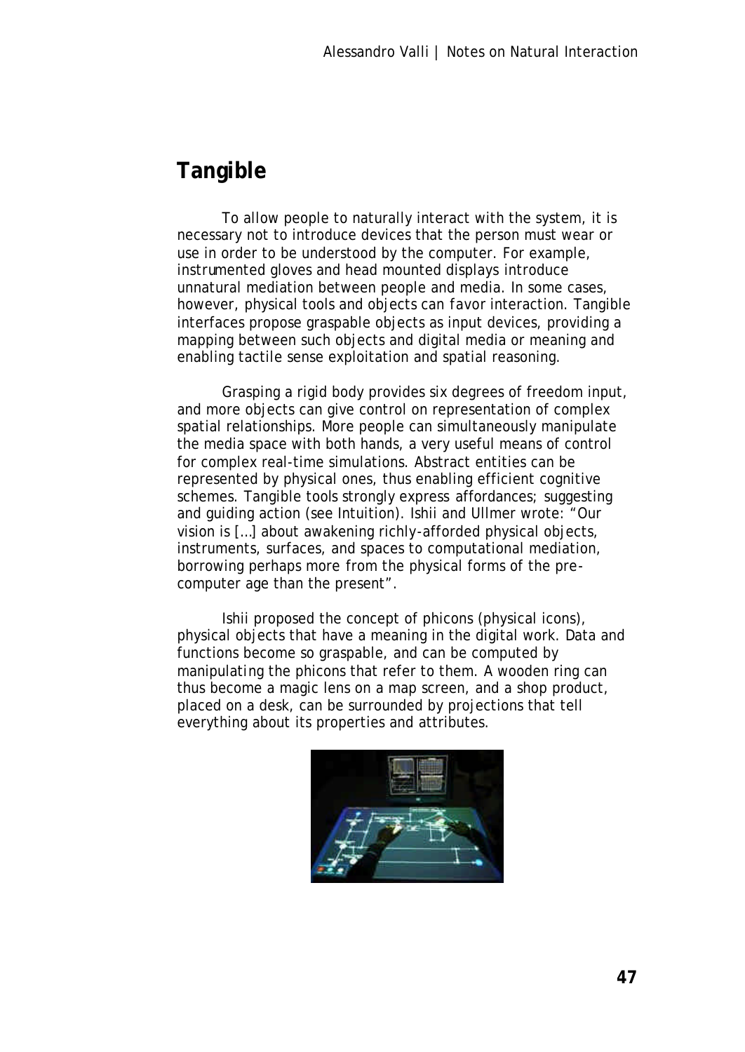## Tangible

To allow people to naturally interact with the system, it is necessary not to introduce devices that the person must wear or use in order to be understood by the computer. For example, instrumented gloves and head mounted displays introduce unnatural mediation between people and media. In some cases, however, physical tools and objects can favor interaction. Tangible interfaces propose graspable objects as input devices, providing a mapping between such objects and digital media or meaning and enabling tactile sense exploitation and spatial reasoning.

Grasping a rigid body provides six degrees of freedom input, and more objects can give control on representation of complex spatial relationships. More people can simultaneously manipulate the media space with both hands, a very useful means of control for complex real-time simulations. Abstract entities can be represented by physical ones, thus enabling efficient cognitive schemes. Tangible tools strongly express affordances; suggesting and guiding action (see Intuition). Ishii and Ullmer wrote: "Our vision is […] about awakening richly-afforded physical objects, instruments, surfaces, and spaces to computational mediation, borrowing perhaps more from the physical forms of the pre-computer age than the present".

Ishii proposed the concept of phicons (physical icons), physical objects that have a meaning in the digital work. Data and functions become so graspable, and can be computed by manipulating the phicons that refer to them. A wooden ring can thus become a magic lens on a map screen, and a shop product, placed on a desk, can be surrounded by projections that tell everything about its properties and attributes.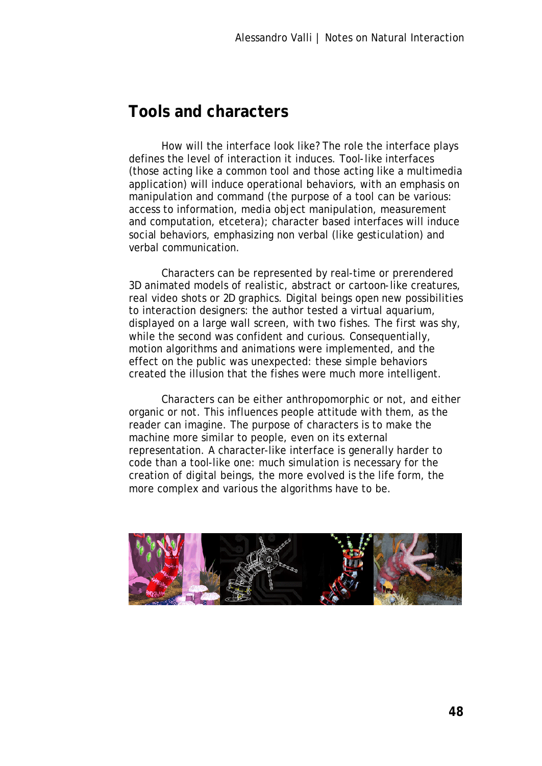## Tools and characters

How will the interface look like? The role the interface plays defines the level of interaction it induces. Tool-like interfaces (those acting like a common tool and those acting like a multimedia application) will induce operational behaviors, with an emphasis on manipulation and command (the purpose of a tool can be various: access to information, media object manipulation, measurement and computation, etcetera); character based interfaces will induce social behaviors, emphasizing non verbal (like gesticulation) and verbal communication.

Characters can be represented by real-time or prerendered 3D animated models of realistic, abstract or cartoon-like creatures, real video shots or 2D graphics. Digital beings open new possibilities to interaction designers: the author tested a virtual aquarium, displayed on a large wall screen, with two fishes. The first was shy, while the second was confident and curious. Consequentially, motion algorithms and animations were implemented, and the effect on the public was unexpected: these simple behaviors created the illusion that the fishes were much more intelligent.

Characters can be either anthropomorphic or not, and either organic or not. This influences people attitude with them, as the reader can imagine. The purpose of characters is to make the machine more similar to people, even on its external representation. A character-like interface is generally harder to code than a tool-like one: much simulation is necessary for the creation of digital beings, the more evolved is the life form, the more complex and various the algorithms have to be.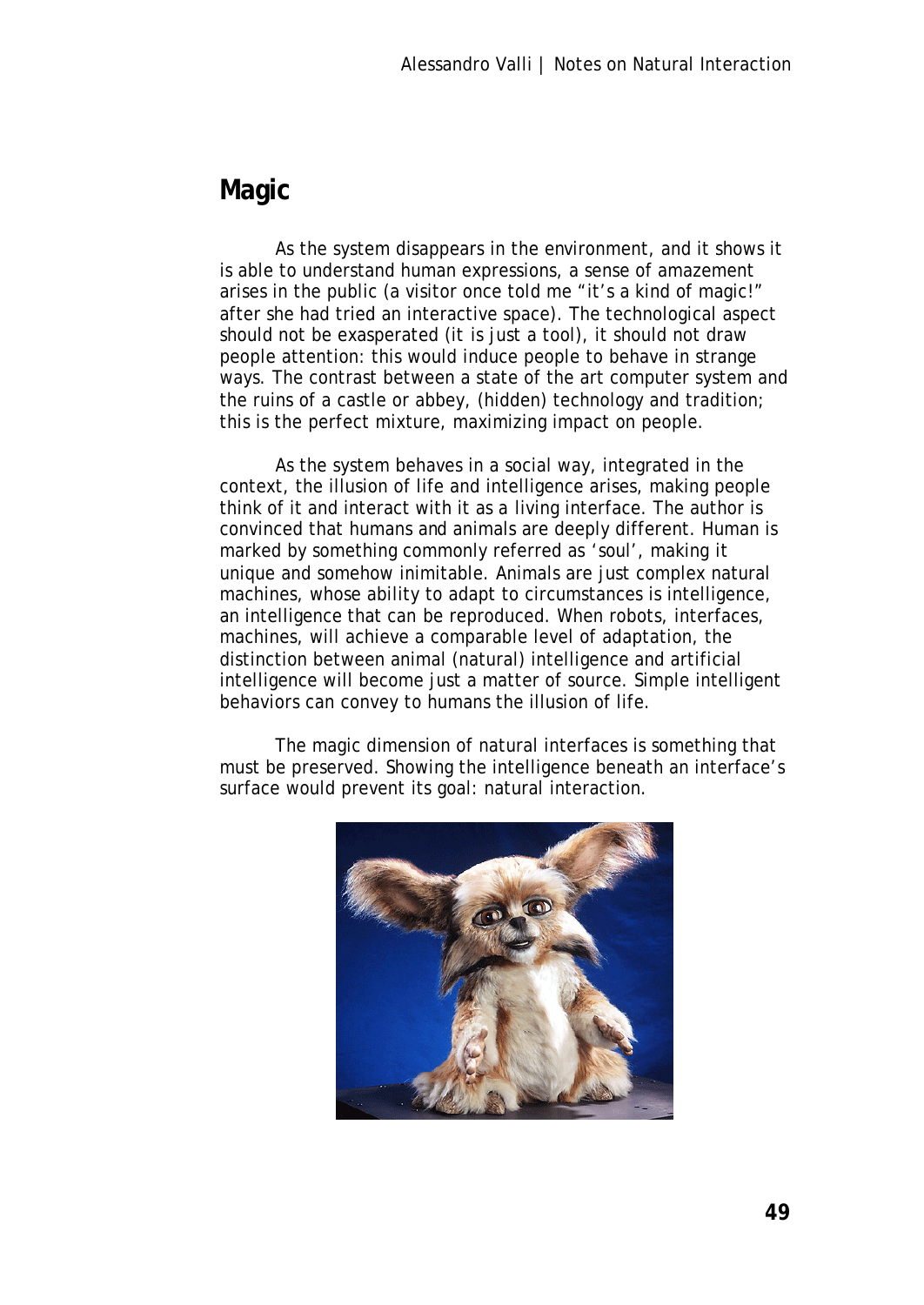## Magic

As the system disappears in the environment, and it shows it is able to understand human expressions, a sense of amazement arises in the public (a visitor once told me "it's a kind of magic!" after she had tried an interactive space). The technological aspect should not be exasperated (it is just a tool), it should not draw people attention: this would induce people to behave in strange ways. The contrast between a state of the art computer system and the ruins of a castle or abbey, (hidden) technology and tradition; this is the perfect mixture, maximizing impact on people.

As the system behaves in a social way, integrated in the context, the illusion of life and intelligence arises, making people think of it and interact with it as a living interface. The author is convinced that humans and animals are deeply different. Human is marked by something commonly referred as 'soul', making it unique and somehow inimitable. Animals are just complex natural machines, whose ability to adapt to circumstances is intelligence, an intelligence that can be reproduced. When robots, interfaces, machines, will achieve a comparable level of adaptation, the distinction between animal (natural) intelligence and artificial intelligence will become just a matter of source. Simple intelligent behaviors can convey to humans the illusion of life.

The magic dimension of natural interfaces is something that must be preserved. Showing the intelligence beneath an interface's surface would prevent its goal: natural interaction.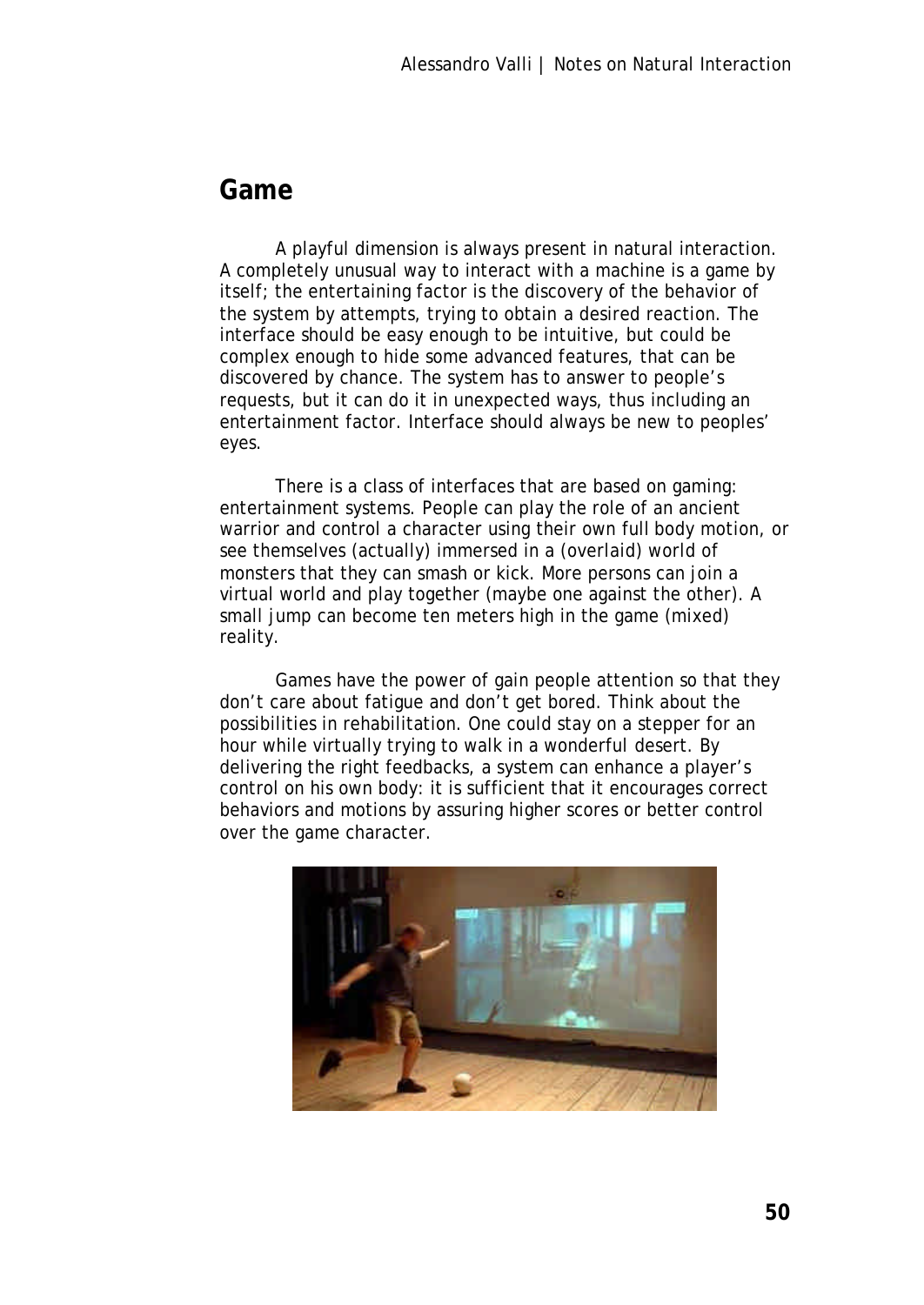## Game

A playful dimension is always present in natural interaction. A completely unusual way to interact with a machine is a game by itself; the entertaining factor is the discovery of the behavior of the system by attempts, trying to obtain a desired reaction. The interface should be easy enough to be intuitive, but could be complex enough to hide some advanced features, that can be discovered by chance. The system has to answer to people's requests, but it can do it in unexpected ways, thus including an entertainment factor. Interface should always be new to peoples' eyes.

There is a class of interfaces that are based on gaming: entertainment systems. People can play the role of an ancient warrior and control a character using their own full body motion, or see themselves (actually) immersed in a (overlaid) world of monsters that they can smash or kick. More persons can join a virtual world and play together (maybe one against the other). A small jump can become ten meters high in the game (mixed) reality.

Games have the power of gain people attention so that they don't care about fatigue and don't get bored. Think about the possibilities in rehabilitation. One could stay on a stepper for an hour while virtually trying to walk in a wonderful desert. By delivering the right feedbacks, a system can enhance a player's control on his own body: it is sufficient that it encourages correct behaviors and motions by assuring higher scores or better control over the game character.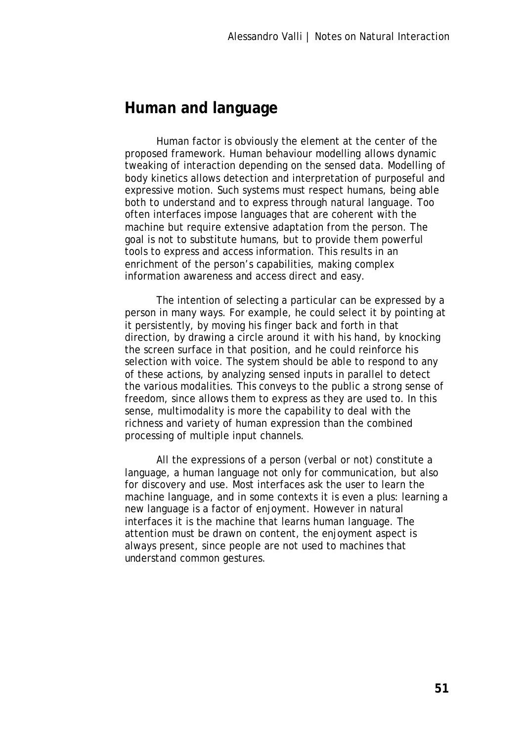## Human and language

Human factor is obviously the element at the center of the proposed framework. Human behaviour modelling allows dynamic tweaking of interaction depending on the sensed data. Modelling of body kinetics allows detection and interpretation of purposeful and expressive motion. Such systems must respect humans, being able both to understand and to express through natural language. Too often interfaces impose languages that are coherent with the machine but require extensive adaptation from the person. The goal is not to substitute humans, but to provide them powerful tools to express and access information. This results in an enrichment of the person's capabilities, making complex information awareness and access direct and easy.

The intention of selecting a particular can be expressed by a person in many ways. For example, he could select it by pointing at it persistently, by moving his finger back and forth in that direction, by drawing a circle around it with his hand, by knocking the screen surface in that position, and he could reinforce his selection with voice. The system should be able to respond to any of these actions, by analyzing sensed inputs in parallel to detect the various modalities. This conveys to the public a strong sense of freedom, since allows them to express as they are used to. In this sense, multimodality is more the capability to deal with the richness and variety of human expression than the combined processing of multiple input channels.

All the expressions of a person (verbal or not) constitute a language, a human language not only for communication, but also for discovery and use. Most interfaces ask the user to learn the machine language, and in some contexts it is even a plus: learning a new language is a factor of enjoyment. However in natural interfaces it is the machine that learns human language. The attention must be drawn on content, the enjoyment aspect is always present, since people are not used to machines that understand common gestures.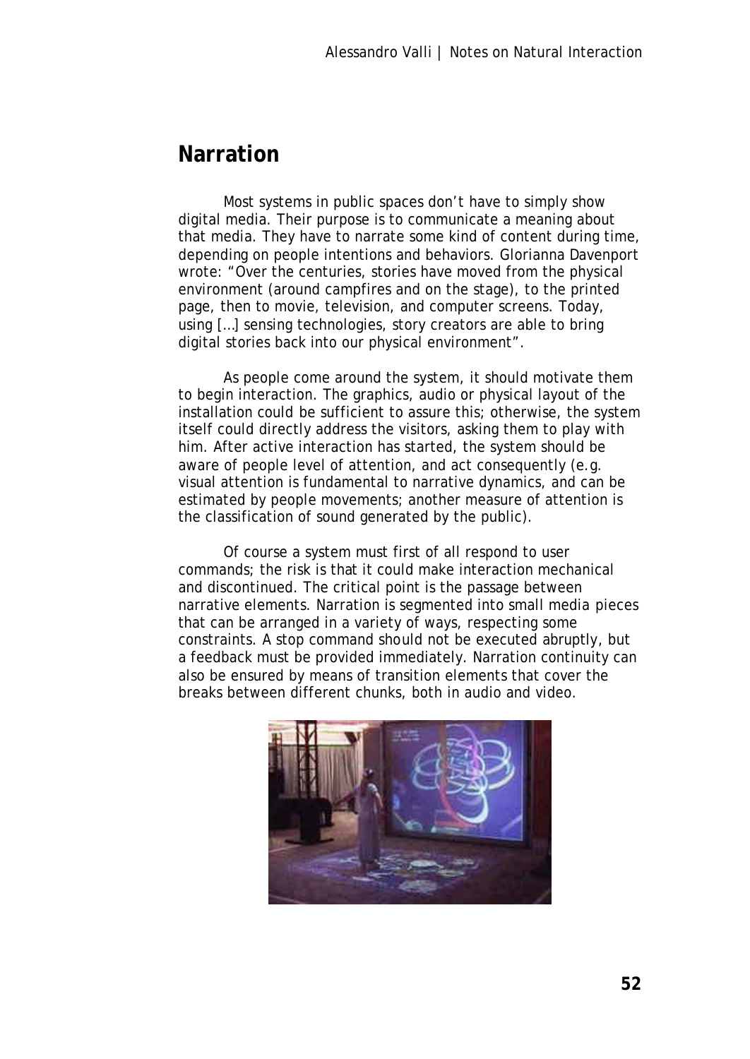## Narration

Most systems in public spaces don't have to simply show digital media. Their purpose is to communicate a meaning about that media. They have to narrate some kind of content during time, depending on people intentions and behaviors. Glorianna Davenport wrote: "Over the centuries, stories have moved from the physical environment (around campfires and on the stage), to the printed page, then to movie, television, and computer screens. Today, using […] sensing technologies, story creators are able to bring digital stories back into our physical environment".

As people come around the system, it should motivate them to begin interaction. The graphics, audio or physical layout of the installation could be sufficient to assure this; otherwise, the system itself could directly address the visitors, asking them to play with him. After active interaction has started, the system should be aware of people level of attention, and act consequently (e.g. visual attention is fundamental to narrative dynamics, and can be estimated by people movements; another measure of attention is the classification of sound generated by the public).

Of course a system must first of all respond to user commands; the risk is that it could make interaction mechanical and discontinued. The critical point is the passage between narrative elements. Narration is segmented into small media pieces that can be arranged in a variety of ways, respecting some constraints. A stop command should not be executed abruptly, but a feedback must be provided immediately. Narration continuity can also be ensured by means of transition elements that cover the breaks between different chunks, both in audio and video.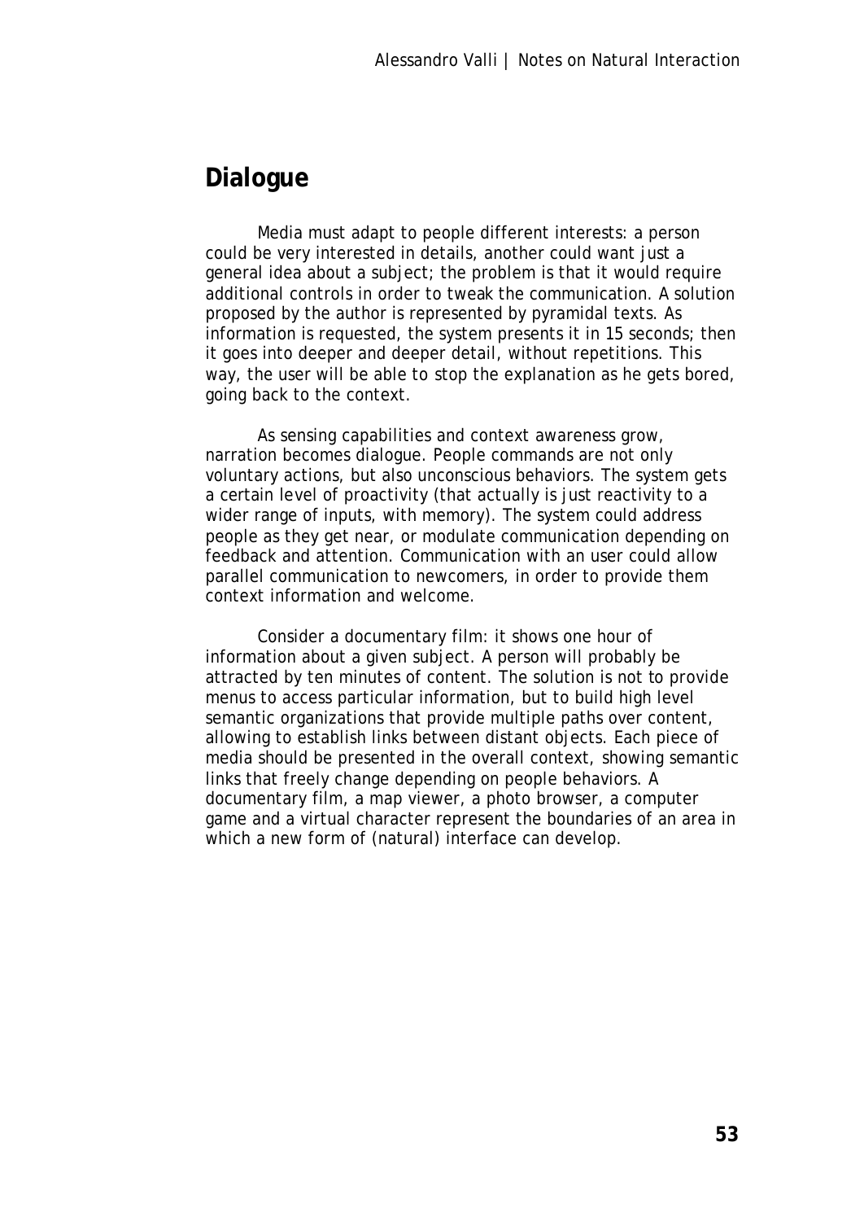## Dialogue

Media must adapt to people different interests: a person could be very interested in details, another could want just a general idea about a subject; the problem is that it would require additional controls in order to tweak the communication. A solution proposed by the author is represented by pyramidal texts. As information is requested, the system presents it in 15 seconds; then it goes into deeper and deeper detail, without repetitions. This way, the user will be able to stop the explanation as he gets bored, going back to the context.

As sensing capabilities and context awareness grow, narration becomes dialogue. People commands are not only voluntary actions, but also unconscious behaviors. The system gets a certain level of proactivity (that actually is just reactivity to a wider range of inputs, with memory). The system could address people as they get near, or modulate communication depending on feedback and attention. Communication with an user could allow parallel communication to newcomers, in order to provide them context information and welcome.

Consider a documentary film: it shows one hour of information about a given subject. A person will probably be attracted by ten minutes of content. The solution is not to provide menus to access particular information, but to build high level semantic organizations that provide multiple paths over content, allowing to establish links between distant objects. Each piece of media should be presented in the overall context, showing semantic links that freely change depending on people behaviors. A documentary film, a map viewer, a photo browser, a computer game and a virtual character represent the boundaries of an area in which a new form of (natural) interface can develop.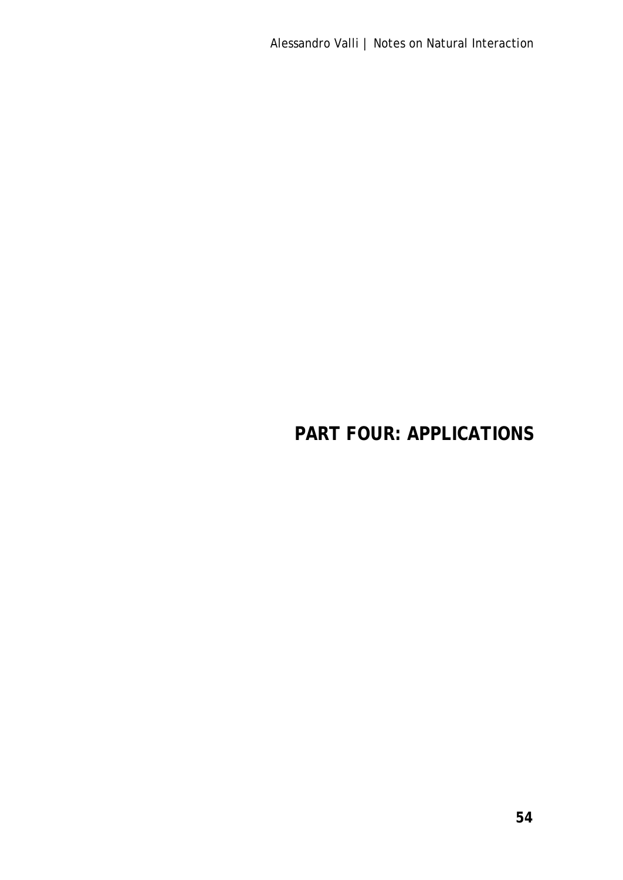# PART FOUR: APPLICATIONS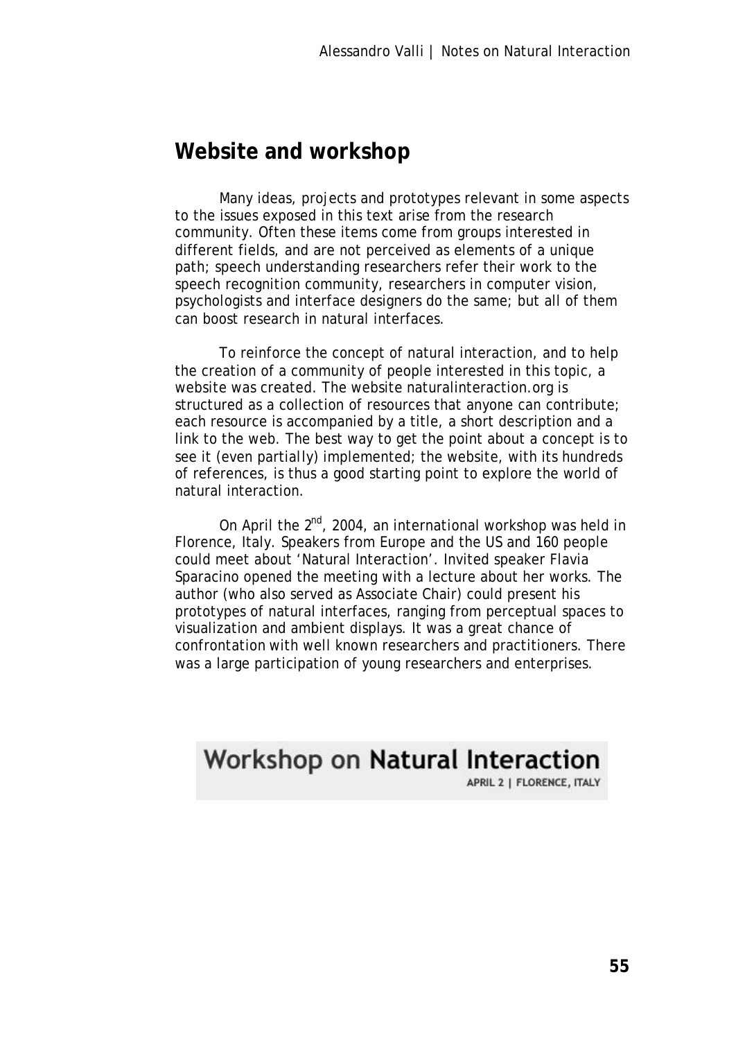## Website and workshop

Many ideas, projects and prototypes relevant in some aspects to the issues exposed in this text arise from the research community. Often these items come from groups interested in different fields, and are not perceived as elements of a unique path; speech understanding researchers refer their work to the speech recognition community, researchers in computer vision, psychologists and interface designers do the same; but all of them can boost research in natural interfaces.

To reinforce the concept of natural interaction, and to help the creation of a community of people interested in this topic, a website was created. The website naturalinteraction.org is structured as a collection of resources that anyone can contribute; each resource is accompanied by a title, a short description and a link to the web. The best way to get the point about a concept is to see it (even partially) implemented; the website, with its hundreds of references, is thus a good starting point to explore the world of natural interaction.

On April the 2nd, 2004, an international workshop was held in Florence, Italy. Speakers from Europe and the US and 160 people could meet about 'Natural Interaction'. Invited speaker Flavia Sparacino opened the meeting with a lecture about her works. The author (who also served as Associate Chair) could present his prototypes of natural interfaces, ranging from perceptual spaces to visualization and ambient displays. It was a great chance of confrontation with well known researchers and practitioners. There was a large participation of young researchers and enterprises.

**Workshop on Natural Interaction**

APRIL 2 | FLORENCE, ITALY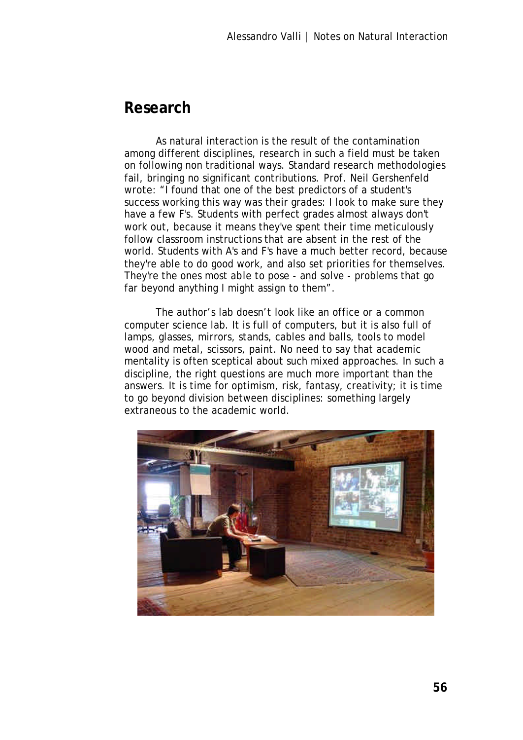## Research

As natural interaction is the result of the contamination among different disciplines, research in such a field must be taken on following non traditional ways. Standard research methodologies fail, bringing no significant contributions. Prof. Neil Gershenfeld wrote: "I found that one of the best predictors of a student's success working this way was their grades: I look to make sure they have a few F's. Students with perfect grades almost always don't work out, because it means they've spent their time meticulously follow classroom instructions that are absent in the rest of the world. Students with A's and F's have a much better record, because they're able to do good work, and also set priorities for themselves. They're the ones most able to pose - and solve - problems that go far beyond anything I might assign to them".

The author's lab doesn't look like an office or a common computer science lab. It is full of computers, but it is also full of lamps, glasses, mirrors, stands, cables and balls, tools to model wood and metal, scissors, paint. No need to say that academic mentality is often sceptical about such mixed approaches. In such a discipline, the right questions are much more important than the answers. It is time for optimism, risk, fantasy, creativity; it is time to go beyond division between disciplines: something largely extraneous to the academic world.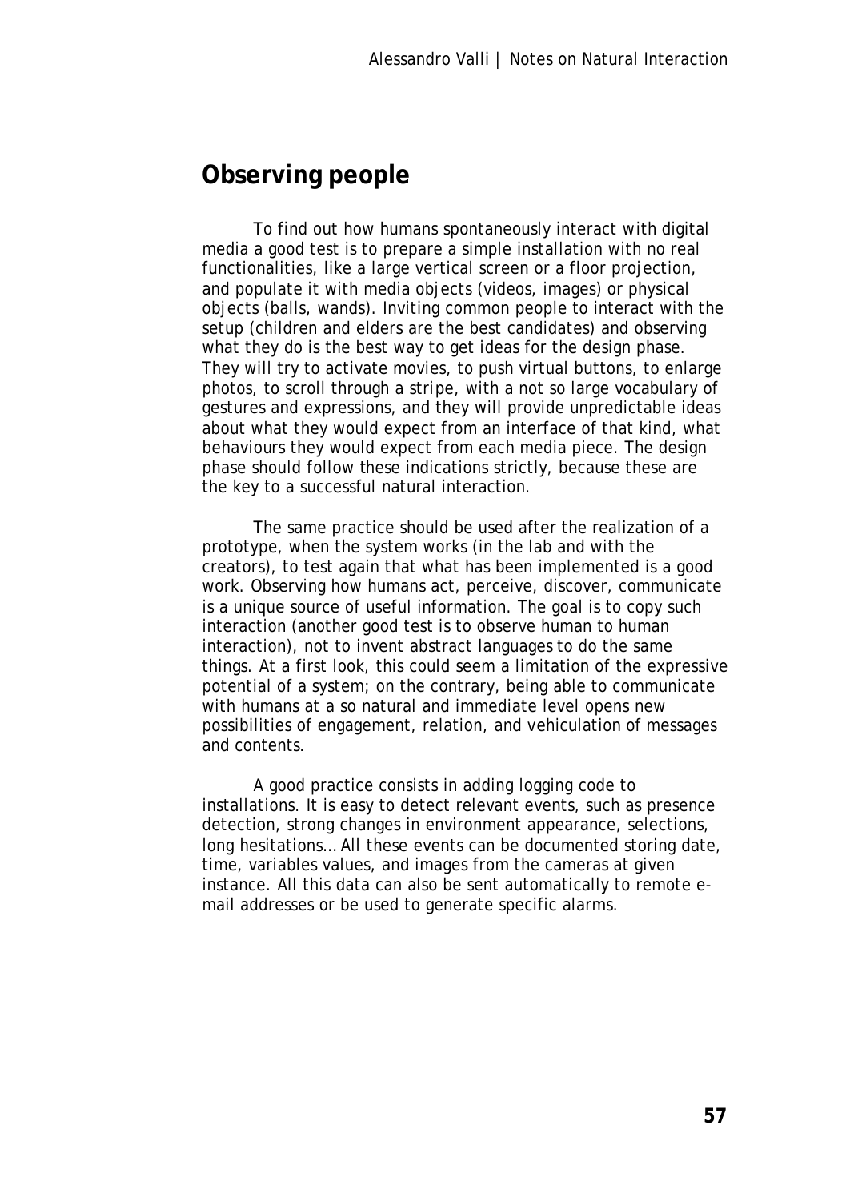## Observing people

To find out how humans spontaneously interact with digital media a good test is to prepare a simple installation with no real functionalities, like a large vertical screen or a floor projection, and populate it with media objects (videos, images) or physical objects (balls, wands). Inviting common people to interact with the setup (children and elders are the best candidates) and observing what they do is the best way to get ideas for the design phase. They will try to activate movies, to push virtual buttons, to enlarge photos, to scroll through a stripe, with a not so large vocabulary of gestures and expressions, and they will provide unpredictable ideas about what they would expect from an interface of that kind, what behaviours they would expect from each media piece. The design phase should follow these indications strictly, because these are the key to a successful natural interaction.

The same practice should be used after the realization of a prototype, when the system works (in the lab and with the creators), to test again that what has been implemented is a good work. Observing how humans act, perceive, discover, communicate is a unique source of useful information. The goal is to copy such interaction (another good test is to observe human to human interaction), not to invent abstract languages to do the same things. At a first look, this could seem a limitation of the expressive potential of a system; on the contrary, being able to communicate with humans at a so natural and immediate level opens new possibilities of engagement, relation, and vehiculation of messages and contents.

A good practice consists in adding logging code to installations. It is easy to detect relevant events, such as presence detection, strong changes in environment appearance, selections, long hesitations… All these events can be documented storing date, time, variables values, and images from the cameras at given instance. All this data can also be sent automatically to remote e-mail addresses or be used to generate specific alarms.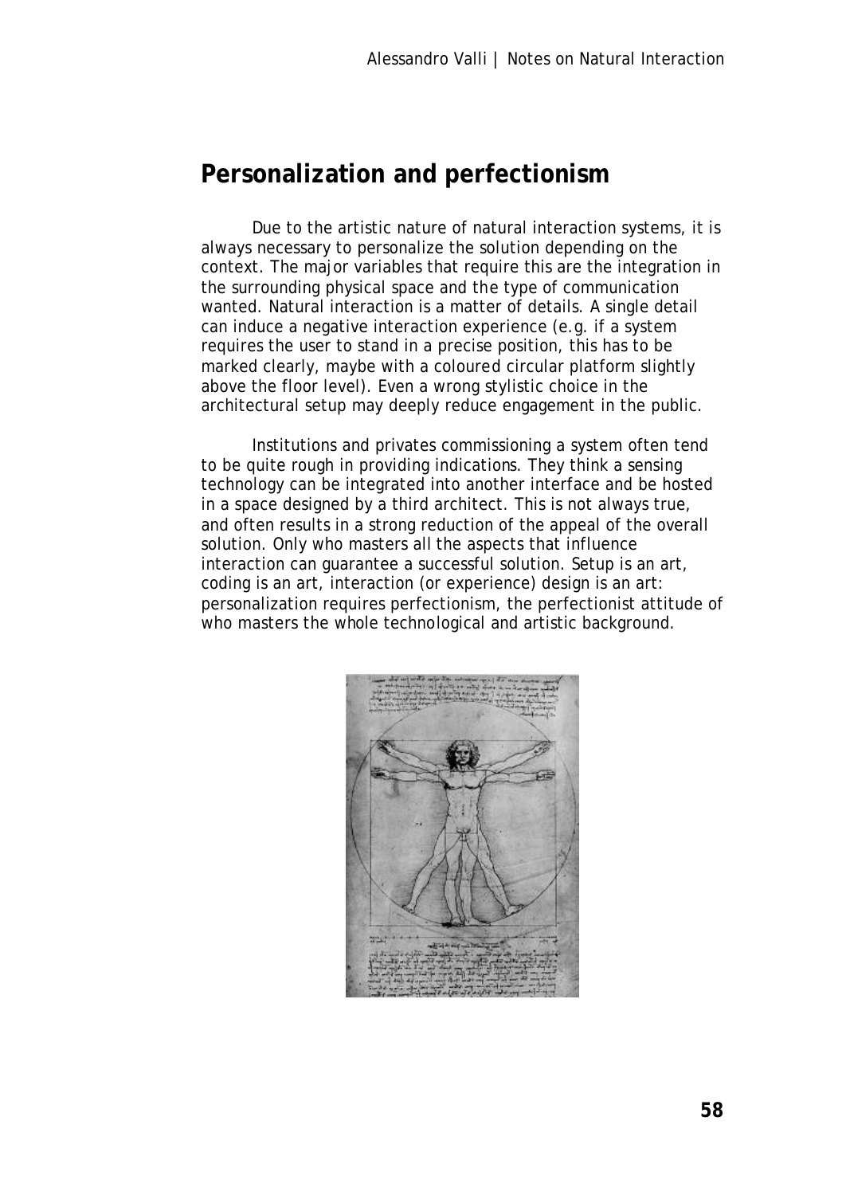## Personalization and perfectionism

Due to the artistic nature of natural interaction systems, it is always necessary to personalize the solution depending on the context. The major variables that require this are the integration in the surrounding physical space and the type of communication wanted. Natural interaction is a matter of details. A single detail can induce a negative interaction experience (e.g. if a system requires the user to stand in a precise position, this has to be marked clearly, maybe with a coloured circular platform slightly above the floor level). Even a wrong stylistic choice in the architectural setup may deeply reduce engagement in the public.

Institutions and privates commissioning a system often tend to be quite rough in providing indications. They think a sensing technology can be integrated into another interface and be hosted in a space designed by a third architect. This is not always true, and often results in a strong reduction of the appeal of the overall solution. Only who masters all the aspects that influence interaction can guarantee a successful solution. Setup is an art, coding is an art, interaction (or experience) design is an art: personalization requires perfectionism, the perfectionist attitude of who masters the whole technological and artistic background.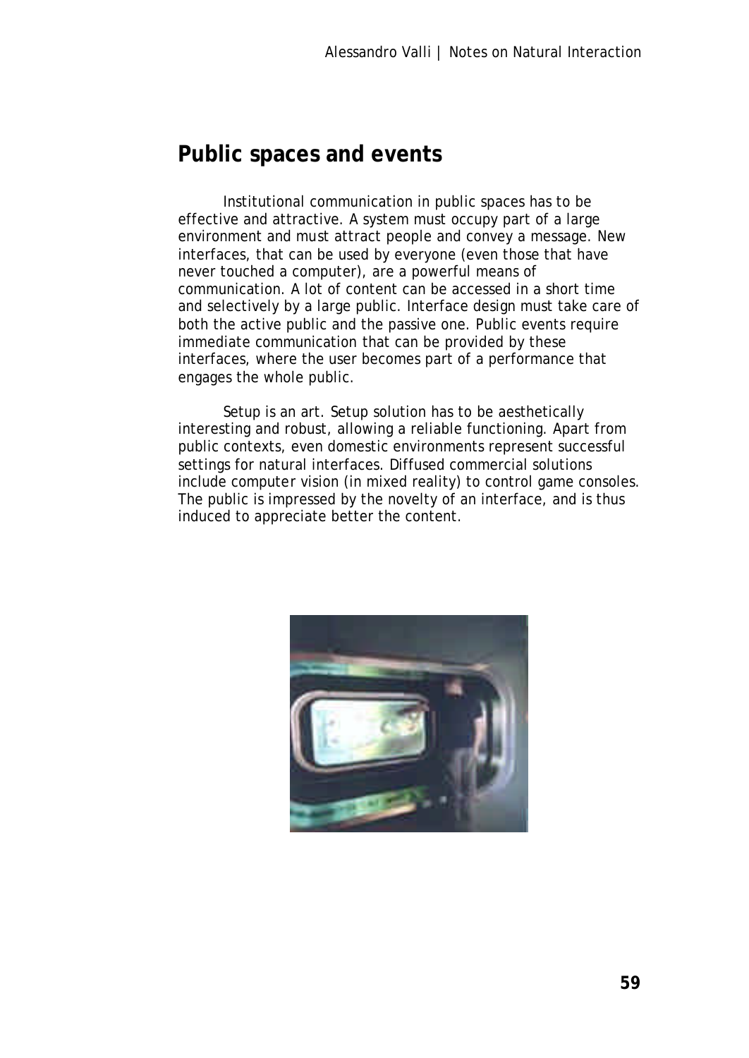## Public spaces and events

Institutional communication in public spaces has to be effective and attractive. A system must occupy part of a large environment and must attract people and convey a message. New interfaces, that can be used by everyone (even those that have never touched a computer), are a powerful means of communication. A lot of content can be accessed in a short time and selectively by a large public. Interface design must take care of both the active public and the passive one. Public events require immediate communication that can be provided by these interfaces, where the user becomes part of a performance that engages the whole public.

Setup is an art. Setup solution has to be aesthetically interesting and robust, allowing a reliable functioning. Apart from public contexts, even domestic environments represent successful settings for natural interfaces. Diffused commercial solutions include computer vision (in mixed reality) to control game consoles. The public is impressed by the novelty of an interface, and is thus induced to appreciate better the content.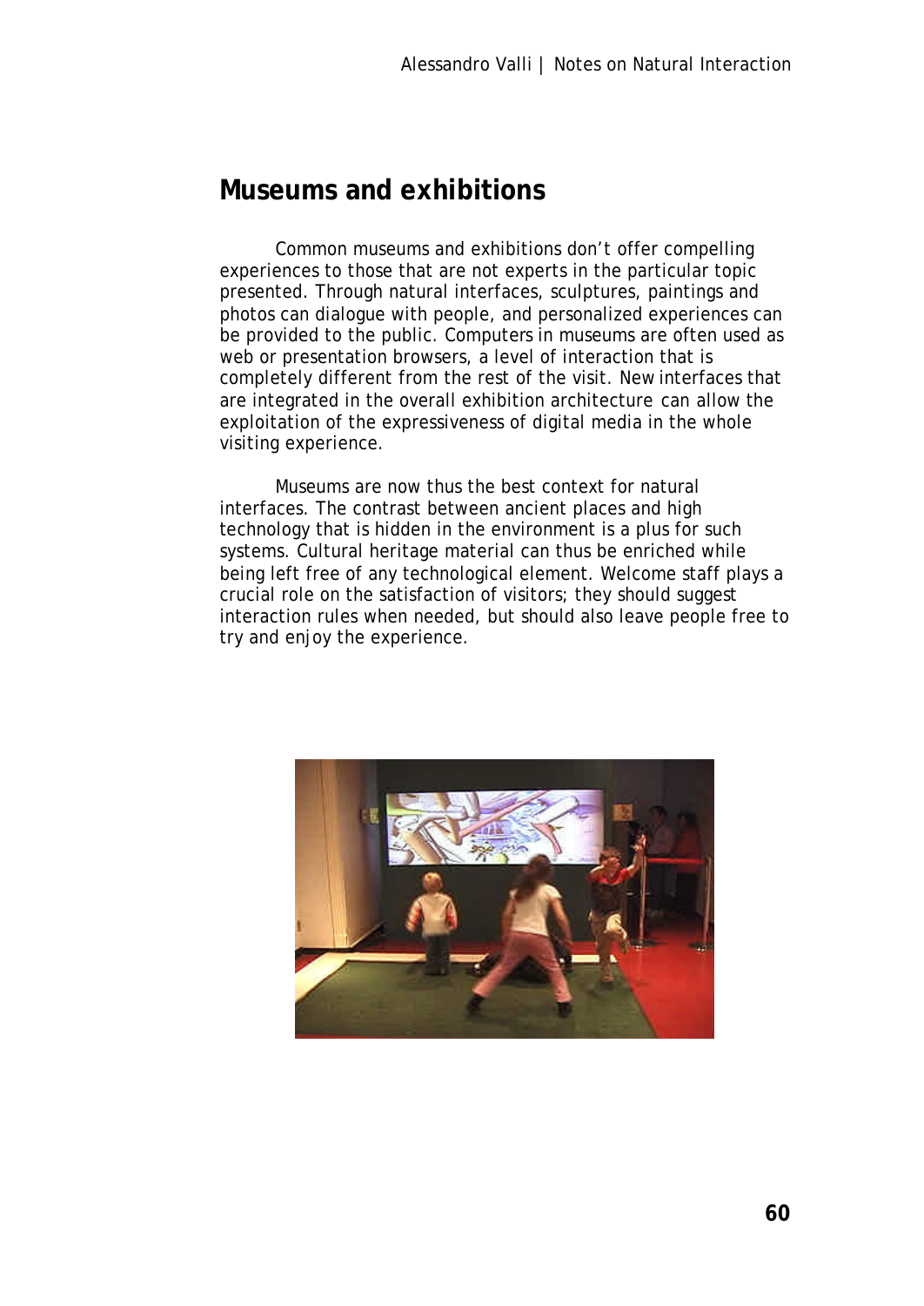## Museums and exhibitions

Common museums and exhibitions don't offer compelling experiences to those that are not experts in the particular topic presented. Through natural interfaces, sculptures, paintings and photos can dialogue with people, and personalized experiences can be provided to the public. Computers in museums are often used as web or presentation browsers, a level of interaction that is completely different from the rest of the visit. New interfaces that are integrated in the overall exhibition architecture can allow the exploitation of the expressiveness of digital media in the whole visiting experience.

Museums are now thus the best context for natural interfaces. The contrast between ancient places and high technology that is hidden in the environment is a plus for such systems. Cultural heritage material can thus be enriched while being left free of any technological element. Welcome staff plays a crucial role on the satisfaction of visitors; they should suggest interaction rules when needed, but should also leave people free to try and enjoy the experience.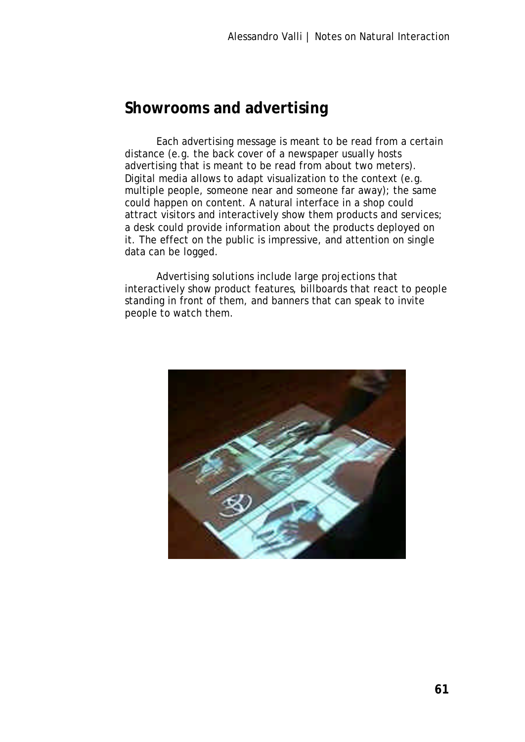## Showrooms and advertising

Each advertising message is meant to be read from a certain distance (e.g. the back cover of a newspaper usually hosts advertising that is meant to be read from about two meters). Digital media allows to adapt visualization to the context (e.g. multiple people, someone near and someone far away); the same could happen on content. A natural interface in a shop could attract visitors and interactively show them products and services; a desk could provide information about the products deployed on it. The effect on the public is impressive, and attention on single data can be logged.

Advertising solutions include large projections that interactively show product features, billboards that react to people standing in front of them, and banners that can speak to invite people to watch them.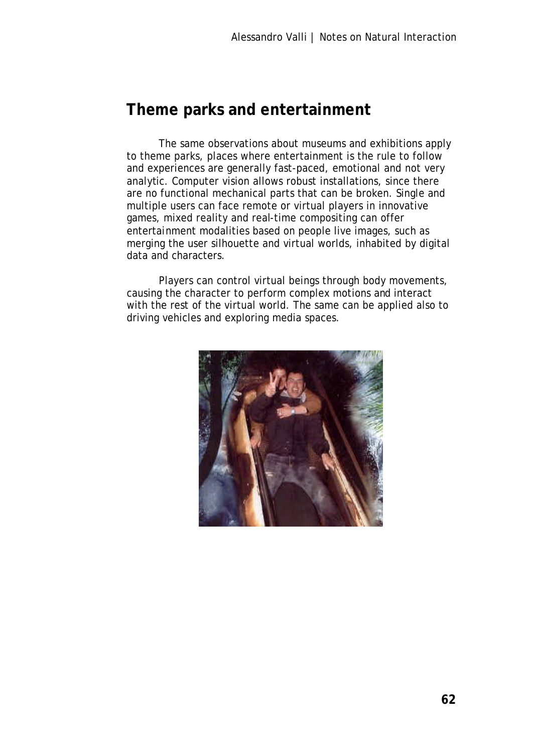## Theme parks and entertainment

The same observations about museums and exhibitions apply to theme parks, places where entertainment is the rule to follow and experiences are generally fast-paced, emotional and not very analytic. Computer vision allows robust installations, since there are no functional mechanical parts that can be broken. Single and multiple users can face remote or virtual players in innovative games, mixed reality and real-time compositing can offer entertainment modalities based on people live images, such as merging the user silhouette and virtual worlds, inhabited by digital data and characters.

Players can control virtual beings through body movements, causing the character to perform complex motions and interact with the rest of the virtual world. The same can be applied also to driving vehicles and exploring media spaces.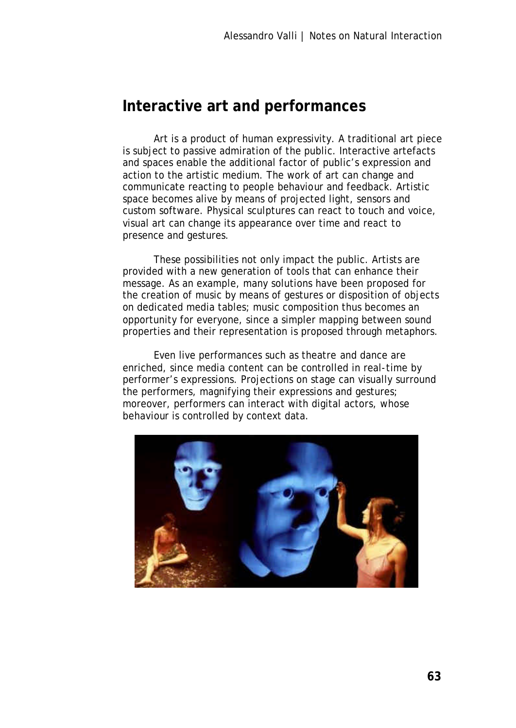## Interactive art and performances

Art is a product of human expressivity. A traditional art piece is subject to passive admiration of the public. Interactive artefacts and spaces enable the additional factor of public's expression and action to the artistic medium. The work of art can change and communicate reacting to people behaviour and feedback. Artistic space becomes alive by means of projected light, sensors and custom software. Physical sculptures can react to touch and voice, visual art can change its appearance over time and react to presence and gestures.

These possibilities not only impact the public. Artists are provided with a new generation of tools that can enhance their message. As an example, many solutions have been proposed for the creation of music by means of gestures or disposition of objects on dedicated media tables; music composition thus becomes an opportunity for everyone, since a simpler mapping between sound properties and their representation is proposed through metaphors.

Even live performances such as theatre and dance are enriched, since media content can be controlled in real-time by performer's expressions. Projections on stage can visually surround the performers, magnifying their expressions and gestures; moreover, performers can interact with digital actors, whose behaviour is controlled by context data.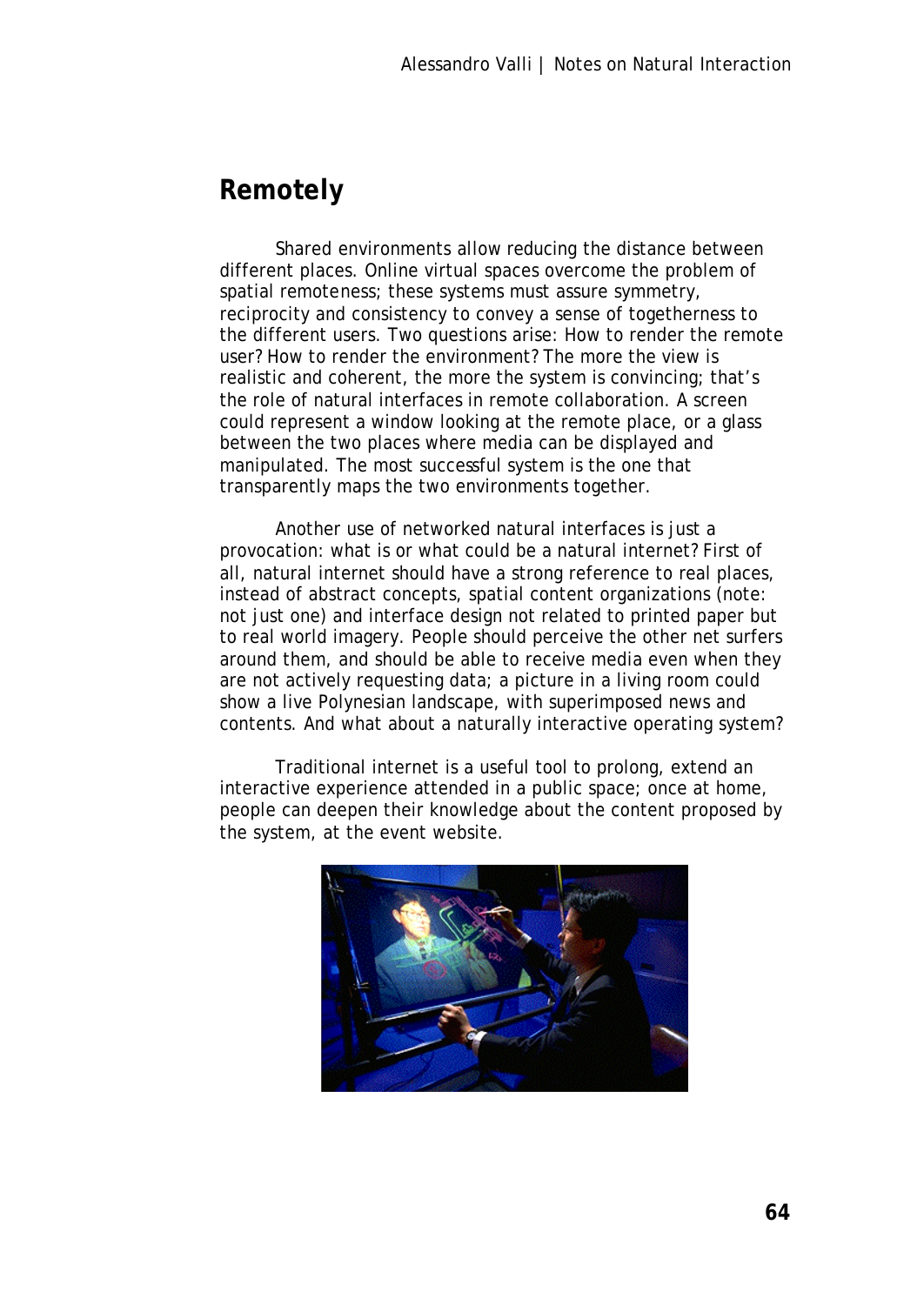## Remotely

Shared environments allow reducing the distance between different places. Online virtual spaces overcome the problem of spatial remoteness; these systems must assure symmetry, reciprocity and consistency to convey a sense of togetherness to the different users. Two questions arise: How to render the remote user? How to render the environment? The more the view is realistic and coherent, the more the system is convincing; that's the role of natural interfaces in remote collaboration. A screen could represent a window looking at the remote place, or a glass between the two places where media can be displayed and manipulated. The most successful system is the one that transparently maps the two environments together.

Another use of networked natural interfaces is just a provocation: what is or what could be a natural internet? First of all, natural internet should have a strong reference to real places, instead of abstract concepts, spatial content organizations (note: not just one) and interface design not related to printed paper but to real world imagery. People should perceive the other net surfers around them, and should be able to receive media even when they are not actively requesting data; a picture in a living room could show a live Polynesian landscape, with superimposed news and contents. And what about a naturally interactive operating system?

Traditional internet is a useful tool to prolong, extend an interactive experience attended in a public space; once at home, people can deepen their knowledge about the content proposed by the system, at the event website.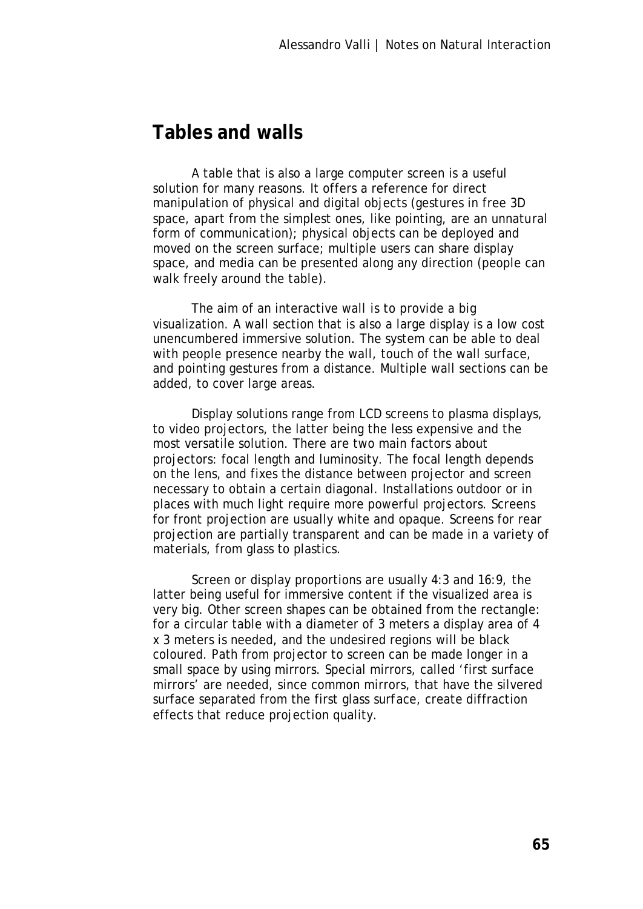## Tables and walls

A table that is also a large computer screen is a useful solution for many reasons. It offers a reference for direct manipulation of physical and digital objects (gestures in free 3D space, apart from the simplest ones, like pointing, are an unnatural form of communication); physical objects can be deployed and moved on the screen surface; multiple users can share display space, and media can be presented along any direction (people can walk freely around the table).

The aim of an interactive wall is to provide a big visualization. A wall section that is also a large display is a low cost unencumbered immersive solution. The system can be able to deal with people presence nearby the wall, touch of the wall surface, and pointing gestures from a distance. Multiple wall sections can be added, to cover large areas.

Display solutions range from LCD screens to plasma displays, to video projectors, the latter being the less expensive and the most versatile solution. There are two main factors about projectors: focal length and luminosity. The focal length depends on the lens, and fixes the distance between projector and screen necessary to obtain a certain diagonal. Installations outdoor or in places with much light require more powerful projectors. Screens for front projection are usually white and opaque. Screens for rear projection are partially transparent and can be made in a variety of materials, from glass to plastics.

Screen or display proportions are usually 4:3 and 16:9, the latter being useful for immersive content if the visualized area is very big. Other screen shapes can be obtained from the rectangle: for a circular table with a diameter of 3 meters a display area of 4 x 3 meters is needed, and the undesired regions will be black coloured. Path from projector to screen can be made longer in a small space by using mirrors. Special mirrors, called 'first surface mirrors' are needed, since common mirrors, that have the silvered surface separated from the first glass surface, create diffraction effects that reduce projection quality.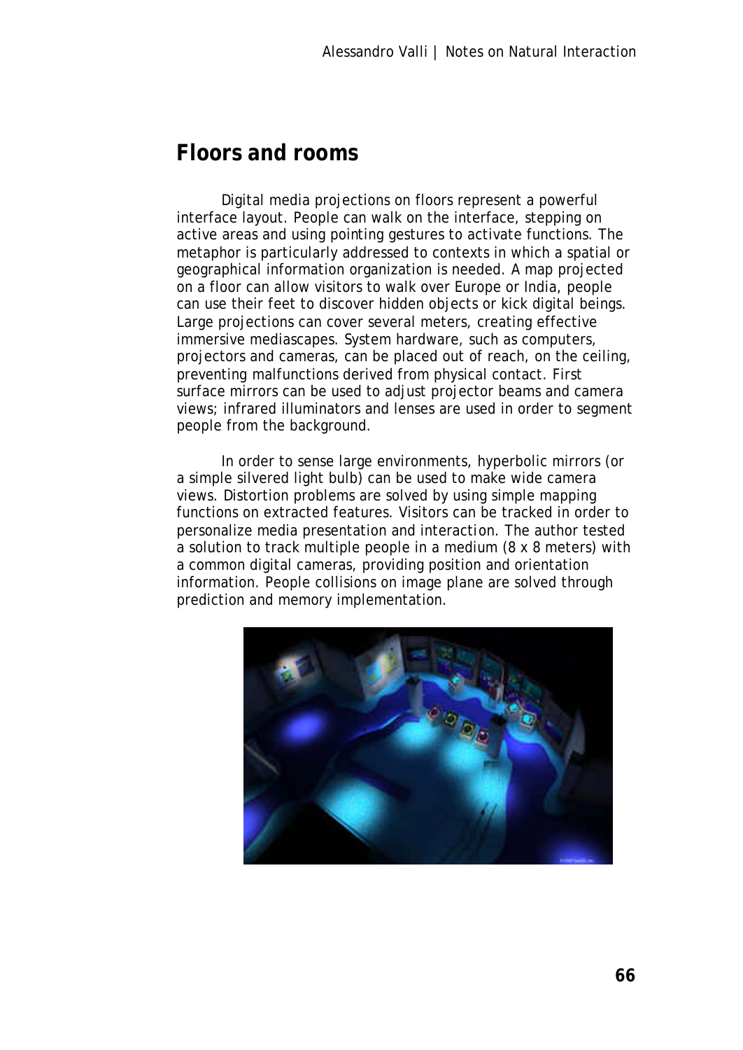## Floors and rooms

Digital media projections on floors represent a powerful interface layout. People can walk on the interface, stepping on active areas and using pointing gestures to activate functions. The metaphor is particularly addressed to contexts in which a spatial or geographical information organization is needed. A map projected on a floor can allow visitors to walk over Europe or India, people can use their feet to discover hidden objects or kick digital beings. Large projections can cover several meters, creating effective immersive mediascapes. System hardware, such as computers, projectors and cameras, can be placed out of reach, on the ceiling, preventing malfunctions derived from physical contact. First surface mirrors can be used to adjust projector beams and camera views; infrared illuminators and lenses are used in order to segment people from the background.

In order to sense large environments, hyperbolic mirrors (or a simple silvered light bulb) can be used to make wide camera views. Distortion problems are solved by using simple mapping functions on extracted features. Visitors can be tracked in order to personalize media presentation and interaction. The author tested a solution to track multiple people in a medium (8 x 8 meters) with a common digital cameras, providing position and orientation information. People collisions on image plane are solved through prediction and memory implementation.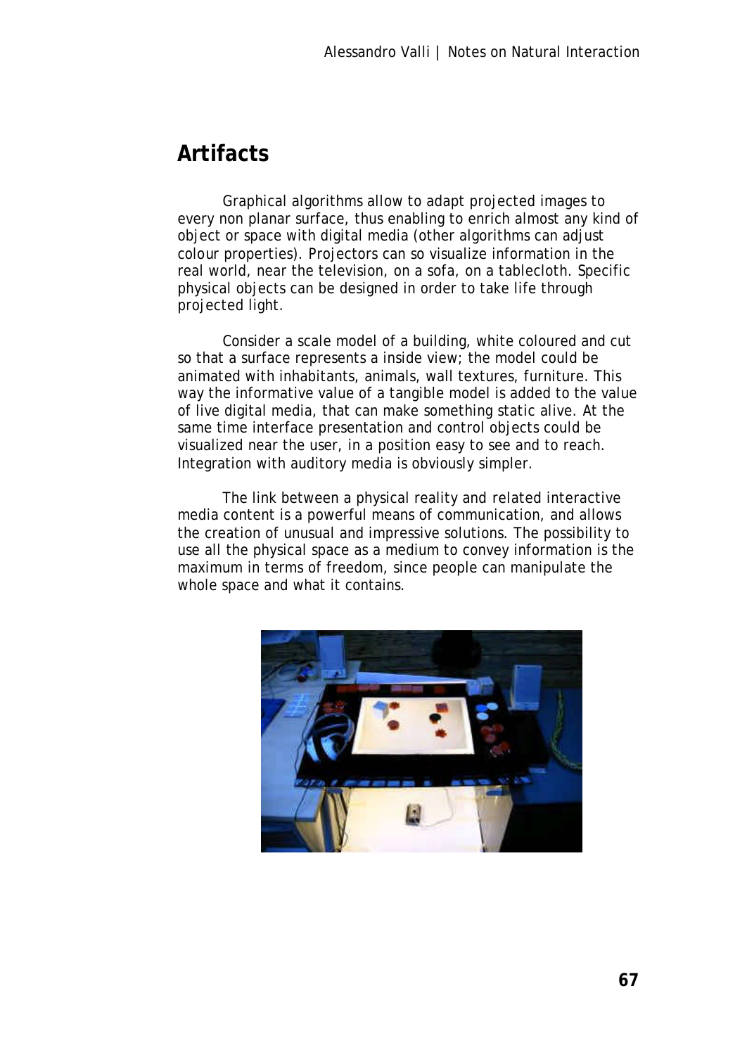## Artifacts

Graphical algorithms allow to adapt projected images to every non planar surface, thus enabling to enrich almost any kind of object or space with digital media (other algorithms can adjust colour properties). Projectors can so visualize information in the real world, near the television, on a sofa, on a tablecloth. Specific physical objects can be designed in order to take life through projected light.

Consider a scale model of a building, white coloured and cut so that a surface represents a inside view; the model could be animated with inhabitants, animals, wall textures, furniture. This way the informative value of a tangible model is added to the value of live digital media, that can make something static alive. At the same time interface presentation and control objects could be visualized near the user, in a position easy to see and to reach. Integration with auditory media is obviously simpler.

The link between a physical reality and related interactive media content is a powerful means of communication, and allows the creation of unusual and impressive solutions. The possibility to use all the physical space as a medium to convey information is the maximum in terms of freedom, since people can manipulate the whole space and what it contains.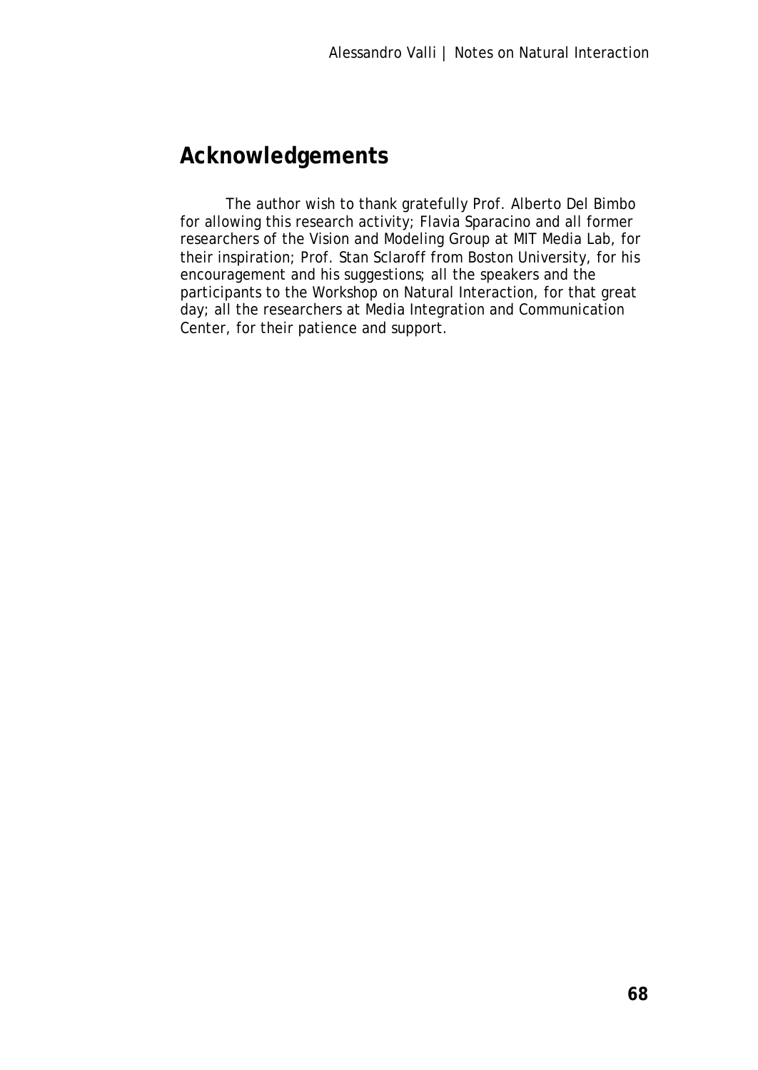## Acknowledgements

The author wish to thank gratefully Prof. Alberto Del Bimbo for allowing this research activity; Flavia Sparacino and all former researchers of the Vision and Modeling Group at MIT Media Lab, for their inspiration; Prof. Stan Sclaroff from Boston University, for his encouragement and his suggestions; all the speakers and the participants to the Workshop on Natural Interaction, for that great day; all the researchers at Media Integration and Communication Center, for their patience and support.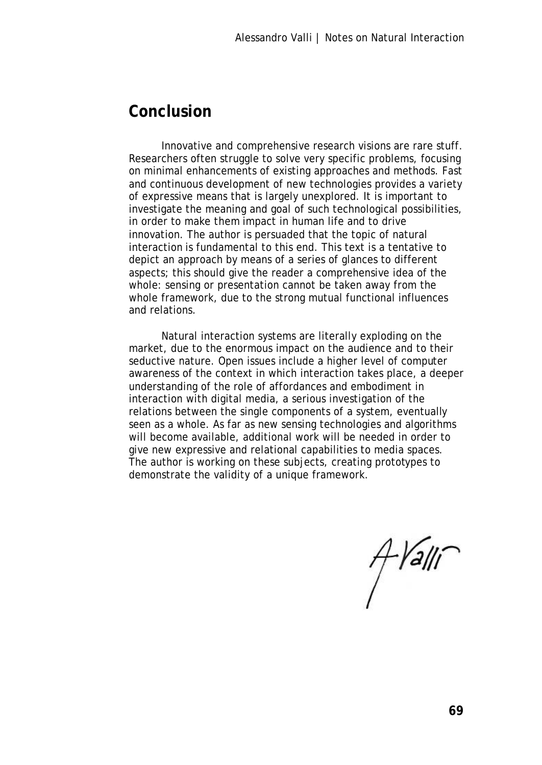## Conclusion

Innovative and comprehensive research visions are rare stuff. Researchers often struggle to solve very specific problems, focusing on minimal enhancements of existing approaches and methods. Fast and continuous development of new technologies provides a variety of expressive means that is largely unexplored. It is important to investigate the meaning and goal of such technological possibilities, in order to make them impact in human life and to drive innovation. The author is persuaded that the topic of natural interaction is fundamental to this end. This text is a tentative to depict an approach by means of a series of glances to different aspects; this should give the reader a comprehensive idea of the whole: sensing or presentation cannot be taken away from the whole framework, due to the strong mutual functional influences and relations.

Natural interaction systems are literally exploding on the market, due to the enormous impact on the audience and to their seductive nature. Open issues include a higher level of computer awareness of the context in which interaction takes place, a deeper understanding of the role of affordances and embodiment in interaction with digital media, a serious investigation of the relations between the single components of a system, eventually seen as a whole. As far as new sensing technologies and algorithms will become available, additional work will be needed in order to give new expressive and relational capabilities to media spaces. The author is working on these subjects, creating prototypes to demonstrate the validity of a unique framework.

A Valli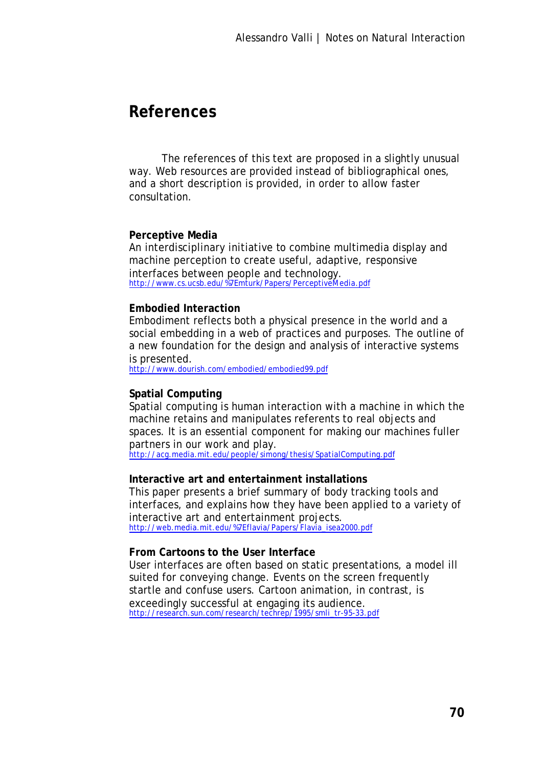# References

The references of this text are proposed in a slightly unusual way. Web resources are provided instead of bibliographical ones, and a short description is provided, in order to allow faster consultation.

**Perceptive Media**
An interdisciplinary initiative to combine multimedia display and machine perception to create useful, adaptive, responsive interfaces between people and technology.
http://www.cs.ucsb.edu/%7Emturk/Papers/PerceptiveMedia.pdf

**Embodied Interaction**
Embodiment reflects both a physical presence in the world and a social embedding in a web of practices and purposes. The outline of a new foundation for the design and analysis of interactive systems is presented.
http://www.dourish.com/embodied/embodied99.pdf

**Spatial Computing**
Spatial computing is human interaction with a machine in which the machine retains and manipulates referents to real objects and spaces. It is an essential component for making our machines fuller partners in our work and play.
http://acg.media.mit.edu/people/simong/thesis/SpatialComputing.pdf

**Interactive art and entertainment installations**
This paper presents a brief summary of body tracking tools and interfaces, and explains how they have been applied to a variety of interactive art and entertainment projects.
http://web.media.mit.edu/%7Eflavia/Papers/Flavia_isea2000.pdf

**From Cartoons to the User Interface**
User interfaces are often based on static presentations, a model ill suited for conveying change. Events on the screen frequently startle and confuse users. Cartoon animation, in contrast, is exceedingly successful at engaging its audience.
http://research.sun.com/research/techrep/1995/smli_tr-95-33.pdf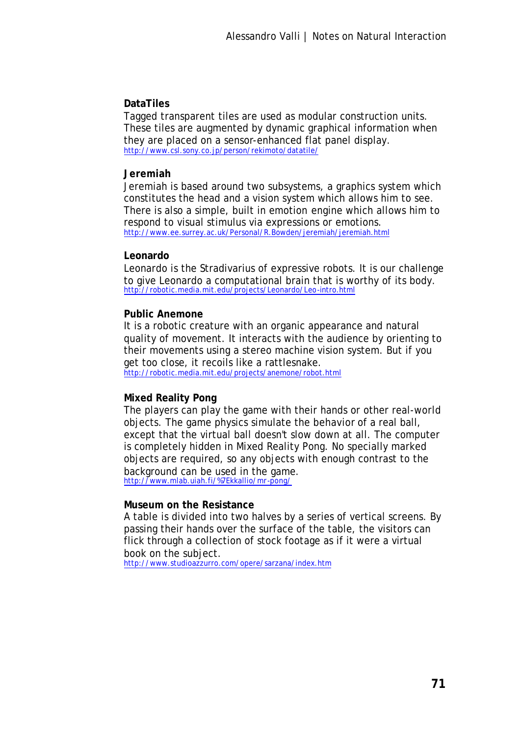**DataTiles**
Tagged transparent tiles are used as modular construction units. These tiles are augmented by dynamic graphical information when they are placed on a sensor-enhanced flat panel display.
http://www.csl.sony.co.jp/person/rekimoto/datatile/

**Jeremiah**
Jeremiah is based around two subsystems, a graphics system which constitutes the head and a vision system which allows him to see. There is also a simple, built in emotion engine which allows him to respond to visual stimulus via expressions or emotions.
http://www.ee.surrey.ac.uk/Personal/R.Bowden/jeremiah/jeremiah.html

**Leonardo**
Leonardo is the Stradivarius of expressive robots. It is our challenge to give Leonardo a computational brain that is worthy of its body.
http://robotic.media.mit.edu/projects/Leonardo/Leo-intro.html

**Public Anemone**
It is a robotic creature with an organic appearance and natural quality of movement. It interacts with the audience by orienting to their movements using a stereo machine vision system. But if you get too close, it recoils like a rattlesnake.
http://robotic.media.mit.edu/projects/anemone/robot.html

**Mixed Reality Pong**
The players can play the game with their hands or other real-world objects. The game physics simulate the behavior of a real ball, except that the virtual ball doesn't slow down at all. The computer is completely hidden in Mixed Reality Pong. No specially marked objects are required, so any objects with enough contrast to the background can be used in the game.
http://www.mlab.uiah.fi/%7Ekkallio/mr-pong/

**Museum on the Resistance**
A table is divided into two halves by a series of vertical screens. By passing their hands over the surface of the table, the visitors can flick through a collection of stock footage as if it were a virtual book on the subject.
http://www.studioazzurro.com/opere/sarzana/index.htm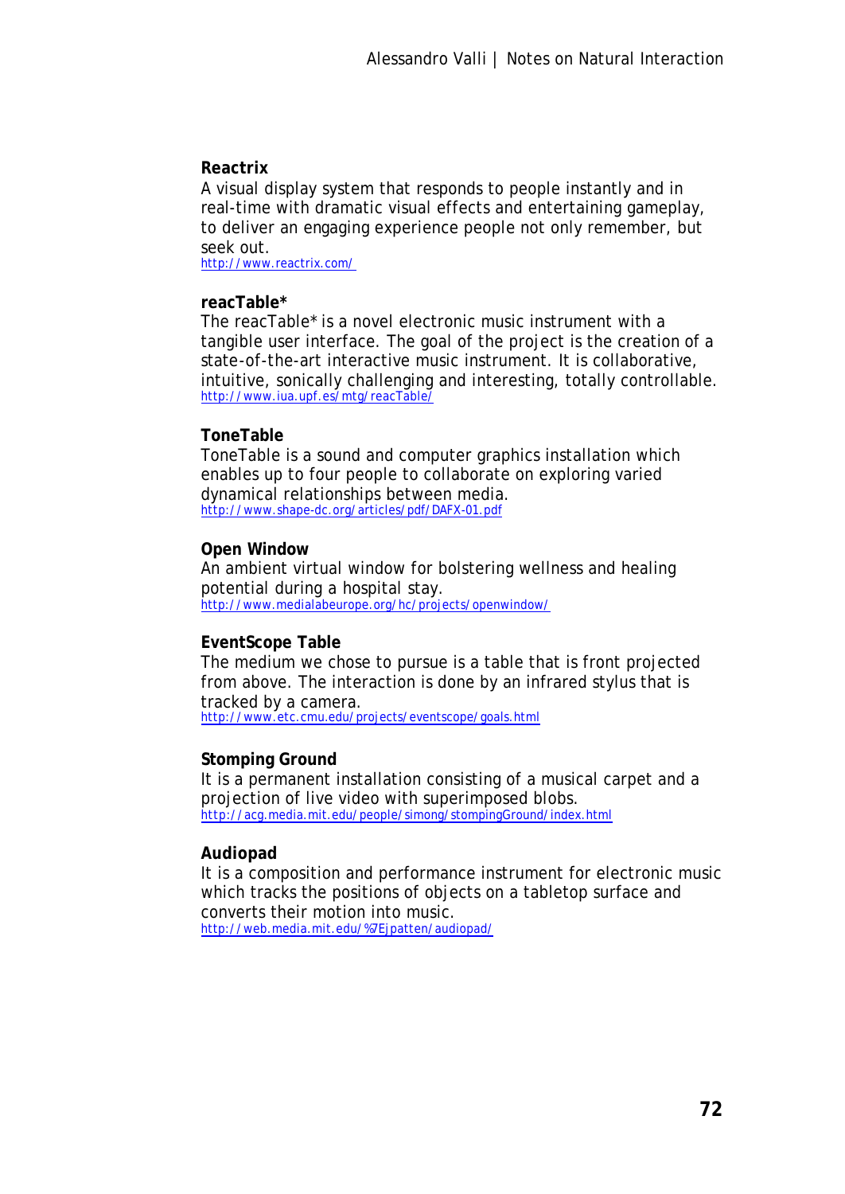**Reactrix**
A visual display system that responds to people instantly and in real-time with dramatic visual effects and entertaining gameplay, to deliver an engaging experience people not only remember, but seek out.
http://www.reactrix.com/

**reacTable***
The reacTable* is a novel electronic music instrument with a tangible user interface. The goal of the project is the creation of a state-of-the-art interactive music instrument. It is collaborative, intuitive, sonically challenging and interesting, totally controllable.
http://www.iua.upf.es/mtg/reacTable/

**ToneTable**
ToneTable is a sound and computer graphics installation which enables up to four people to collaborate on exploring varied dynamical relationships between media.
http://www.shape-dc.org/articles/pdf/DAFX-01.pdf

**Open Window**
An ambient virtual window for bolstering wellness and healing potential during a hospital stay.
http://www.medialabeurope.org/hc/projects/openwindow/

**EventScope Table**
The medium we chose to pursue is a table that is front projected from above. The interaction is done by an infrared stylus that is tracked by a camera.
http://www.etc.cmu.edu/projects/eventscope/goals.html

**Stomping Ground**
It is a permanent installation consisting of a musical carpet and a projection of live video with superimposed blobs.
http://acg.media.mit.edu/people/simong/stompingGround/index.html

**Audiopad**
It is a composition and performance instrument for electronic music which tracks the positions of objects on a tabletop surface and converts their motion into music.
http://web.media.mit.edu/%7Ejpatten/audiopad/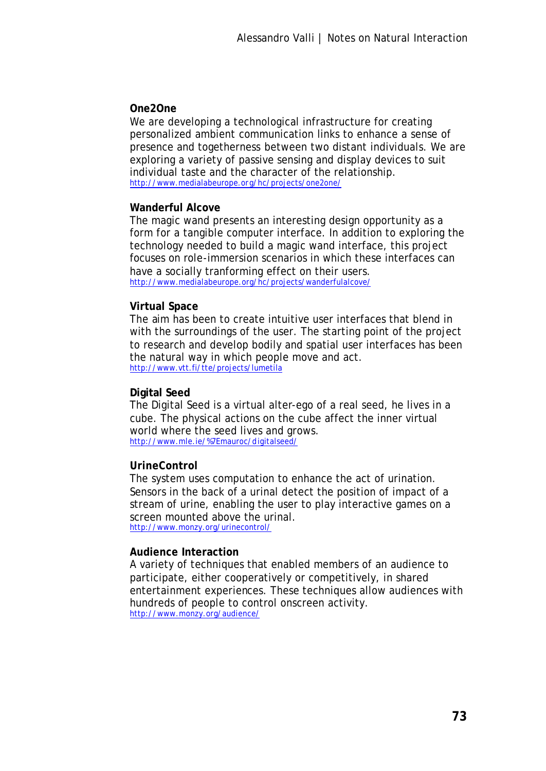**One2One**

We are developing a technological infrastructure for creating personalized ambient communication links to enhance a sense of presence and togetherness between two distant individuals. We are exploring a variety of passive sensing and display devices to suit individual taste and the character of the relationship.
http://www.medialabeurope.org/hc/projects/one2one/

**Wanderful Alcove**

The magic wand presents an interesting design opportunity as a form for a tangible computer interface. In addition to exploring the technology needed to build a magic wand interface, this project focuses on role-immersion scenarios in which these interfaces can have a socially tranforming effect on their users.
http://www.medialabeurope.org/hc/projects/wanderfulalcove/

**Virtual Space**

The aim has been to create intuitive user interfaces that blend in with the surroundings of the user. The starting point of the project to research and develop bodily and spatial user interfaces has been the natural way in which people move and act.
http://www.vtt.fi/tte/projects/lumetila

**Digital Seed**

The Digital Seed is a virtual alter-ego of a real seed, he lives in a cube. The physical actions on the cube affect the inner virtual world where the seed lives and grows.
http://www.mle.ie/%7Emauroc/digitalseed/

**UrineControl**

The system uses computation to enhance the act of urination. Sensors in the back of a urinal detect the position of impact of a stream of urine, enabling the user to play interactive games on a screen mounted above the urinal.
http://www.monzy.org/urinecontrol/

**Audience Interaction**

A variety of techniques that enabled members of an audience to participate, either cooperatively or competitively, in shared entertainment experiences. These techniques allow audiences with hundreds of people to control onscreen activity.
http://www.monzy.org/audience/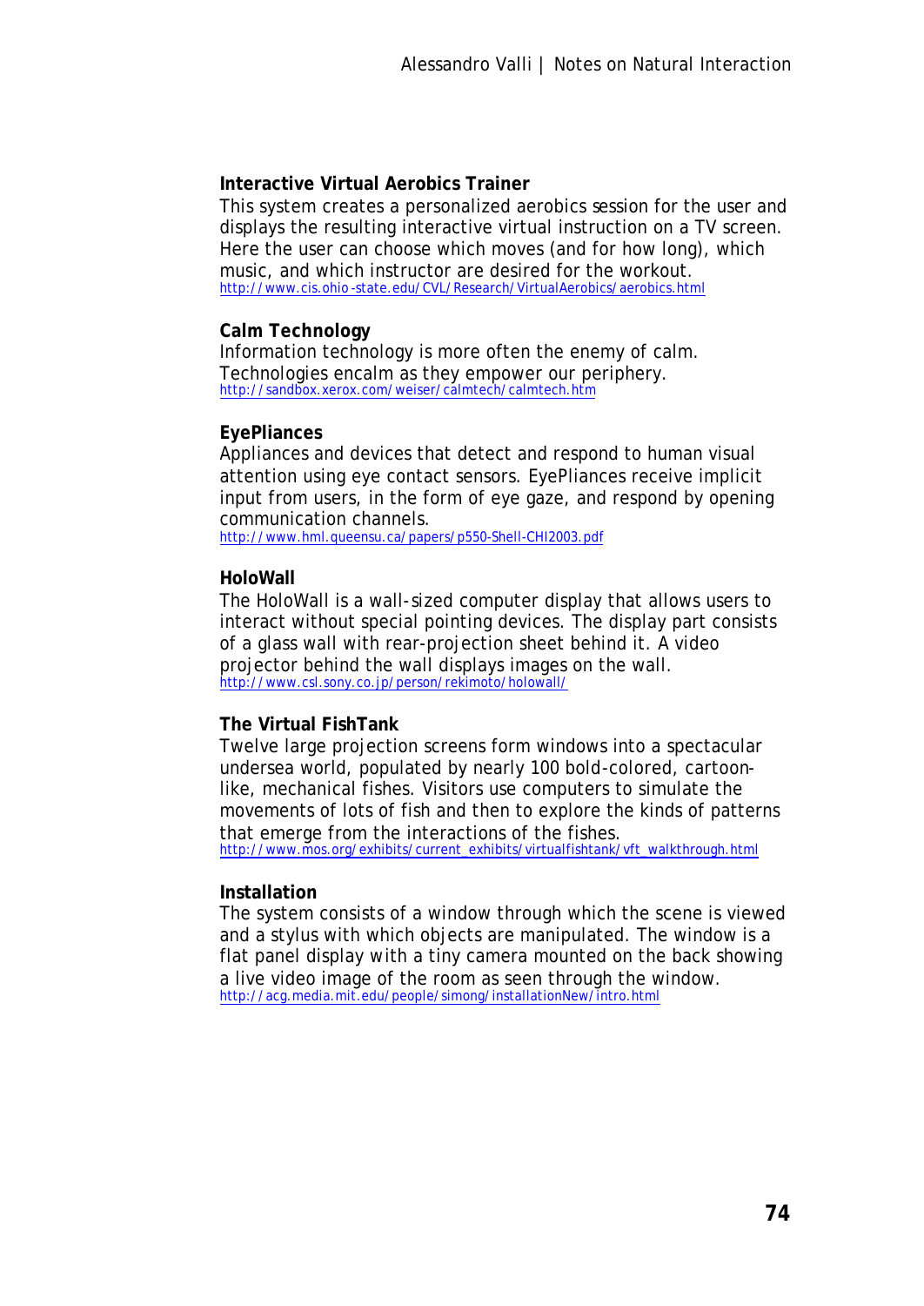**Interactive Virtual Aerobics Trainer**

This system creates a personalized aerobics session for the user and displays the resulting interactive virtual instruction on a TV screen. Here the user can choose which moves (and for how long), which music, and which instructor are desired for the workout.
http://www.cis.ohio-state.edu/CVL/Research/VirtualAerobics/aerobics.html

**Calm Technology**

Information technology is more often the enemy of calm. Technologies encalm as they empower our periphery.
http://sandbox.xerox.com/weiser/calmtech/calmtech.htm

**EyePliances**

Appliances and devices that detect and respond to human visual attention using eye contact sensors. EyePliances receive implicit input from users, in the form of eye gaze, and respond by opening communication channels.
http://www.hml.queensu.ca/papers/p550-Shell-CHI2003.pdf

**HoloWall**

The HoloWall is a wall-sized computer display that allows users to interact without special pointing devices. The display part consists of a glass wall with rear-projection sheet behind it. A video projector behind the wall displays images on the wall.
http://www.csl.sony.co.jp/person/rekimoto/holowall/

**The Virtual FishTank**

Twelve large projection screens form windows into a spectacular undersea world, populated by nearly 100 bold-colored, cartoon-like, mechanical fishes. Visitors use computers to simulate the movements of lots of fish and then to explore the kinds of patterns that emerge from the interactions of the fishes.
http://www.mos.org/exhibits/current_exhibits/virtualfishtank/vft_walkthrough.html

**Installation**

The system consists of a window through which the scene is viewed and a stylus with which objects are manipulated. The window is a flat panel display with a tiny camera mounted on the back showing a live video image of the room as seen through the window.
http://acg.media.mit.edu/people/simong/installationNew/intro.html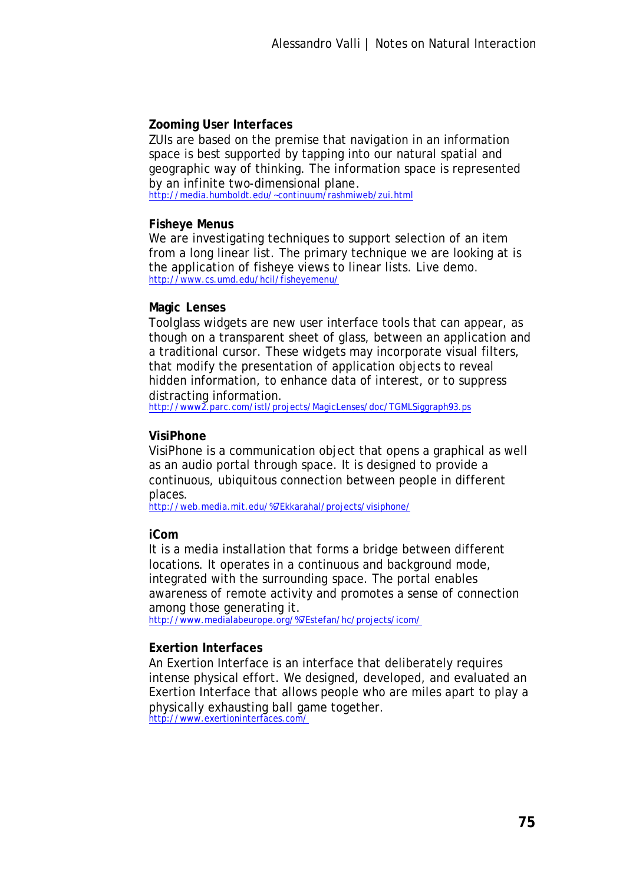**Zooming User Interfaces**

ZUIs are based on the premise that navigation in an information space is best supported by tapping into our natural spatial and geographic way of thinking. The information space is represented by an infinite two-dimensional plane.
http://media.humboldt.edu/~continuum/rashmiweb/zui.html

**Fisheye Menus**

We are investigating techniques to support selection of an item from a long linear list. The primary technique we are looking at is the application of fisheye views to linear lists. Live demo.
http://www.cs.umd.edu/hcil/fisheyemenu/

**Magic Lenses**

Toolglass widgets are new user interface tools that can appear, as though on a transparent sheet of glass, between an application and a traditional cursor. These widgets may incorporate visual filters, that modify the presentation of application objects to reveal hidden information, to enhance data of interest, or to suppress distracting information.
http://www2.parc.com/istl/projects/MagicLenses/doc/TGMLSiggraph93.ps

**VisiPhone**

VisiPhone is a communication object that opens a graphical as well as an audio portal through space. It is designed to provide a continuous, ubiquitous connection between people in different places.
http://web.media.mit.edu/%7Ekkarahal/projects/visiphone/

**iCom**

It is a media installation that forms a bridge between different locations. It operates in a continuous and background mode, integrated with the surrounding space. The portal enables awareness of remote activity and promotes a sense of connection among those generating it.
http://www.medialabeurope.org/%7Estefan/hc/projects/icom/

**Exertion Interfaces**

An Exertion Interface is an interface that deliberately requires intense physical effort. We designed, developed, and evaluated an Exertion Interface that allows people who are miles apart to play a physically exhausting ball game together.
http://www.exertioninterfaces.com/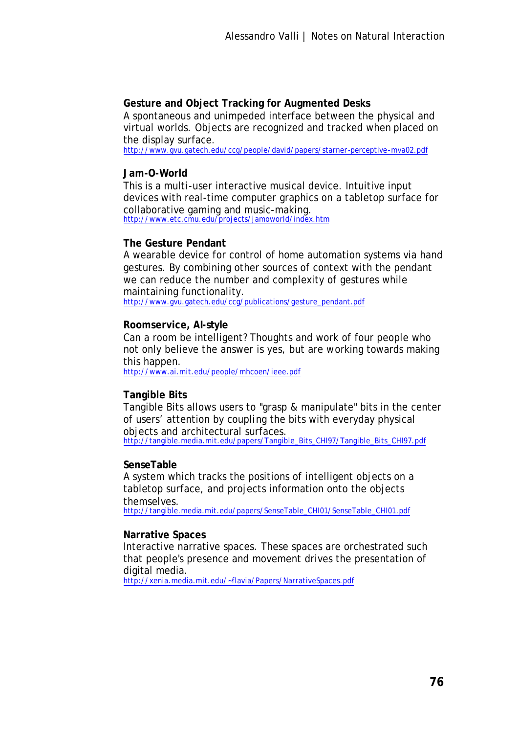**Gesture and Object Tracking for Augmented Desks**

A spontaneous and unimpeded interface between the physical and virtual worlds. Objects are recognized and tracked when placed on the display surface.
http://www.gvu.gatech.edu/ccg/people/david/papers/starner-perceptive-mva02.pdf

**Jam-O-World**

This is a multi-user interactive musical device. Intuitive input devices with real-time computer graphics on a tabletop surface for collaborative gaming and music-making.
http://www.etc.cmu.edu/projects/jamoworld/index.htm

**The Gesture Pendant**

A wearable device for control of home automation systems via hand gestures. By combining other sources of context with the pendant we can reduce the number and complexity of gestures while maintaining functionality.
http://www.gvu.gatech.edu/ccg/publications/gesture_pendant.pdf

**Roomservice, AI-style**

Can a room be intelligent? Thoughts and work of four people who not only believe the answer is yes, but are working towards making this happen.
http://www.ai.mit.edu/people/mhcoen/ieee.pdf

**Tangible Bits**

Tangible Bits allows users to "grasp & manipulate" bits in the center of users' attention by coupling the bits with everyday physical objects and architectural surfaces.
http://tangible.media.mit.edu/papers/Tangible_Bits_CHI97/Tangible_Bits_CHI97.pdf

**SenseTable**

A system which tracks the positions of intelligent objects on a tabletop surface, and projects information onto the objects themselves.
http://tangible.media.mit.edu/papers/SenseTable_CHI01/SenseTable_CHI01.pdf

**Narrative Spaces**

Interactive narrative spaces. These spaces are orchestrated such that people's presence and movement drives the presentation of digital media.
http://xenia.media.mit.edu/~flavia/Papers/NarrativeSpaces.pdf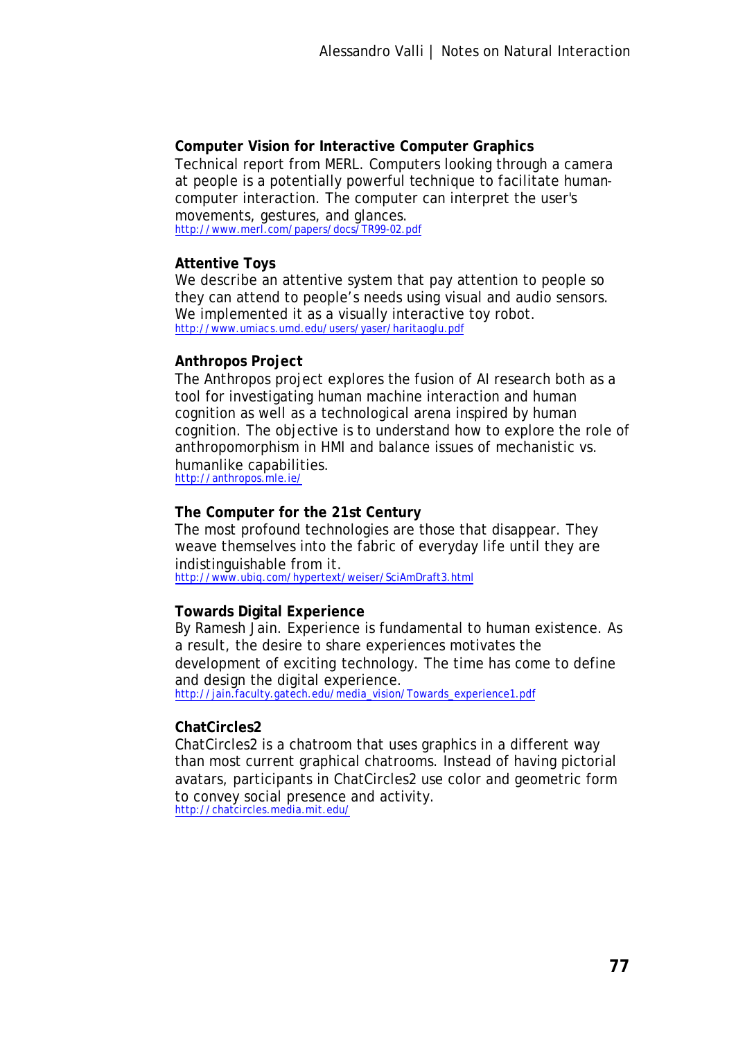**Computer Vision for Interactive Computer Graphics**

Technical report from MERL. Computers looking through a camera at people is a potentially powerful technique to facilitate human-computer interaction. The computer can interpret the user's movements, gestures, and glances.
http://www.merl.com/papers/docs/TR99-02.pdf

**Attentive Toys**

We describe an attentive system that pay attention to people so they can attend to people's needs using visual and audio sensors. We implemented it as a visually interactive toy robot.
http://www.umiacs.umd.edu/users/yaser/haritaoglu.pdf

**Anthropos Project**

The Anthropos project explores the fusion of AI research both as a tool for investigating human machine interaction and human cognition as well as a technological arena inspired by human cognition. The objective is to understand how to explore the role of anthropomorphism in HMI and balance issues of mechanistic vs. humanlike capabilities.
http://anthropos.mle.ie/

**The Computer for the 21st Century**

The most profound technologies are those that disappear. They weave themselves into the fabric of everyday life until they are indistinguishable from it.
http://www.ubiq.com/hypertext/weiser/SciAmDraft3.html

**Towards Digital Experience**

By Ramesh Jain. Experience is fundamental to human existence. As a result, the desire to share experiences motivates the development of exciting technology. The time has come to define and design the digital experience.
http://jain.faculty.gatech.edu/media_vision/Towards_experience1.pdf

**ChatCircles2**

ChatCircles2 is a chatroom that uses graphics in a different way than most current graphical chatrooms. Instead of having pictorial avatars, participants in ChatCircles2 use color and geometric form to convey social presence and activity.
http://chatcircles.media.mit.edu/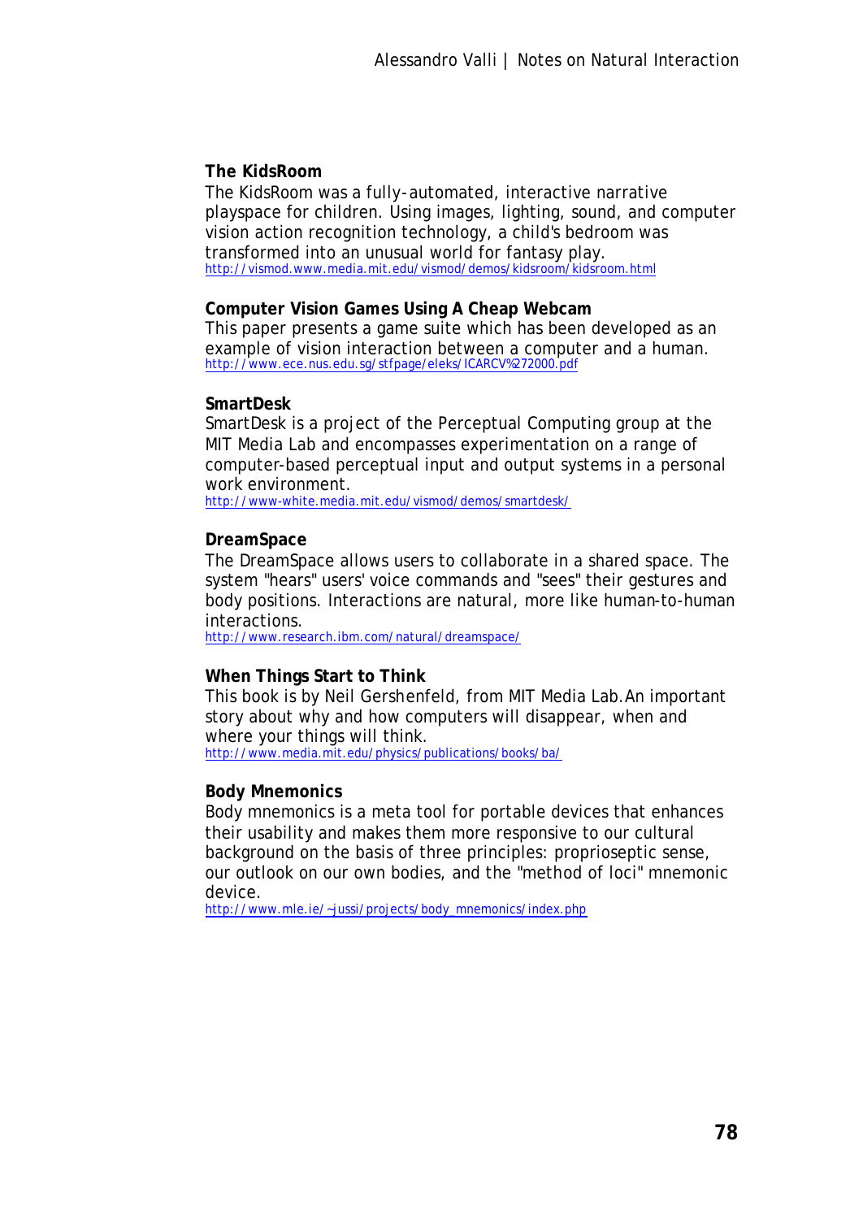**The KidsRoom**

The KidsRoom was a fully-automated, interactive narrative playspace for children. Using images, lighting, sound, and computer vision action recognition technology, a child's bedroom was transformed into an unusual world for fantasy play.
http://vismod.www.media.mit.edu/vismod/demos/kidsroom/kidsroom.html

**Computer Vision Games Using A Cheap Webcam**

This paper presents a game suite which has been developed as an example of vision interaction between a computer and a human.
http://www.ece.nus.edu.sg/stfpage/eleks/ICARCV%272000.pdf

**SmartDesk**

SmartDesk is a project of the Perceptual Computing group at the MIT Media Lab and encompasses experimentation on a range of computer-based perceptual input and output systems in a personal work environment.
http://www-white.media.mit.edu/vismod/demos/smartdesk/

**DreamSpace**

The DreamSpace allows users to collaborate in a shared space. The system "hears" users' voice commands and "sees" their gestures and body positions. Interactions are natural, more like human-to-human interactions.
http://www.research.ibm.com/natural/dreamspace/

**When Things Start to Think**

This book is by Neil Gershenfeld, from MIT Media Lab. An important story about why and how computers will disappear, when and where your things will think.
http://www.media.mit.edu/physics/publications/books/ba/

**Body Mnemonics**

Body mnemonics is a meta tool for portable devices that enhances their usability and makes them more responsive to our cultural background on the basis of three principles: proprioseptic sense, our outlook on our own bodies, and the "method of loci" mnemonic device.
http://www.mle.ie/~jussi/projects/body_mnemonics/index.php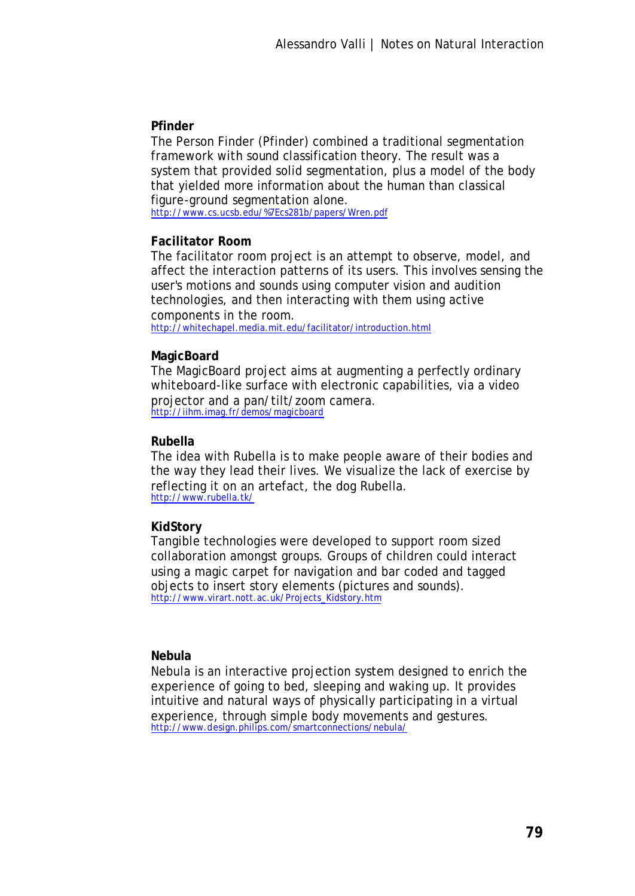**Pfinder**

The Person Finder (Pfinder) combined a traditional segmentation framework with sound classification theory. The result was a system that provided solid segmentation, plus a model of the body that yielded more information about the human than classical figure-ground segmentation alone.
http://www.cs.ucsb.edu/%7Ecs281b/papers/Wren.pdf

**Facilitator Room**

The facilitator room project is an attempt to observe, model, and affect the interaction patterns of its users. This involves sensing the user's motions and sounds using computer vision and audition technologies, and then interacting with them using active components in the room.
http://whitechapel.media.mit.edu/facilitator/introduction.html

**MagicBoard**

The MagicBoard project aims at augmenting a perfectly ordinary whiteboard-like surface with electronic capabilities, via a video projector and a pan/tilt/zoom camera.
http://iihm.imag.fr/demos/magicboard

**Rubella**

The idea with Rubella is to make people aware of their bodies and the way they lead their lives. We visualize the lack of exercise by reflecting it on an artefact, the dog Rubella.
http://www.rubella.tk/

**KidStory**

Tangible technologies were developed to support room sized collaboration amongst groups. Groups of children could interact using a magic carpet for navigation and bar coded and tagged objects to insert story elements (pictures and sounds).
http://www.virart.nott.ac.uk/Projects_Kidstory.htm

**Nebula**

Nebula is an interactive projection system designed to enrich the experience of going to bed, sleeping and waking up. It provides intuitive and natural ways of physically participating in a virtual experience, through simple body movements and gestures.
http://www.design.philips.com/smartconnections/nebula/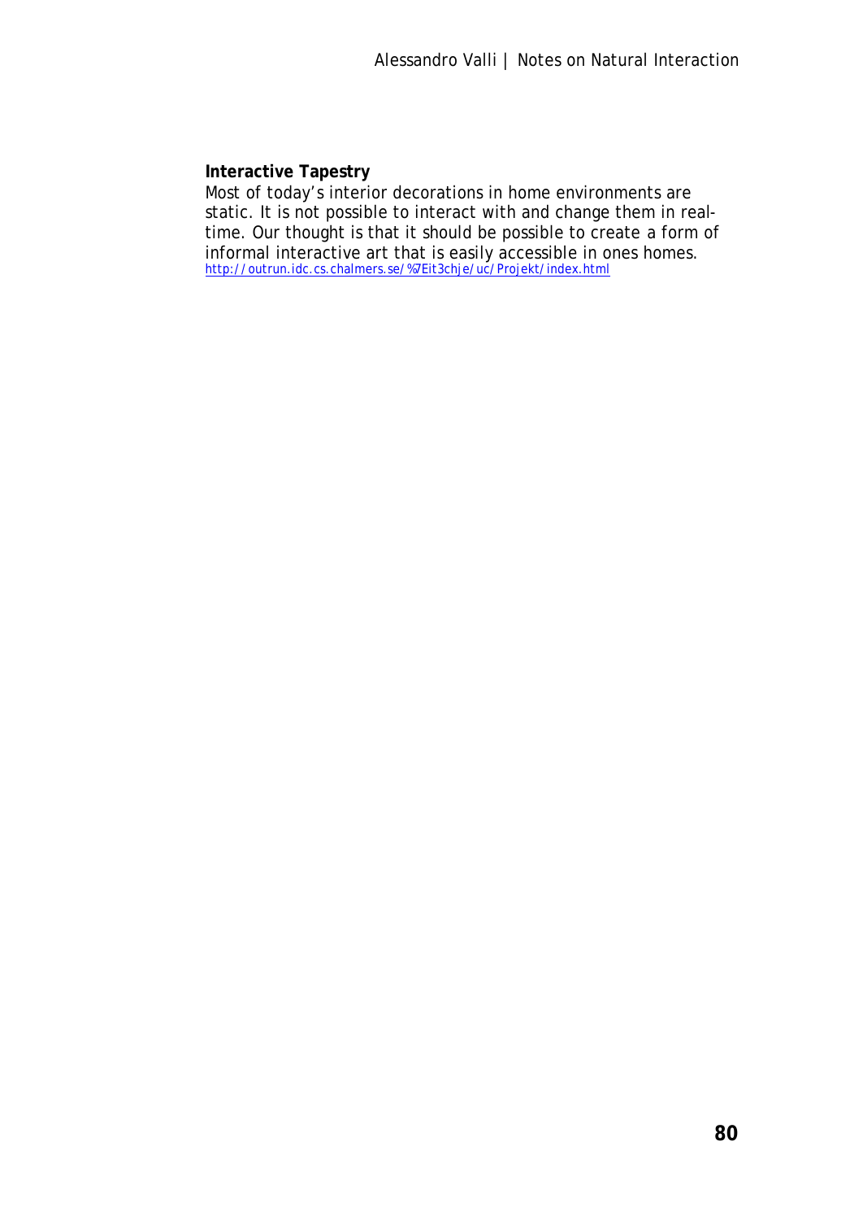**Interactive Tapestry**

Most of today's interior decorations in home environments are static. It is not possible to interact with and change them in real-time. Our thought is that it should be possible to create a form of informal interactive art that is easily accessible in ones homes.
http://outrun.idc.cs.chalmers.se/%7Eit3chje/uc/Projekt/index.html